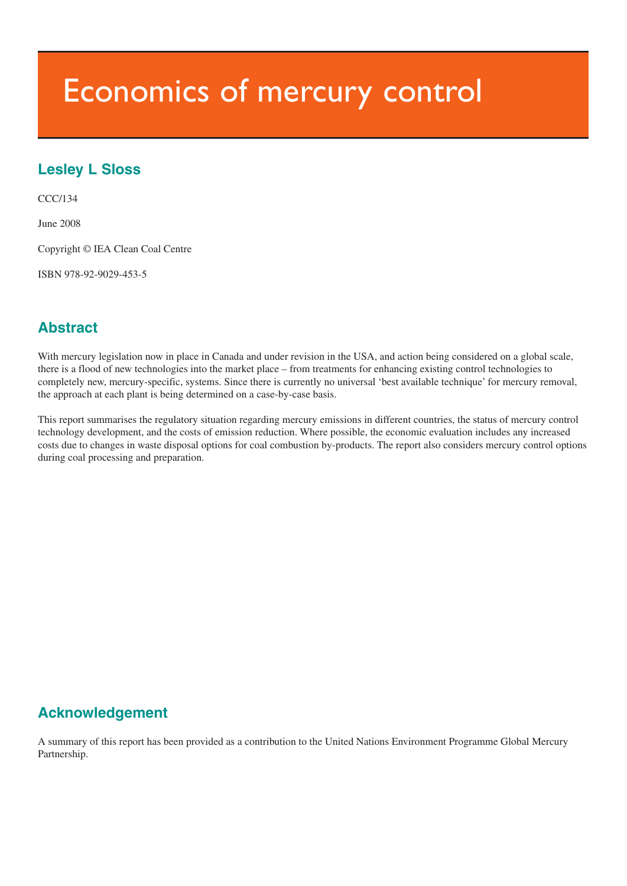# Economics of mercury control

## Lesley L Sloss

CCC/134

June 2008

Copyright © IEA Clean Coal Centre

ISBN 978-92-9029-453-5

## Abstract

With mercury legislation now in place in Canada and under revision in the USA, and action being considered on a global scale, there is a flood of new technologies into the market place – from treatments for enhancing existing control technologies to completely new, mercury-specific, systems. Since there is currently no universal 'best available technique' for mercury removal, the approach at each plant is being determined on a case-by-case basis.

This report summarises the regulatory situation regarding mercury emissions in different countries, the status of mercury control technology development, and the costs of emission reduction. Where possible, the economic evaluation includes any increased costs due to changes in waste disposal options for coal combustion by-products. The report also considers mercury control options during coal processing and preparation.

## Acknowledgement

A summary of this report has been provided as a contribution to the United Nations Environment Programme Global Mercury Partnership.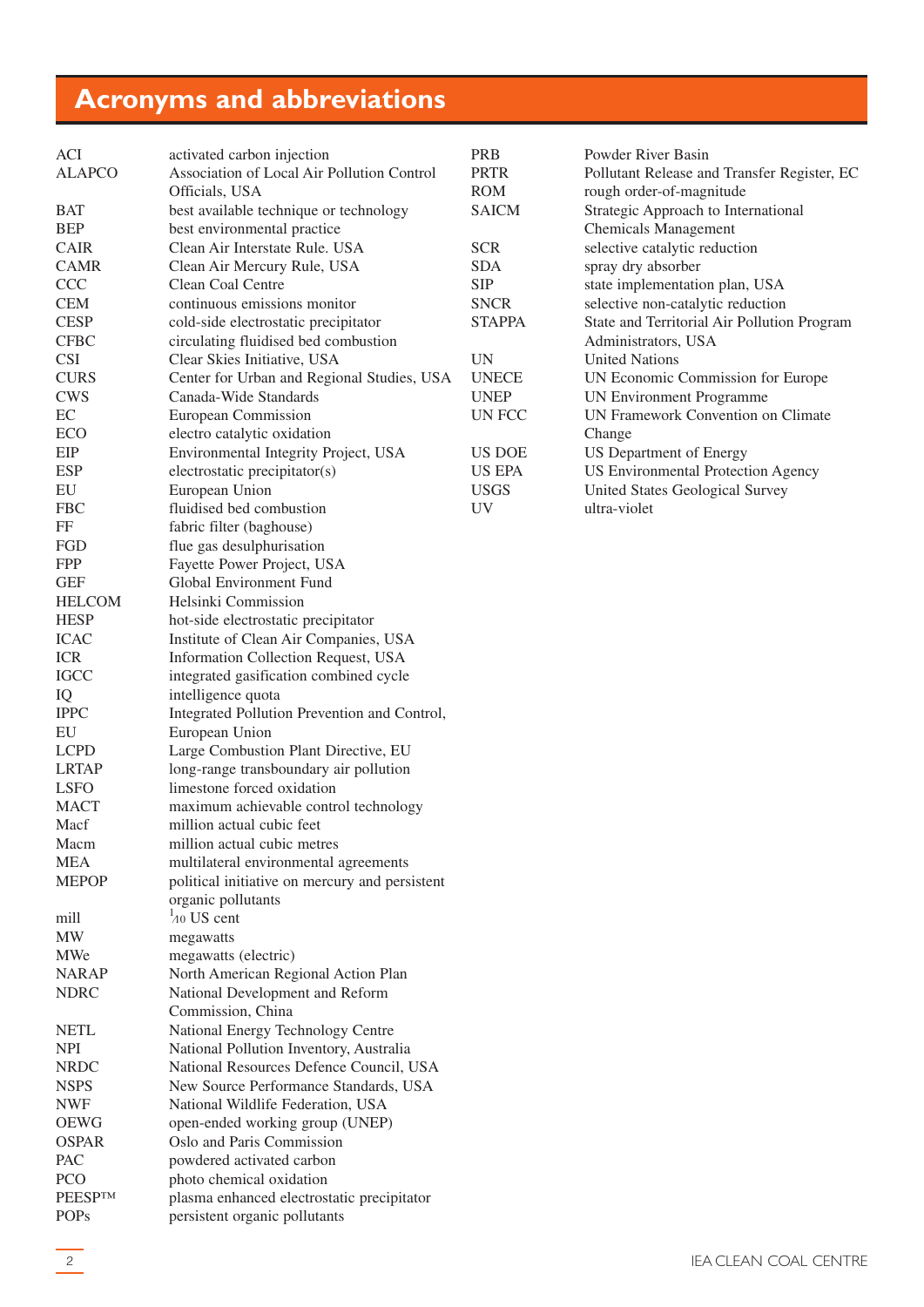# Acronyms and abbreviations

| | |
|---|---|
| ACI | activated carbon injection |
| ALAPCO | Association of Local Air Pollution Control Officials, USA |
| BAT | best available technique or technology |
| BEP | best environmental practice |
| CAIR | Clean Air Interstate Rule. USA |
| CAMR | Clean Air Mercury Rule, USA |
| CCC | Clean Coal Centre |
| CEM | continuous emissions monitor |
| CESP | cold-side electrostatic precipitator |
| CFBC | circulating fluidised bed combustion |
| CSI | Clear Skies Initiative, USA |
| CURS | Center for Urban and Regional Studies, USA |
| CWS | Canada-Wide Standards |
| EC | European Commission |
| ECO | electro catalytic oxidation |
| EIP | Environmental Integrity Project, USA |
| ESP | electrostatic precipitator(s) |
| EU | European Union |
| FBC | fluidised bed combustion |
| FF | fabric filter (baghouse) |
| FGD | flue gas desulphurisation |
| FPP | Fayette Power Project, USA |
| GEF | Global Environment Fund |
| HELCOM | Helsinki Commission |
| HESP | hot-side electrostatic precipitator |
| ICAC | Institute of Clean Air Companies, USA |
| ICR | Information Collection Request, USA |
| IGCC | integrated gasification combined cycle |
| IQ | intelligence quota |
| IPPC | Integrated Pollution Prevention and Control, |
| EU | European Union |
| LCPD | Large Combustion Plant Directive, EU |
| LRTAP | long-range transboundary air pollution |
| LSFO | limestone forced oxidation |
| MACT | maximum achievable control technology |
| Macf | million actual cubic feet |
| Macm | million actual cubic metres |
| MEA | multilateral environmental agreements |
| MEPOP | political initiative on mercury and persistent organic pollutants |
| mill | $^{1}/_{10}$ US cent |
| MW | megawatts |
| MWe | megawatts (electric) |
| NARAP | North American Regional Action Plan |
| NDRC | National Development and Reform Commission, China |
| NETL | National Energy Technology Centre |
| NPI | National Pollution Inventory, Australia |
| NRDC | National Resources Defence Council, USA |
| NSPS | New Source Performance Standards, USA |
| NWF | National Wildlife Federation, USA |
| OEWG | open-ended working group (UNEP) |
| OSPAR | Oslo and Paris Commission |
| PAC | powdered activated carbon |
| PCO | photo chemical oxidation |
| PEESP™ | plasma enhanced electrostatic precipitator |
| POPs | persistent organic pollutants |
| PRB | Powder River Basin |
| PRTR | Pollutant Release and Transfer Register, EC |
| ROM | rough order-of-magnitude |
| SAICM | Strategic Approach to International Chemicals Management |
| SCR | selective catalytic reduction |
| SDA | spray dry absorber |
| SIP | state implementation plan, USA |
| SNCR | selective non-catalytic reduction |
| STAPPA | State and Territorial Air Pollution Program Administrators, USA |
| UN | United Nations |
| UNECE | UN Economic Commission for Europe |
| UNEP | UN Environment Programme |
| UN FCC | UN Framework Convention on Climate Change |
| US DOE | US Department of Energy |
| US EPA | US Environmental Protection Agency |
| USGS | United States Geological Survey |
| UV | ultra-violet |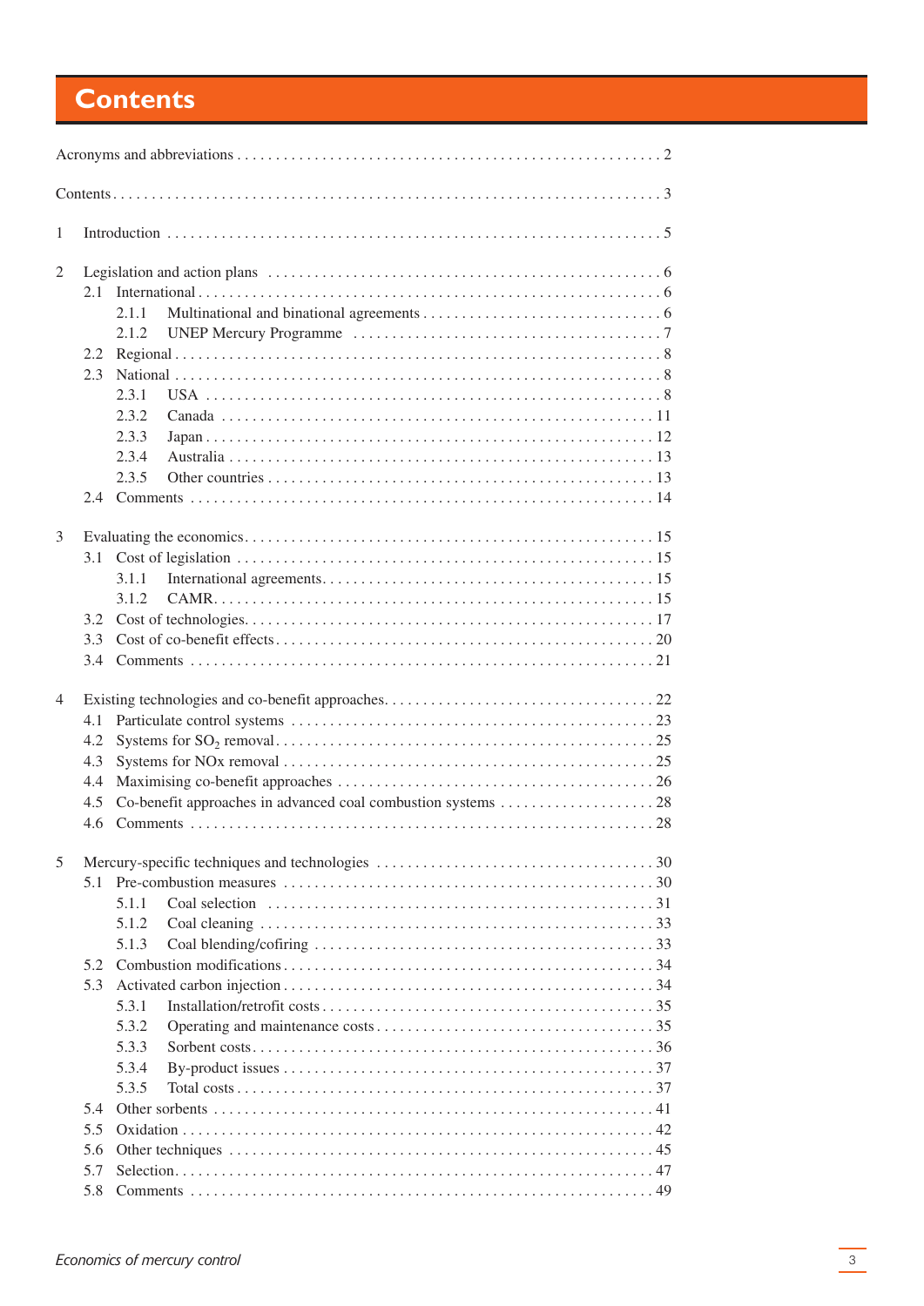# Contents

Acronyms and abbreviations . . . . . . . . . . . . . . . . . . . . . . . . . . . . . . . . . . . . . . . . . . . . . . . . . . . . . . 2

Contents . . . . . . . . . . . . . . . . . . . . . . . . . . . . . . . . . . . . . . . . . . . . . . . . . . . . . . . . . . . . . . . . . . 3

1 Introduction . . . . . . . . . . . . . . . . . . . . . . . . . . . . . . . . . . . . . . . . . . . . . . . . . . . . . . . . . . . . . . 5

2 Legislation and action plans . . . . . . . . . . . . . . . . . . . . . . . . . . . . . . . . . . . . . . . . . . . . . . . . . . 6
- 2.1 International . . . . . . . . . . . . . . . . . . . . . . . . . . . . . . . . . . . . . . . . . . . . . . . . . . . . . . . . . . 6
  - 2.1.1 Multinational and binational agreements . . . . . . . . . . . . . . . . . . . . . . . . . . . . . . . . . . 6
  - 2.1.2 UNEP Mercury Programme . . . . . . . . . . . . . . . . . . . . . . . . . . . . . . . . . . . . . . . . . . 7
- 2.2 Regional . . . . . . . . . . . . . . . . . . . . . . . . . . . . . . . . . . . . . . . . . . . . . . . . . . . . . . . . . . . . 8
- 2.3 National . . . . . . . . . . . . . . . . . . . . . . . . . . . . . . . . . . . . . . . . . . . . . . . . . . . . . . . . . . . . 8
  - 2.3.1 USA . . . . . . . . . . . . . . . . . . . . . . . . . . . . . . . . . . . . . . . . . . . . . . . . . . . . . . . . . . 8
  - 2.3.2 Canada . . . . . . . . . . . . . . . . . . . . . . . . . . . . . . . . . . . . . . . . . . . . . . . . . . . . . . . 11
  - 2.3.3 Japan . . . . . . . . . . . . . . . . . . . . . . . . . . . . . . . . . . . . . . . . . . . . . . . . . . . . . . . . 12
  - 2.3.4 Australia . . . . . . . . . . . . . . . . . . . . . . . . . . . . . . . . . . . . . . . . . . . . . . . . . . . . . . 13
  - 2.3.5 Other countries . . . . . . . . . . . . . . . . . . . . . . . . . . . . . . . . . . . . . . . . . . . . . . . . . 13
- 2.4 Comments . . . . . . . . . . . . . . . . . . . . . . . . . . . . . . . . . . . . . . . . . . . . . . . . . . . . . . . . . 14

3 Evaluating the economics . . . . . . . . . . . . . . . . . . . . . . . . . . . . . . . . . . . . . . . . . . . . . . . . . . 15
- 3.1 Cost of legislation . . . . . . . . . . . . . . . . . . . . . . . . . . . . . . . . . . . . . . . . . . . . . . . . . . . . 15
  - 3.1.1 International agreements . . . . . . . . . . . . . . . . . . . . . . . . . . . . . . . . . . . . . . . . . . . 15
  - 3.1.2 CAMR . . . . . . . . . . . . . . . . . . . . . . . . . . . . . . . . . . . . . . . . . . . . . . . . . . . . . . . . 15
- 3.2 Cost of technologies . . . . . . . . . . . . . . . . . . . . . . . . . . . . . . . . . . . . . . . . . . . . . . . . . . . 17
- 3.3 Cost of co-benefit effects . . . . . . . . . . . . . . . . . . . . . . . . . . . . . . . . . . . . . . . . . . . . . . . 20
- 3.4 Comments . . . . . . . . . . . . . . . . . . . . . . . . . . . . . . . . . . . . . . . . . . . . . . . . . . . . . . . . . 21

4 Existing technologies and co-benefit approaches . . . . . . . . . . . . . . . . . . . . . . . . . . . . . . . . . 22
- 4.1 Particulate control systems . . . . . . . . . . . . . . . . . . . . . . . . . . . . . . . . . . . . . . . . . . . . . . 23
- 4.2 Systems for $SO_2$ removal . . . . . . . . . . . . . . . . . . . . . . . . . . . . . . . . . . . . . . . . . . . . . . 25
- 4.3 Systems for NOx removal . . . . . . . . . . . . . . . . . . . . . . . . . . . . . . . . . . . . . . . . . . . . . . . 25
- 4.4 Maximising co-benefit approaches . . . . . . . . . . . . . . . . . . . . . . . . . . . . . . . . . . . . . . . . 26
- 4.5 Co-benefit approaches in advanced coal combustion systems . . . . . . . . . . . . . . . . . . . . 28
- 4.6 Comments . . . . . . . . . . . . . . . . . . . . . . . . . . . . . . . . . . . . . . . . . . . . . . . . . . . . . . . . . 28

5 Mercury-specific techniques and technologies . . . . . . . . . . . . . . . . . . . . . . . . . . . . . . . . . . 30
- 5.1 Pre-combustion measures . . . . . . . . . . . . . . . . . . . . . . . . . . . . . . . . . . . . . . . . . . . . . . . 30
  - 5.1.1 Coal selection . . . . . . . . . . . . . . . . . . . . . . . . . . . . . . . . . . . . . . . . . . . . . . . . . . 31
  - 5.1.2 Coal cleaning . . . . . . . . . . . . . . . . . . . . . . . . . . . . . . . . . . . . . . . . . . . . . . . . . . 33
  - 5.1.3 Coal blending/cofiring . . . . . . . . . . . . . . . . . . . . . . . . . . . . . . . . . . . . . . . . . . . . 33
- 5.2 Combustion modifications . . . . . . . . . . . . . . . . . . . . . . . . . . . . . . . . . . . . . . . . . . . . . . 34
- 5.3 Activated carbon injection . . . . . . . . . . . . . . . . . . . . . . . . . . . . . . . . . . . . . . . . . . . . . . 34
  - 5.3.1 Installation/retrofit costs . . . . . . . . . . . . . . . . . . . . . . . . . . . . . . . . . . . . . . . . . . . 35
  - 5.3.2 Operating and maintenance costs . . . . . . . . . . . . . . . . . . . . . . . . . . . . . . . . . . . . 35
  - 5.3.3 Sorbent costs . . . . . . . . . . . . . . . . . . . . . . . . . . . . . . . . . . . . . . . . . . . . . . . . . . 36
  - 5.3.4 By-product issues . . . . . . . . . . . . . . . . . . . . . . . . . . . . . . . . . . . . . . . . . . . . . . . 37
  - 5.3.5 Total costs . . . . . . . . . . . . . . . . . . . . . . . . . . . . . . . . . . . . . . . . . . . . . . . . . . . . 37
- 5.4 Other sorbents . . . . . . . . . . . . . . . . . . . . . . . . . . . . . . . . . . . . . . . . . . . . . . . . . . . . . . 41
- 5.5 Oxidation . . . . . . . . . . . . . . . . . . . . . . . . . . . . . . . . . . . . . . . . . . . . . . . . . . . . . . . . . . 42
- 5.6 Other techniques . . . . . . . . . . . . . . . . . . . . . . . . . . . . . . . . . . . . . . . . . . . . . . . . . . . . 45
- 5.7 Selection . . . . . . . . . . . . . . . . . . . . . . . . . . . . . . . . . . . . . . . . . . . . . . . . . . . . . . . . . . 47
- 5.8 Comments . . . . . . . . . . . . . . . . . . . . . . . . . . . . . . . . . . . . . . . . . . . . . . . . . . . . . . . . . 49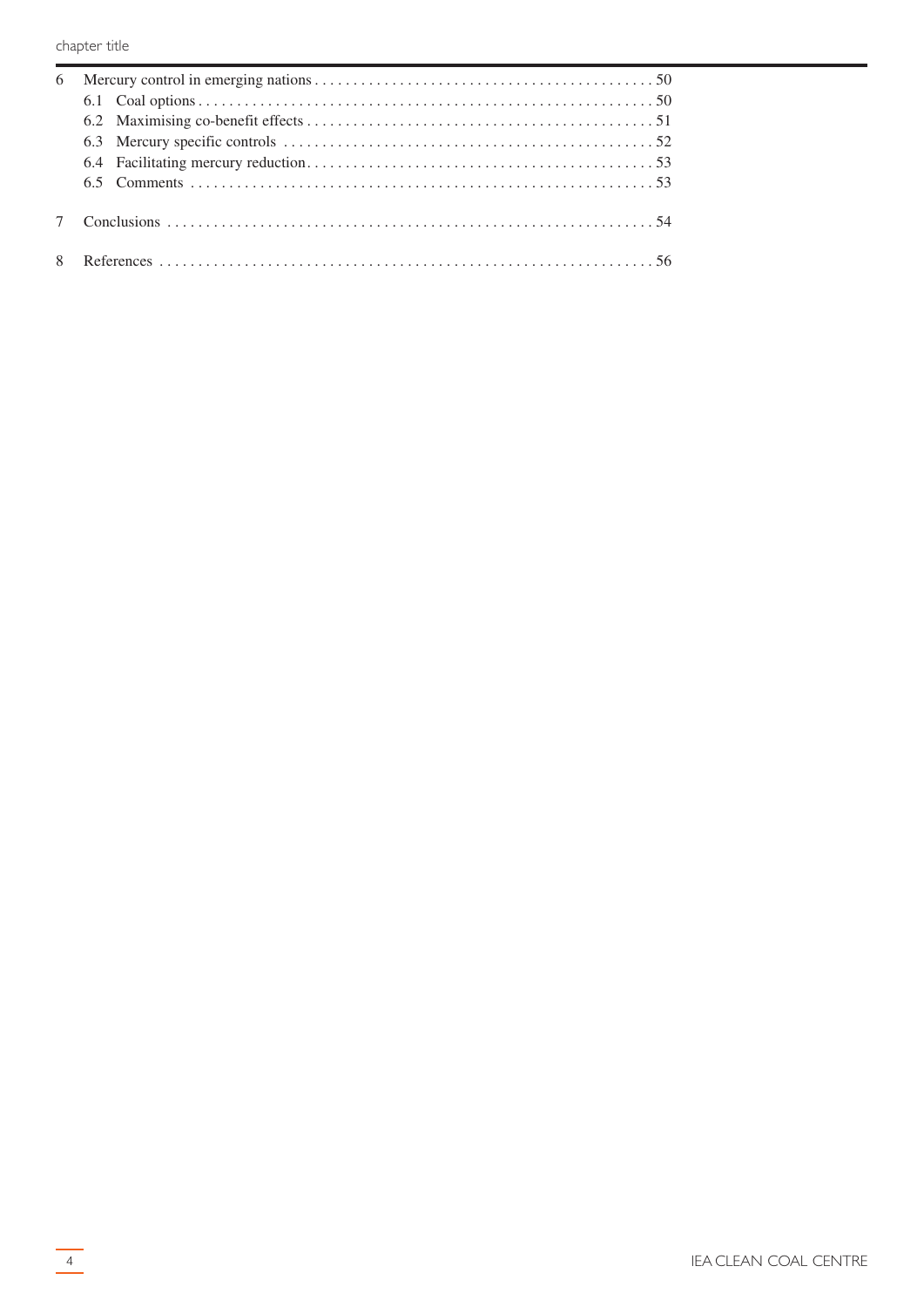6 Mercury control in emerging nations . . . . . . . . . . 50
   6.1 Coal options . . . . . . . . . . 50
   6.2 Maximising co-benefit effects . . . . . . . . . . 51
   6.3 Mercury specific controls . . . . . . . . . . 52
   6.4 Facilitating mercury reduction . . . . . . . . . . 53
   6.5 Comments . . . . . . . . . . 53

7 Conclusions . . . . . . . . . . 54

8 References . . . . . . . . . . 56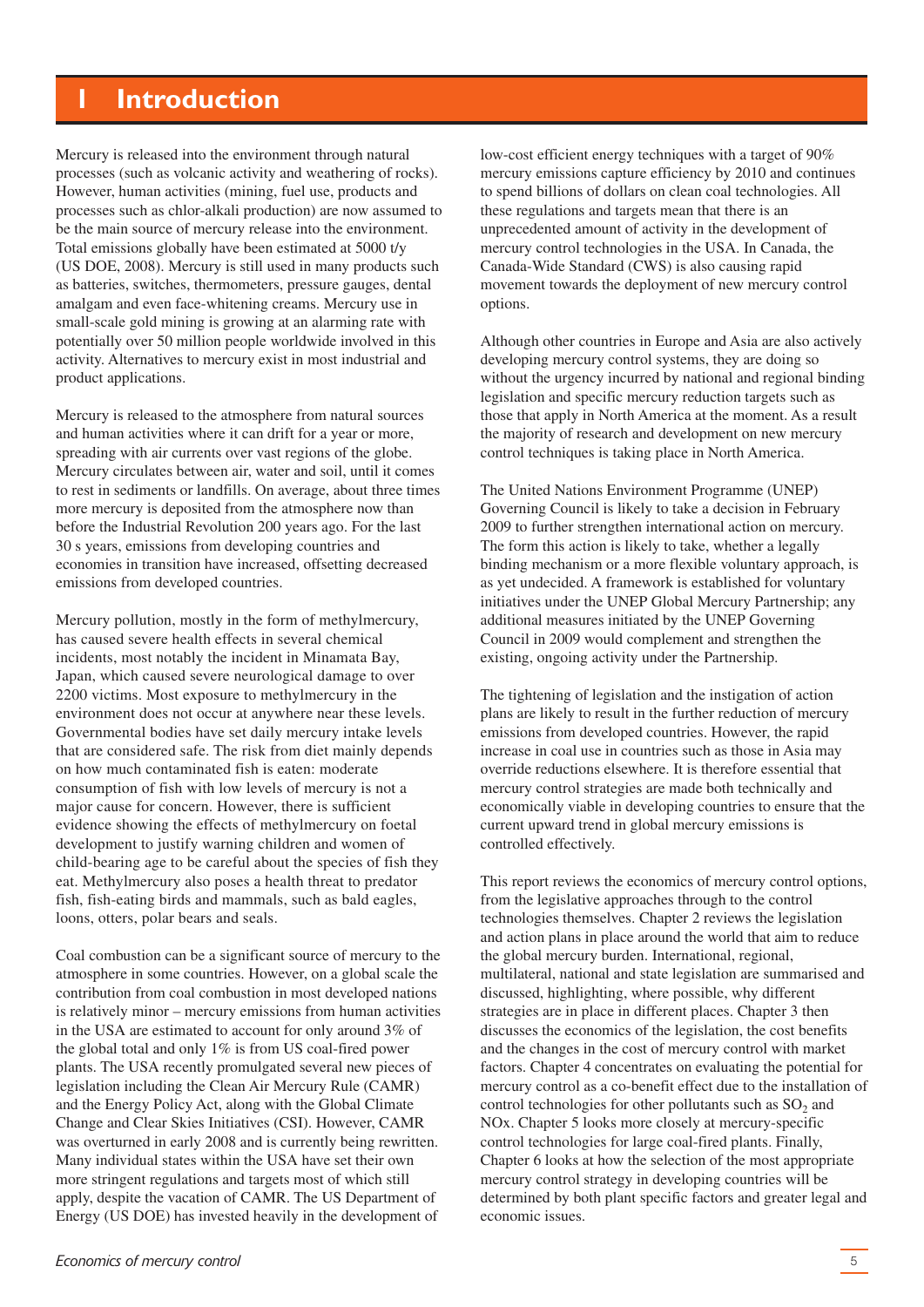# 1 Introduction

Mercury is released into the environment through natural processes (such as volcanic activity and weathering of rocks). However, human activities (mining, fuel use, products and processes such as chlor-alkali production) are now assumed to be the main source of mercury release into the environment. Total emissions globally have been estimated at 5000 t/y (US DOE, 2008). Mercury is still used in many products such as batteries, switches, thermometers, pressure gauges, dental amalgam and even face-whitening creams. Mercury use in small-scale gold mining is growing at an alarming rate with potentially over 50 million people worldwide involved in this activity. Alternatives to mercury exist in most industrial and product applications.

Mercury is released to the atmosphere from natural sources and human activities where it can drift for a year or more, spreading with air currents over vast regions of the globe. Mercury circulates between air, water and soil, until it comes to rest in sediments or landfills. On average, about three times more mercury is deposited from the atmosphere now than before the Industrial Revolution 200 years ago. For the last 30 s years, emissions from developing countries and economies in transition have increased, offsetting decreased emissions from developed countries.

Mercury pollution, mostly in the form of methylmercury, has caused severe health effects in several chemical incidents, most notably the incident in Minamata Bay, Japan, which caused severe neurological damage to over 2200 victims. Most exposure to methylmercury in the environment does not occur at anywhere near these levels. Governmental bodies have set daily mercury intake levels that are considered safe. The risk from diet mainly depends on how much contaminated fish is eaten: moderate consumption of fish with low levels of mercury is not a major cause for concern. However, there is sufficient evidence showing the effects of methylmercury on foetal development to justify warning children and women of child-bearing age to be careful about the species of fish they eat. Methylmercury also poses a health threat to predator fish, fish-eating birds and mammals, such as bald eagles, loons, otters, polar bears and seals.

Coal combustion can be a significant source of mercury to the atmosphere in some countries. However, on a global scale the contribution from coal combustion in most developed nations is relatively minor – mercury emissions from human activities in the USA are estimated to account for only around 3% of the global total and only 1% is from US coal-fired power plants. The USA recently promulgated several new pieces of legislation including the Clean Air Mercury Rule (CAMR) and the Energy Policy Act, along with the Global Climate Change and Clear Skies Initiatives (CSI). However, CAMR was overturned in early 2008 and is currently being rewritten. Many individual states within the USA have set their own more stringent regulations and targets most of which still apply, despite the vacation of CAMR. The US Department of Energy (US DOE) has invested heavily in the development of low-cost efficient energy techniques with a target of 90% mercury emissions capture efficiency by 2010 and continues to spend billions of dollars on clean coal technologies. All these regulations and targets mean that there is an unprecedented amount of activity in the development of mercury control technologies in the USA. In Canada, the Canada-Wide Standard (CWS) is also causing rapid movement towards the deployment of new mercury control options.

Although other countries in Europe and Asia are also actively developing mercury control systems, they are doing so without the urgency incurred by national and regional binding legislation and specific mercury reduction targets such as those that apply in North America at the moment. As a result the majority of research and development on new mercury control techniques is taking place in North America.

The United Nations Environment Programme (UNEP) Governing Council is likely to take a decision in February 2009 to further strengthen international action on mercury. The form this action is likely to take, whether a legally binding mechanism or a more flexible voluntary approach, is as yet undecided. A framework is established for voluntary initiatives under the UNEP Global Mercury Partnership; any additional measures initiated by the UNEP Governing Council in 2009 would complement and strengthen the existing, ongoing activity under the Partnership.

The tightening of legislation and the instigation of action plans are likely to result in the further reduction of mercury emissions from developed countries. However, the rapid increase in coal use in countries such as those in Asia may override reductions elsewhere. It is therefore essential that mercury control strategies are made both technically and economically viable in developing countries to ensure that the current upward trend in global mercury emissions is controlled effectively.

This report reviews the economics of mercury control options, from the legislative approaches through to the control technologies themselves. Chapter 2 reviews the legislation and action plans in place around the world that aim to reduce the global mercury burden. International, regional, multilateral, national and state legislation are summarised and discussed, highlighting, where possible, why different strategies are in place in different places. Chapter 3 then discusses the economics of the legislation, the cost benefits and the changes in the cost of mercury control with market factors. Chapter 4 concentrates on evaluating the potential for mercury control as a co-benefit effect due to the installation of control technologies for other pollutants such as $SO_2$ and NOx. Chapter 5 looks more closely at mercury-specific control technologies for large coal-fired plants. Finally, Chapter 6 looks at how the selection of the most appropriate mercury control strategy in developing countries will be determined by both plant specific factors and greater legal and economic issues.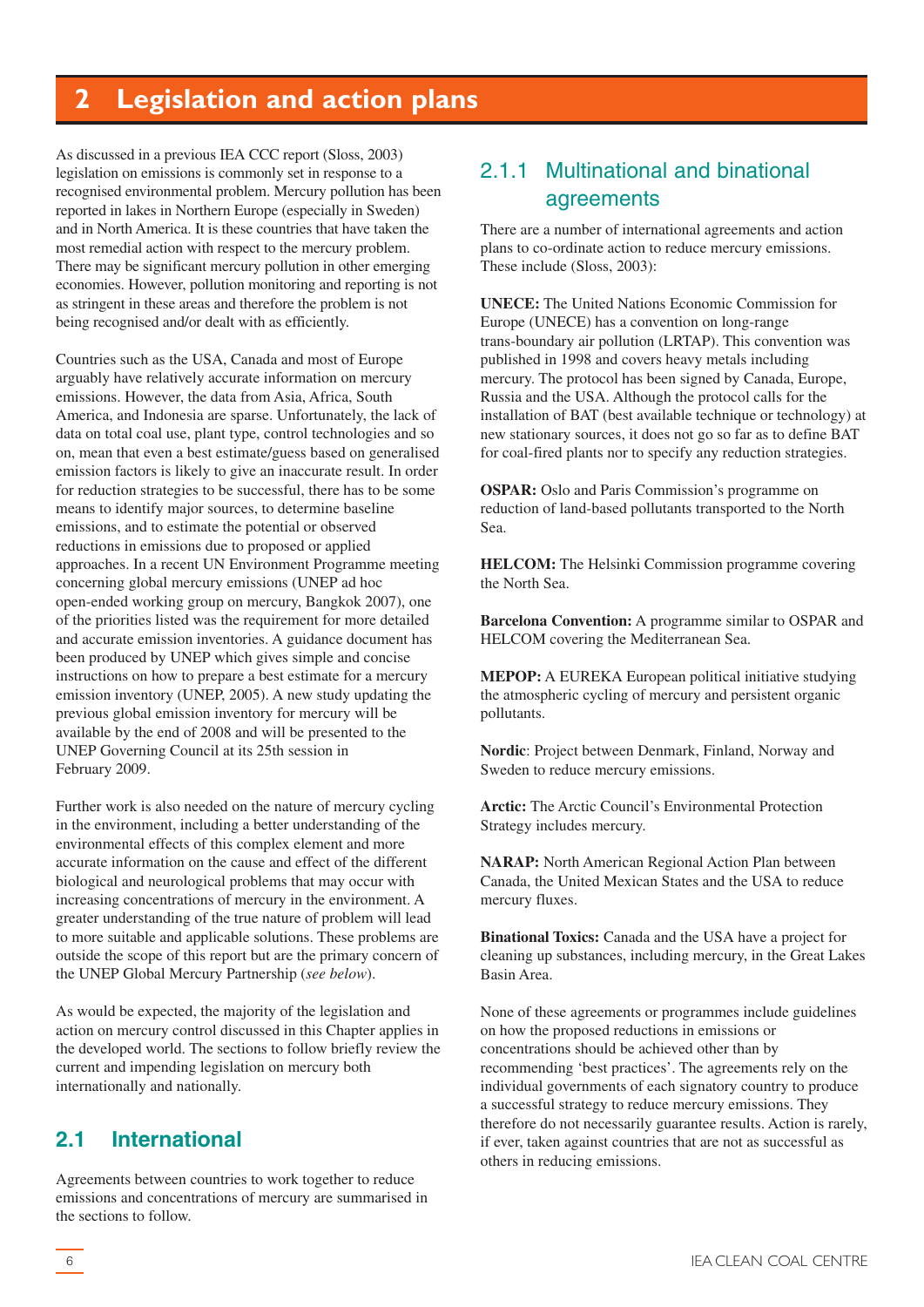# 2 Legislation and action plans

As discussed in a previous IEA CCC report (Sloss, 2003) legislation on emissions is commonly set in response to a recognised environmental problem. Mercury pollution has been reported in lakes in Northern Europe (especially in Sweden) and in North America. It is these countries that have taken the most remedial action with respect to the mercury problem. There may be significant mercury pollution in other emerging economies. However, pollution monitoring and reporting is not as stringent in these areas and therefore the problem is not being recognised and/or dealt with as efficiently.

Countries such as the USA, Canada and most of Europe arguably have relatively accurate information on mercury emissions. However, the data from Asia, Africa, South America, and Indonesia are sparse. Unfortunately, the lack of data on total coal use, plant type, control technologies and so on, mean that even a best estimate/guess based on generalised emission factors is likely to give an inaccurate result. In order for reduction strategies to be successful, there has to be some means to identify major sources, to determine baseline emissions, and to estimate the potential or observed reductions in emissions due to proposed or applied approaches. In a recent UN Environment Programme meeting concerning global mercury emissions (UNEP ad hoc open-ended working group on mercury, Bangkok 2007), one of the priorities listed was the requirement for more detailed and accurate emission inventories. A guidance document has been produced by UNEP which gives simple and concise instructions on how to prepare a best estimate for a mercury emission inventory (UNEP, 2005). A new study updating the previous global emission inventory for mercury will be available by the end of 2008 and will be presented to the UNEP Governing Council at its 25th session in February 2009.

Further work is also needed on the nature of mercury cycling in the environment, including a better understanding of the environmental effects of this complex element and more accurate information on the cause and effect of the different biological and neurological problems that may occur with increasing concentrations of mercury in the environment. A greater understanding of the true nature of problem will lead to more suitable and applicable solutions. These problems are outside the scope of this report but are the primary concern of the UNEP Global Mercury Partnership (*see below*).

As would be expected, the majority of the legislation and action on mercury control discussed in this Chapter applies in the developed world. The sections to follow briefly review the current and impending legislation on mercury both internationally and nationally.

## 2.1 International

Agreements between countries to work together to reduce emissions and concentrations of mercury are summarised in the sections to follow.

### 2.1.1 Multinational and binational agreements

There are a number of international agreements and action plans to co-ordinate action to reduce mercury emissions. These include (Sloss, 2003):

**UNECE:** The United Nations Economic Commission for Europe (UNECE) has a convention on long-range trans-boundary air pollution (LRTAP). This convention was published in 1998 and covers heavy metals including mercury. The protocol has been signed by Canada, Europe, Russia and the USA. Although the protocol calls for the installation of BAT (best available technique or technology) at new stationary sources, it does not go so far as to define BAT for coal-fired plants nor to specify any reduction strategies.

**OSPAR:** Oslo and Paris Commission's programme on reduction of land-based pollutants transported to the North Sea.

**HELCOM:** The Helsinki Commission programme covering the North Sea.

**Barcelona Convention:** A programme similar to OSPAR and HELCOM covering the Mediterranean Sea.

**MEPOP:** A EUREKA European political initiative studying the atmospheric cycling of mercury and persistent organic pollutants.

**Nordic**: Project between Denmark, Finland, Norway and Sweden to reduce mercury emissions.

**Arctic:** The Arctic Council's Environmental Protection Strategy includes mercury.

**NARAP:** North American Regional Action Plan between Canada, the United Mexican States and the USA to reduce mercury fluxes.

**Binational Toxics:** Canada and the USA have a project for cleaning up substances, including mercury, in the Great Lakes Basin Area.

None of these agreements or programmes include guidelines on how the proposed reductions in emissions or concentrations should be achieved other than by recommending 'best practices'. The agreements rely on the individual governments of each signatory country to produce a successful strategy to reduce mercury emissions. They therefore do not necessarily guarantee results. Action is rarely, if ever, taken against countries that are not as successful as others in reducing emissions.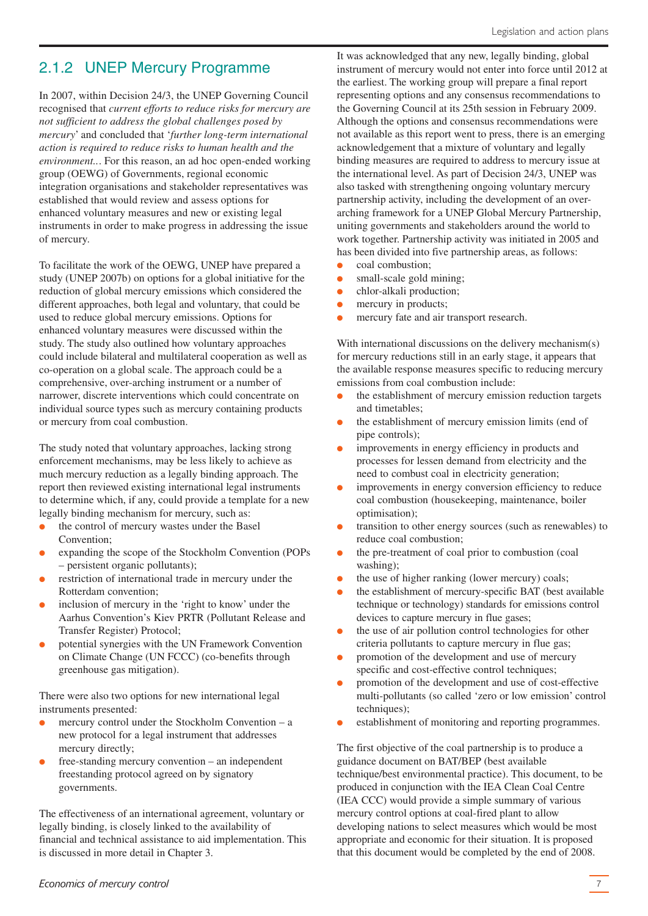## 2.1.2 UNEP Mercury Programme

In 2007, within Decision 24/3, the UNEP Governing Council recognised that *current efforts to reduce risks for mercury are not sufficient to address the global challenges posed by mercury*' and concluded that '*further long-term international action is required to reduce risks to human health and the environment...* For this reason, an ad hoc open-ended working group (OEWG) of Governments, regional economic integration organisations and stakeholder representatives was established that would review and assess options for enhanced voluntary measures and new or existing legal instruments in order to make progress in addressing the issue of mercury.

To facilitate the work of the OEWG, UNEP have prepared a study (UNEP 2007b) on options for a global initiative for the reduction of global mercury emissions which considered the different approaches, both legal and voluntary, that could be used to reduce global mercury emissions. Options for enhanced voluntary measures were discussed within the study. The study also outlined how voluntary approaches could include bilateral and multilateral cooperation as well as co-operation on a global scale. The approach could be a comprehensive, over-arching instrument or a number of narrower, discrete interventions which could concentrate on individual source types such as mercury containing products or mercury from coal combustion.

The study noted that voluntary approaches, lacking strong enforcement mechanisms, may be less likely to achieve as much mercury reduction as a legally binding approach. The report then reviewed existing international legal instruments to determine which, if any, could provide a template for a new legally binding mechanism for mercury, such as:

- the control of mercury wastes under the Basel Convention;
- expanding the scope of the Stockholm Convention (POPs – persistent organic pollutants);
- restriction of international trade in mercury under the Rotterdam convention;
- inclusion of mercury in the 'right to know' under the Aarhus Convention's Kiev PRTR (Pollutant Release and Transfer Register) Protocol;
- potential synergies with the UN Framework Convention on Climate Change (UN FCCC) (co-benefits through greenhouse gas mitigation).

There were also two options for new international legal instruments presented:

- mercury control under the Stockholm Convention – a new protocol for a legal instrument that addresses mercury directly;
- free-standing mercury convention – an independent freestanding protocol agreed on by signatory governments.

The effectiveness of an international agreement, voluntary or legally binding, is closely linked to the availability of financial and technical assistance to aid implementation. This is discussed in more detail in Chapter 3.

It was acknowledged that any new, legally binding, global instrument of mercury would not enter into force until 2012 at the earliest. The working group will prepare a final report representing options and any consensus recommendations to the Governing Council at its 25th session in February 2009. Although the options and consensus recommendations were not available as this report went to press, there is an emerging acknowledgement that a mixture of voluntary and legally binding measures are required to address to mercury issue at the international level. As part of Decision 24/3, UNEP was also tasked with strengthening ongoing voluntary mercury partnership activity, including the development of an over-arching framework for a UNEP Global Mercury Partnership, uniting governments and stakeholders around the world to work together. Partnership activity was initiated in 2005 and has been divided into five partnership areas, as follows:

- coal combustion;
- small-scale gold mining;
- chlor-alkali production;
- mercury in products;
- mercury fate and air transport research.

With international discussions on the delivery mechanism(s) for mercury reductions still in an early stage, it appears that the available response measures specific to reducing mercury emissions from coal combustion include:

- the establishment of mercury emission reduction targets and timetables;
- the establishment of mercury emission limits (end of pipe controls);
- improvements in energy efficiency in products and processes for lessen demand from electricity and the need to combust coal in electricity generation;
- improvements in energy conversion efficiency to reduce coal combustion (housekeeping, maintenance, boiler optimisation);
- transition to other energy sources (such as renewables) to reduce coal combustion;
- the pre-treatment of coal prior to combustion (coal washing);
- the use of higher ranking (lower mercury) coals;
- the establishment of mercury-specific BAT (best available technique or technology) standards for emissions control devices to capture mercury in flue gases;
- the use of air pollution control technologies for other criteria pollutants to capture mercury in flue gas;
- promotion of the development and use of mercury specific and cost-effective control techniques;
- promotion of the development and use of cost-effective multi-pollutants (so called 'zero or low emission' control techniques);
- establishment of monitoring and reporting programmes.

The first objective of the coal partnership is to produce a guidance document on BAT/BEP (best available technique/best environmental practice). This document, to be produced in conjunction with the IEA Clean Coal Centre (IEA CCC) would provide a simple summary of various mercury control options at coal-fired plant to allow developing nations to select measures which would be most appropriate and economic for their situation. It is proposed that this document would be completed by the end of 2008.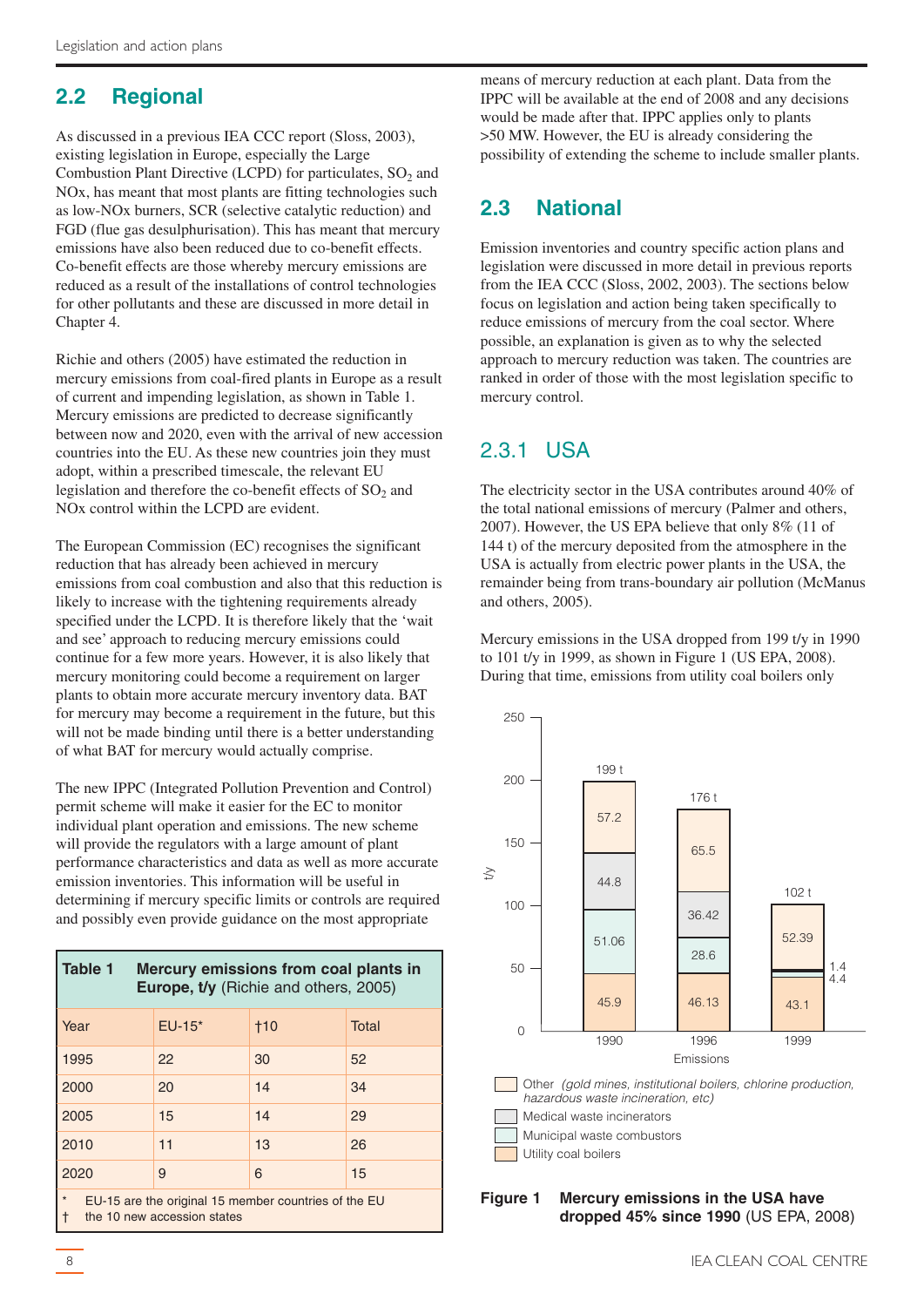## 2.2 Regional

As discussed in a previous IEA CCC report (Sloss, 2003), existing legislation in Europe, especially the Large Combustion Plant Directive (LCPD) for particulates, $SO_2$ and NOx, has meant that most plants are fitting technologies such as low-NOx burners, SCR (selective catalytic reduction) and FGD (flue gas desulphurisation). This has meant that mercury emissions have also been reduced due to co-benefit effects. Co-benefit effects are those whereby mercury emissions are reduced as a result of the installations of control technologies for other pollutants and these are discussed in more detail in Chapter 4.

Richie and others (2005) have estimated the reduction in mercury emissions from coal-fired plants in Europe as a result of current and impending legislation, as shown in Table 1. Mercury emissions are predicted to decrease significantly between now and 2020, even with the arrival of new accession countries into the EU. As these new countries join they must adopt, within a prescribed timescale, the relevant EU legislation and therefore the co-benefit effects of $SO_2$ and NOx control within the LCPD are evident.

The European Commission (EC) recognises the significant reduction that has already been achieved in mercury emissions from coal combustion and also that this reduction is likely to increase with the tightening requirements already specified under the LCPD. It is therefore likely that the 'wait and see' approach to reducing mercury emissions could continue for a few more years. However, it is also likely that mercury monitoring could become a requirement on larger plants to obtain more accurate mercury inventory data. BAT for mercury may become a requirement in the future, but this will not be made binding until there is a better understanding of what BAT for mercury would actually comprise.

The new IPPC (Integrated Pollution Prevention and Control) permit scheme will make it easier for the EC to monitor individual plant operation and emissions. The new scheme will provide the regulators with a large amount of plant performance characteristics and data as well as more accurate emission inventories. This information will be useful in determining if mercury specific limits or controls are required and possibly even provide guidance on the most appropriate means of mercury reduction at each plant. Data from the IPPC will be available at the end of 2008 and any decisions would be made after that. IPPC applies only to plants >50 MW. However, the EU is already considering the possibility of extending the scheme to include smaller plants.

**Table 1 Mercury emissions from coal plants in Europe, t/y** (Richie and others, 2005)

| Year | EU-15* | †10 | Total |
|---|---|---|---|
| 1995 | 22 | 30 | 52 |
| 2000 | 20 | 14 | 34 |
| 2005 | 15 | 14 | 29 |
| 2010 | 11 | 13 | 26 |
| 2020 | 9 | 6 | 15 |

\* EU-15 are the original 15 member countries of the EU
† the 10 new accession states

## 2.3 National

Emission inventories and country specific action plans and legislation were discussed in more detail in previous reports from the IEA CCC (Sloss, 2002, 2003). The sections below focus on legislation and action being taken specifically to reduce emissions of mercury from the coal sector. Where possible, an explanation is given as to why the selected approach to mercury reduction was taken. The countries are ranked in order of those with the most legislation specific to mercury control.

### 2.3.1 USA

The electricity sector in the USA contributes around 40% of the total national emissions of mercury (Palmer and others, 2007). However, the US EPA believe that only 8% (11 of 144 t) of the mercury deposited from the atmosphere in the USA is actually from electric power plants in the USA, the remainder being from trans-boundary air pollution (McManus and others, 2005).

Mercury emissions in the USA dropped from 199 t/y in 1990 to 101 t/y in 1999, as shown in Figure 1 (US EPA, 2008). During that time, emissions from utility coal boilers only

| Emissions (t/y) | 1990 | 1996 | 1999 |
|---|---|---|---|
| Other (gold mines, institutional boilers, chlorine production, hazardous waste incineration, etc) | 57.2 | 65.5 | 52.39 |
| Medical waste incinerators | 44.8 | 36.42 | 1.4 |
| Municipal waste combustors | 51.06 | 28.6 | 4.4 |
| Utility coal boilers | 45.9 | 46.13 | 43.1 |
| Total | 199 t | 176 t | 102 t |

**Figure 1 Mercury emissions in the USA have dropped 45% since 1990** (US EPA, 2008)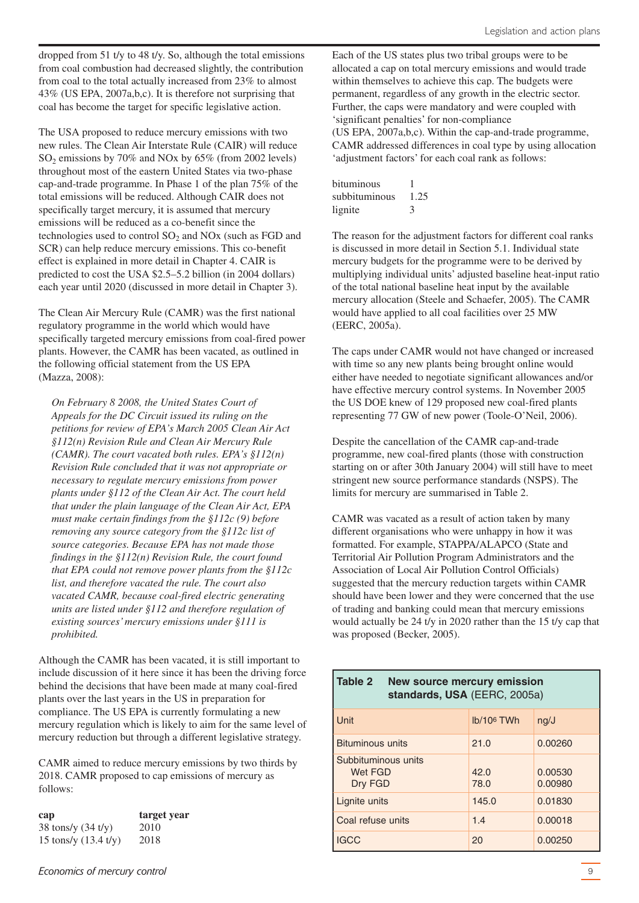dropped from 51 t/y to 48 t/y. So, although the total emissions from coal combustion had decreased slightly, the contribution from coal to the total actually increased from 23% to almost 43% (US EPA, 2007a,b,c). It is therefore not surprising that coal has become the target for specific legislative action.

The USA proposed to reduce mercury emissions with two new rules. The Clean Air Interstate Rule (CAIR) will reduce $SO_2$ emissions by 70% and NOx by 65% (from 2002 levels) throughout most of the eastern United States via two-phase cap-and-trade programme. In Phase 1 of the plan 75% of the total emissions will be reduced. Although CAIR does not specifically target mercury, it is assumed that mercury emissions will be reduced as a co-benefit since the technologies used to control $SO_2$ and NOx (such as FGD and SCR) can help reduce mercury emissions. This co-benefit effect is explained in more detail in Chapter 4. CAIR is predicted to cost the USA $2.5–5.2 billion (in 2004 dollars) each year until 2020 (discussed in more detail in Chapter 3).

The Clean Air Mercury Rule (CAMR) was the first national regulatory programme in the world which would have specifically targeted mercury emissions from coal-fired power plants. However, the CAMR has been vacated, as outlined in the following official statement from the US EPA (Mazza, 2008):

> *On February 8 2008, the United States Court of Appeals for the DC Circuit issued its ruling on the petitions for review of EPA's March 2005 Clean Air Act §112(n) Revision Rule and Clean Air Mercury Rule (CAMR). The court vacated both rules. EPA's §112(n) Revision Rule concluded that it was not appropriate or necessary to regulate mercury emissions from power plants under §112 of the Clean Air Act. The court held that under the plain language of the Clean Air Act, EPA must make certain findings from the §112c (9) before removing any source category from the §112c list of source categories. Because EPA has not made those findings in the §112(n) Revision Rule, the court found that EPA could not remove power plants from the §112c list, and therefore vacated the rule. The court also vacated CAMR, because coal-fired electric generating units are listed under §112 and therefore regulation of existing sources' mercury emissions under §111 is prohibited.*

Although the CAMR has been vacated, it is still important to include discussion of it here since it has been the driving force behind the decisions that have been made at many coal-fired plants over the last years in the US in preparation for compliance. The US EPA is currently formulating a new mercury regulation which is likely to aim for the same level of mercury reduction but through a different legislative strategy.

CAMR aimed to reduce mercury emissions by two thirds by 2018. CAMR proposed to cap emissions of mercury as follows:

| cap | target year |
|---|---|
| 38 tons/y (34 t/y) | 2010 |
| 15 tons/y (13.4 t/y) | 2018 |

Each of the US states plus two tribal groups were to be allocated a cap on total mercury emissions and would trade within themselves to achieve this cap. The budgets were permanent, regardless of any growth in the electric sector. Further, the caps were mandatory and were coupled with 'significant penalties' for non-compliance (US EPA, 2007a,b,c). Within the cap-and-trade programme, CAMR addressed differences in coal type by using allocation 'adjustment factors' for each coal rank as follows:

| | |
|---|---|
| bituminous | 1 |
| subbituminous | 1.25 |
| lignite | 3 |

The reason for the adjustment factors for different coal ranks is discussed in more detail in Section 5.1. Individual state mercury budgets for the programme were to be derived by multiplying individual units' adjusted baseline heat-input ratio of the total national baseline heat input by the available mercury allocation (Steele and Schaefer, 2005). The CAMR would have applied to all coal facilities over 25 MW (EERC, 2005a).

The caps under CAMR would not have changed or increased with time so any new plants being brought online would either have needed to negotiate significant allowances and/or have effective mercury control systems. In November 2005 the US DOE knew of 129 proposed new coal-fired plants representing 77 GW of new power (Toole-O'Neil, 2006).

Despite the cancellation of the CAMR cap-and-trade programme, new coal-fired plants (those with construction starting on or after 30th January 2004) will still have to meet stringent new source performance standards (NSPS). The limits for mercury are summarised in Table 2.

CAMR was vacated as a result of action taken by many different organisations who were unhappy in how it was formatted. For example, STAPPA/ALAPCO (State and Territorial Air Pollution Program Administrators and the Association of Local Air Pollution Control Officials) suggested that the mercury reduction targets within CAMR should have been lower and they were concerned that the use of trading and banking could mean that mercury emissions would actually be 24 t/y in 2020 rather than the 15 t/y cap that was proposed (Becker, 2005).

**Table 2 New source mercury emission standards, USA** (EERC, 2005a)

| Unit | lb/$10^6$ TWh | ng/J |
|---|---|---|
| Bituminous units | 21.0 | 0.00260 |
| Subbituminous units | | |
| Wet FGD | 42.0 | 0.00530 |
| Dry FGD | 78.0 | 0.00980 |
| Lignite units | 145.0 | 0.01830 |
| Coal refuse units | 1.4 | 0.00018 |
| IGCC | 20 | 0.00250 |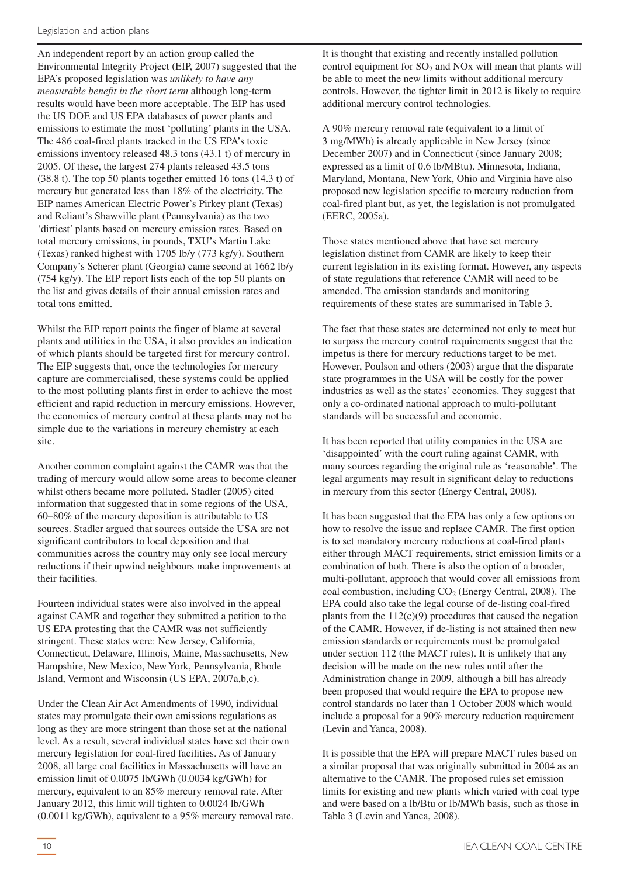An independent report by an action group called the Environmental Integrity Project (EIP, 2007) suggested that the EPA's proposed legislation was *unlikely to have any measurable benefit in the short term* although long-term results would have been more acceptable. The EIP has used the US DOE and US EPA databases of power plants and emissions to estimate the most 'polluting' plants in the USA. The 486 coal-fired plants tracked in the US EPA's toxic emissions inventory released 48.3 tons (43.1 t) of mercury in 2005. Of these, the largest 274 plants released 43.5 tons (38.8 t). The top 50 plants together emitted 16 tons (14.3 t) of mercury but generated less than 18% of the electricity. The EIP names American Electric Power's Pirkey plant (Texas) and Reliant's Shawville plant (Pennsylvania) as the two 'dirtiest' plants based on mercury emission rates. Based on total mercury emissions, in pounds, TXU's Martin Lake (Texas) ranked highest with 1705 lb/y (773 kg/y). Southern Company's Scherer plant (Georgia) came second at 1662 lb/y (754 kg/y). The EIP report lists each of the top 50 plants on the list and gives details of their annual emission rates and total tons emitted.

Whilst the EIP report points the finger of blame at several plants and utilities in the USA, it also provides an indication of which plants should be targeted first for mercury control. The EIP suggests that, once the technologies for mercury capture are commercialised, these systems could be applied to the most polluting plants first in order to achieve the most efficient and rapid reduction in mercury emissions. However, the economics of mercury control at these plants may not be simple due to the variations in mercury chemistry at each site.

Another common complaint against the CAMR was that the trading of mercury would allow some areas to become cleaner whilst others became more polluted. Stadler (2005) cited information that suggested that in some regions of the USA, 60–80% of the mercury deposition is attributable to US sources. Stadler argued that sources outside the USA are not significant contributors to local deposition and that communities across the country may only see local mercury reductions if their upwind neighbours make improvements at their facilities.

Fourteen individual states were also involved in the appeal against CAMR and together they submitted a petition to the US EPA protesting that the CAMR was not sufficiently stringent. These states were: New Jersey, California, Connecticut, Delaware, Illinois, Maine, Massachusetts, New Hampshire, New Mexico, New York, Pennsylvania, Rhode Island, Vermont and Wisconsin (US EPA, 2007a,b,c).

Under the Clean Air Act Amendments of 1990, individual states may promulgate their own emissions regulations as long as they are more stringent than those set at the national level. As a result, several individual states have set their own mercury legislation for coal-fired facilities. As of January 2008, all large coal facilities in Massachusetts will have an emission limit of 0.0075 lb/GWh (0.0034 kg/GWh) for mercury, equivalent to an 85% mercury removal rate. After January 2012, this limit will tighten to 0.0024 lb/GWh (0.0011 kg/GWh), equivalent to a 95% mercury removal rate.

It is thought that existing and recently installed pollution control equipment for $SO_2$ and NOx will mean that plants will be able to meet the new limits without additional mercury controls. However, the tighter limit in 2012 is likely to require additional mercury control technologies.

A 90% mercury removal rate (equivalent to a limit of 3 mg/MWh) is already applicable in New Jersey (since December 2007) and in Connecticut (since January 2008; expressed as a limit of 0.6 lb/MBtu). Minnesota, Indiana, Maryland, Montana, New York, Ohio and Virginia have also proposed new legislation specific to mercury reduction from coal-fired plant but, as yet, the legislation is not promulgated (EERC, 2005a).

Those states mentioned above that have set mercury legislation distinct from CAMR are likely to keep their current legislation in its existing format. However, any aspects of state regulations that reference CAMR will need to be amended. The emission standards and monitoring requirements of these states are summarised in Table 3.

The fact that these states are determined not only to meet but to surpass the mercury control requirements suggest that the impetus is there for mercury reductions target to be met. However, Poulson and others (2003) argue that the disparate state programmes in the USA will be costly for the power industries as well as the states' economies. They suggest that only a co-ordinated national approach to multi-pollutant standards will be successful and economic.

It has been reported that utility companies in the USA are 'disappointed' with the court ruling against CAMR, with many sources regarding the original rule as 'reasonable'. The legal arguments may result in significant delay to reductions in mercury from this sector (Energy Central, 2008).

It has been suggested that the EPA has only a few options on how to resolve the issue and replace CAMR. The first option is to set mandatory mercury reductions at coal-fired plants either through MACT requirements, strict emission limits or a combination of both. There is also the option of a broader, multi-pollutant, approach that would cover all emissions from coal combustion, including $CO_2$ (Energy Central, 2008). The EPA could also take the legal course of de-listing coal-fired plants from the 112(c)(9) procedures that caused the negation of the CAMR. However, if de-listing is not attained then new emission standards or requirements must be promulgated under section 112 (the MACT rules). It is unlikely that any decision will be made on the new rules until after the Administration change in 2009, although a bill has already been proposed that would require the EPA to propose new control standards no later than 1 October 2008 which would include a proposal for a 90% mercury reduction requirement (Levin and Yanca, 2008).

It is possible that the EPA will prepare MACT rules based on a similar proposal that was originally submitted in 2004 as an alternative to the CAMR. The proposed rules set emission limits for existing and new plants which varied with coal type and were based on a lb/Btu or lb/MWh basis, such as those in Table 3 (Levin and Yanca, 2008).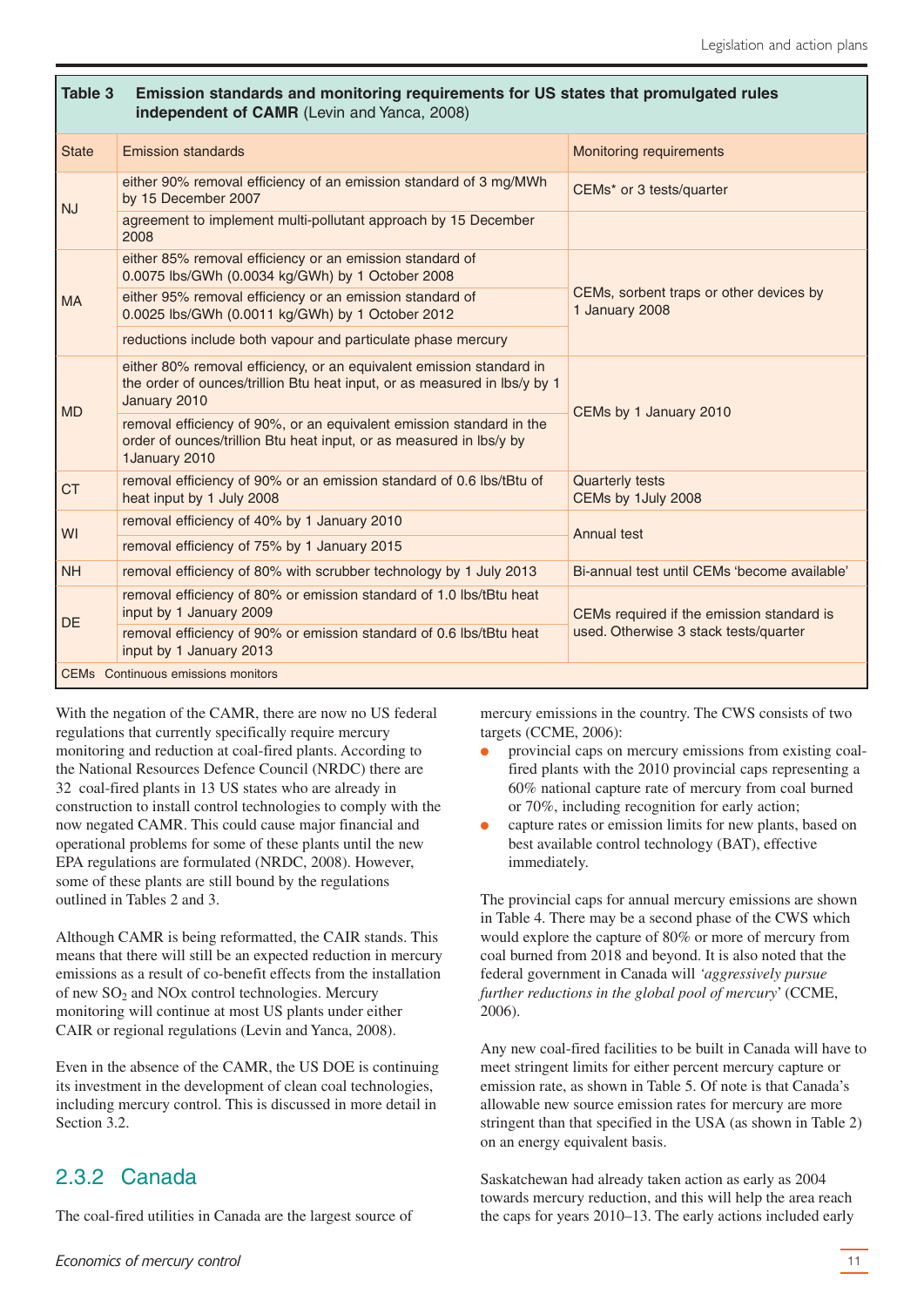**Table 3 Emission standards and monitoring requirements for US states that promulgated rules independent of CAMR** (Levin and Yanca, 2008)

| State | Emission standards | Monitoring requirements |
|---|---|---|
| NJ | either 90% removal efficiency of an emission standard of 3 mg/MWh by 15 December 2007 | CEMs* or 3 tests/quarter |
| | agreement to implement multi-pollutant approach by 15 December 2008 | |
| MA | either 85% removal efficiency or an emission standard of 0.0075 lbs/GWh (0.0034 kg/GWh) by 1 October 2008 | CEMs, sorbent traps or other devices by 1 January 2008 |
| | either 95% removal efficiency or an emission standard of 0.0025 lbs/GWh (0.0011 kg/GWh) by 1 October 2012 | |
| | reductions include both vapour and particulate phase mercury | |
| MD | either 80% removal efficiency, or an equivalent emission standard in the order of ounces/trillion Btu heat input, or as measured in lbs/y by 1 January 2010 | CEMs by 1 January 2010 |
| | removal efficiency of 90%, or an equivalent emission standard in the order of ounces/trillion Btu heat input, or as measured in lbs/y by 1January 2010 | |
| CT | removal efficiency of 90% or an emission standard of 0.6 lbs/tBtu of heat input by 1 July 2008 | Quarterly tests<br>CEMs by 1July 2008 |
| WI | removal efficiency of 40% by 1 January 2010 | Annual test |
| | removal efficiency of 75% by 1 January 2015 | |
| NH | removal efficiency of 80% with scrubber technology by 1 July 2013 | Bi-annual test until CEMs 'become available' |
| DE | removal efficiency of 80% or emission standard of 1.0 lbs/tBtu heat input by 1 January 2009 | CEMs required if the emission standard is used. Otherwise 3 stack tests/quarter |
| | removal efficiency of 90% or emission standard of 0.6 lbs/tBtu heat input by 1 January 2013 | |

CEMs Continuous emissions monitors

With the negation of the CAMR, there are now no US federal regulations that currently specifically require mercury monitoring and reduction at coal-fired plants. According to the National Resources Defence Council (NRDC) there are 32 coal-fired plants in 13 US states who are already in construction to install control technologies to comply with the now negated CAMR. This could cause major financial and operational problems for some of these plants until the new EPA regulations are formulated (NRDC, 2008). However, some of these plants are still bound by the regulations outlined in Tables 2 and 3.

Although CAMR is being reformatted, the CAIR stands. This means that there will still be an expected reduction in mercury emissions as a result of co-benefit effects from the installation of new $SO_2$ and NOx control technologies. Mercury monitoring will continue at most US plants under either CAIR or regional regulations (Levin and Yanca, 2008).

Even in the absence of the CAMR, the US DOE is continuing its investment in the development of clean coal technologies, including mercury control. This is discussed in more detail in Section 3.2.

## 2.3.2 Canada

The coal-fired utilities in Canada are the largest source of mercury emissions in the country. The CWS consists of two targets (CCME, 2006):

- provincial caps on mercury emissions from existing coal-fired plants with the 2010 provincial caps representing a 60% national capture rate of mercury from coal burned or 70%, including recognition for early action;
- capture rates or emission limits for new plants, based on best available control technology (BAT), effective immediately.

The provincial caps for annual mercury emissions are shown in Table 4. There may be a second phase of the CWS which would explore the capture of 80% or more of mercury from coal burned from 2018 and beyond. It is also noted that the federal government in Canada will *'aggressively pursue further reductions in the global pool of mercury'* (CCME, 2006).

Any new coal-fired facilities to be built in Canada will have to meet stringent limits for either percent mercury capture or emission rate, as shown in Table 5. Of note is that Canada's allowable new source emission rates for mercury are more stringent than that specified in the USA (as shown in Table 2) on an energy equivalent basis.

Saskatchewan had already taken action as early as 2004 towards mercury reduction, and this will help the area reach the caps for years 2010–13. The early actions included early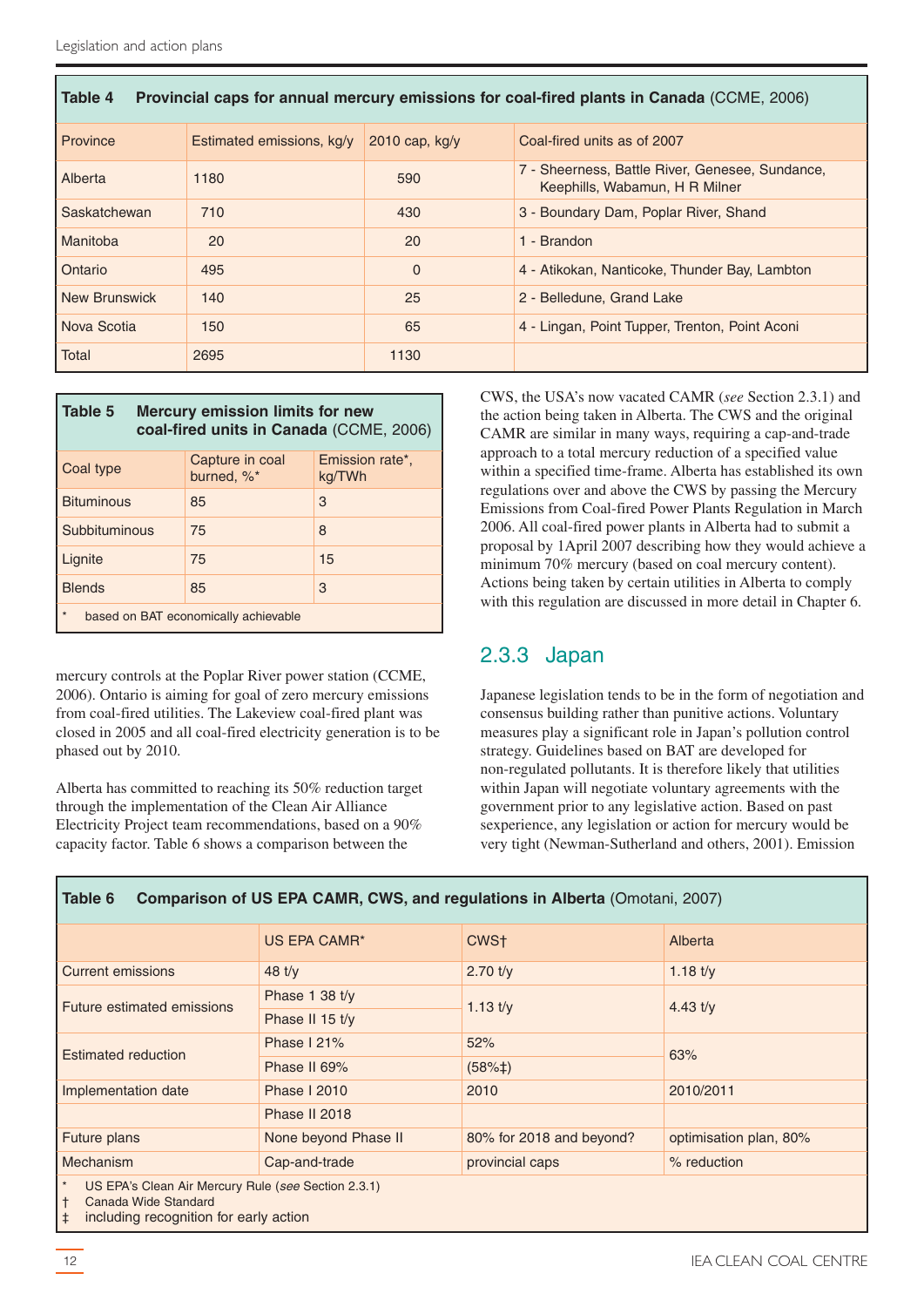**Table 4 Provincial caps for annual mercury emissions for coal-fired plants in Canada** (CCME, 2006)

| Province | Estimated emissions, kg/y | 2010 cap, kg/y | Coal-fired units as of 2007 |
|---|---|---|---|
| Alberta | 1180 | 590 | 7 - Sheerness, Battle River, Genesee, Sundance, Keephills, Wabamun, H R Milner |
| Saskatchewan | 710 | 430 | 3 - Boundary Dam, Poplar River, Shand |
| Manitoba | 20 | 20 | 1 - Brandon |
| Ontario | 495 | 0 | 4 - Atikokan, Nanticoke, Thunder Bay, Lambton |
| New Brunswick | 140 | 25 | 2 - Belledune, Grand Lake |
| Nova Scotia | 150 | 65 | 4 - Lingan, Point Tupper, Trenton, Point Aconi |
| Total | 2695 | 1130 | |

**Table 5 Mercury emission limits for new coal-fired units in Canada** (CCME, 2006)

| Coal type | Capture in coal burned, %* | Emission rate*, kg/TWh |
|---|---|---|
| Bituminous | 85 | 3 |
| Subbituminous | 75 | 8 |
| Lignite | 75 | 15 |
| Blends | 85 | 3 |

\* based on BAT economically achievable

mercury controls at the Poplar River power station (CCME, 2006). Ontario is aiming for goal of zero mercury emissions from coal-fired utilities. The Lakeview coal-fired plant was closed in 2005 and all coal-fired electricity generation is to be phased out by 2010.

Alberta has committed to reaching its 50% reduction target through the implementation of the Clean Air Alliance Electricity Project team recommendations, based on a 90% capacity factor. Table 6 shows a comparison between the CWS, the USA's now vacated CAMR (*see* Section 2.3.1) and the action being taken in Alberta. The CWS and the original CAMR are similar in many ways, requiring a cap-and-trade approach to a total mercury reduction of a specified value within a specified time-frame. Alberta has established its own regulations over and above the CWS by passing the Mercury Emissions from Coal-fired Power Plants Regulation in March 2006. All coal-fired power plants in Alberta had to submit a proposal by 1April 2007 describing how they would achieve a minimum 70% mercury (based on coal mercury content). Actions being taken by certain utilities in Alberta to comply with this regulation are discussed in more detail in Chapter 6.

## 2.3.3 Japan

Japanese legislation tends to be in the form of negotiation and consensus building rather than punitive actions. Voluntary measures play a significant role in Japan's pollution control strategy. Guidelines based on BAT are developed for non-regulated pollutants. It is therefore likely that utilities within Japan will negotiate voluntary agreements with the government prior to any legislative action. Based on past sexperience, any legislation or action for mercury would be very tight (Newman-Sutherland and others, 2001). Emission

**Table 6 Comparison of US EPA CAMR, CWS, and regulations in Alberta** (Omotani, 2007)

| | US EPA CAMR* | CWS† | Alberta |
|---|---|---|---|
| Current emissions | 48 t/y | 2.70 t/y | 1.18 t/y |
| Future estimated emissions | Phase 1 38 t/y | 1.13 t/y | 4.43 t/y |
| | Phase II 15 t/y | | |
| Estimated reduction | Phase I 21% | 52% | 63% |
| | Phase II 69% | (58%‡) | |
| Implementation date | Phase I 2010 | 2010 | 2010/2011 |
| | Phase II 2018 | | |
| Future plans | None beyond Phase II | 80% for 2018 and beyond? | optimisation plan, 80% |
| Mechanism | Cap-and-trade | provincial caps | % reduction |

\* US EPA's Clean Air Mercury Rule (*see* Section 2.3.1)
† Canada Wide Standard
‡ including recognition for early action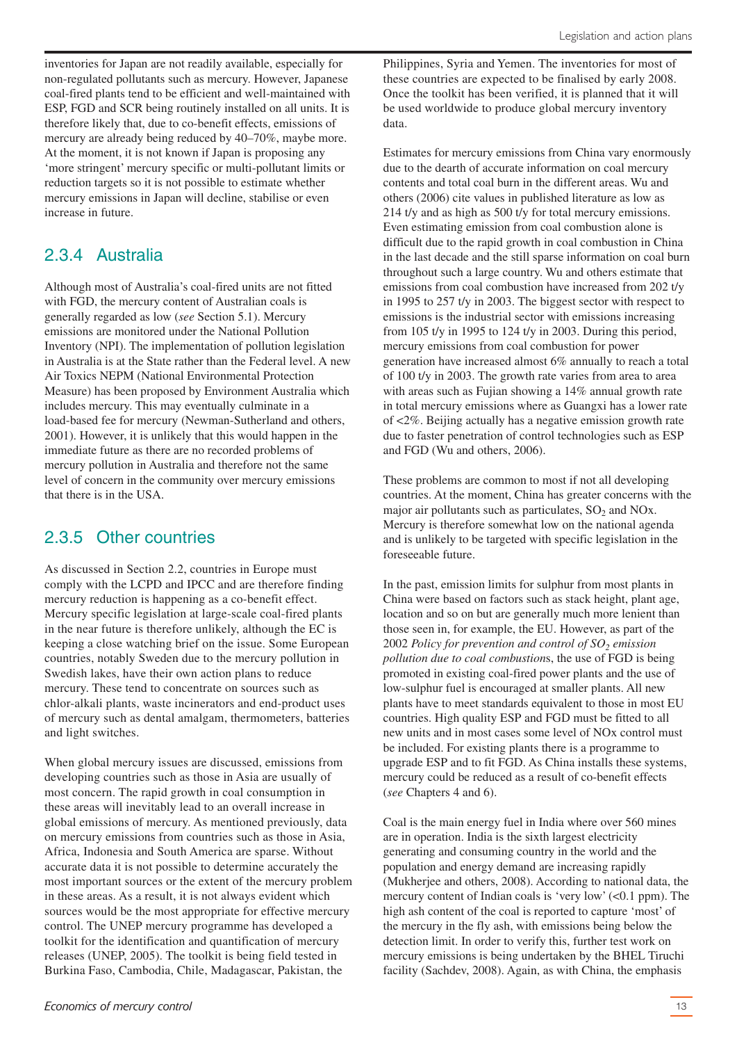inventories for Japan are not readily available, especially for non-regulated pollutants such as mercury. However, Japanese coal-fired plants tend to be efficient and well-maintained with ESP, FGD and SCR being routinely installed on all units. It is therefore likely that, due to co-benefit effects, emissions of mercury are already being reduced by 40–70%, maybe more. At the moment, it is not known if Japan is proposing any 'more stringent' mercury specific or multi-pollutant limits or reduction targets so it is not possible to estimate whether mercury emissions in Japan will decline, stabilise or even increase in future.

## 2.3.4 Australia

Although most of Australia's coal-fired units are not fitted with FGD, the mercury content of Australian coals is generally regarded as low (*see* Section 5.1). Mercury emissions are monitored under the National Pollution Inventory (NPI). The implementation of pollution legislation in Australia is at the State rather than the Federal level. A new Air Toxics NEPM (National Environmental Protection Measure) has been proposed by Environment Australia which includes mercury. This may eventually culminate in a load-based fee for mercury (Newman-Sutherland and others, 2001). However, it is unlikely that this would happen in the immediate future as there are no recorded problems of mercury pollution in Australia and therefore not the same level of concern in the community over mercury emissions that there is in the USA.

## 2.3.5 Other countries

As discussed in Section 2.2, countries in Europe must comply with the LCPD and IPCC and are therefore finding mercury reduction is happening as a co-benefit effect. Mercury specific legislation at large-scale coal-fired plants in the near future is therefore unlikely, although the EC is keeping a close watching brief on the issue. Some European countries, notably Sweden due to the mercury pollution in Swedish lakes, have their own action plans to reduce mercury. These tend to concentrate on sources such as chlor-alkali plants, waste incinerators and end-product uses of mercury such as dental amalgam, thermometers, batteries and light switches.

When global mercury issues are discussed, emissions from developing countries such as those in Asia are usually of most concern. The rapid growth in coal consumption in these areas will inevitably lead to an overall increase in global emissions of mercury. As mentioned previously, data on mercury emissions from countries such as those in Asia, Africa, Indonesia and South America are sparse. Without accurate data it is not possible to determine accurately the most important sources or the extent of the mercury problem in these areas. As a result, it is not always evident which sources would be the most appropriate for effective mercury control. The UNEP mercury programme has developed a toolkit for the identification and quantification of mercury releases (UNEP, 2005). The toolkit is being field tested in Burkina Faso, Cambodia, Chile, Madagascar, Pakistan, the Philippines, Syria and Yemen. The inventories for most of these countries are expected to be finalised by early 2008. Once the toolkit has been verified, it is planned that it will be used worldwide to produce global mercury inventory data.

Estimates for mercury emissions from China vary enormously due to the dearth of accurate information on coal mercury contents and total coal burn in the different areas. Wu and others (2006) cite values in published literature as low as 214 t/y and as high as 500 t/y for total mercury emissions. Even estimating emission from coal combustion alone is difficult due to the rapid growth in coal combustion in China in the last decade and the still sparse information on coal burn throughout such a large country. Wu and others estimate that emissions from coal combustion have increased from 202 t/y in 1995 to 257 t/y in 2003. The biggest sector with respect to emissions is the industrial sector with emissions increasing from 105 t/y in 1995 to 124 t/y in 2003. During this period, mercury emissions from coal combustion for power generation have increased almost 6% annually to reach a total of 100 t/y in 2003. The growth rate varies from area to area with areas such as Fujian showing a 14% annual growth rate in total mercury emissions where as Guangxi has a lower rate of <2%. Beijing actually has a negative emission growth rate due to faster penetration of control technologies such as ESP and FGD (Wu and others, 2006).

These problems are common to most if not all developing countries. At the moment, China has greater concerns with the major air pollutants such as particulates, $SO_2$ and NOx. Mercury is therefore somewhat low on the national agenda and is unlikely to be targeted with specific legislation in the foreseeable future.

In the past, emission limits for sulphur from most plants in China were based on factors such as stack height, plant age, location and so on but are generally much more lenient than those seen in, for example, the EU. However, as part of the 2002 *Policy for prevention and control of $SO_2$ emission pollution due to coal combustions*, the use of FGD is being promoted in existing coal-fired power plants and the use of low-sulphur fuel is encouraged at smaller plants. All new plants have to meet standards equivalent to those in most EU countries. High quality ESP and FGD must be fitted to all new units and in most cases some level of NOx control must be included. For existing plants there is a programme to upgrade ESP and to fit FGD. As China installs these systems, mercury could be reduced as a result of co-benefit effects (*see* Chapters 4 and 6).

Coal is the main energy fuel in India where over 560 mines are in operation. India is the sixth largest electricity generating and consuming country in the world and the population and energy demand are increasing rapidly (Mukherjee and others, 2008). According to national data, the mercury content of Indian coals is 'very low' (<0.1 ppm). The high ash content of the coal is reported to capture 'most' of the mercury in the fly ash, with emissions being below the detection limit. In order to verify this, further test work on mercury emissions is being undertaken by the BHEL Tiruchi facility (Sachdev, 2008). Again, as with China, the emphasis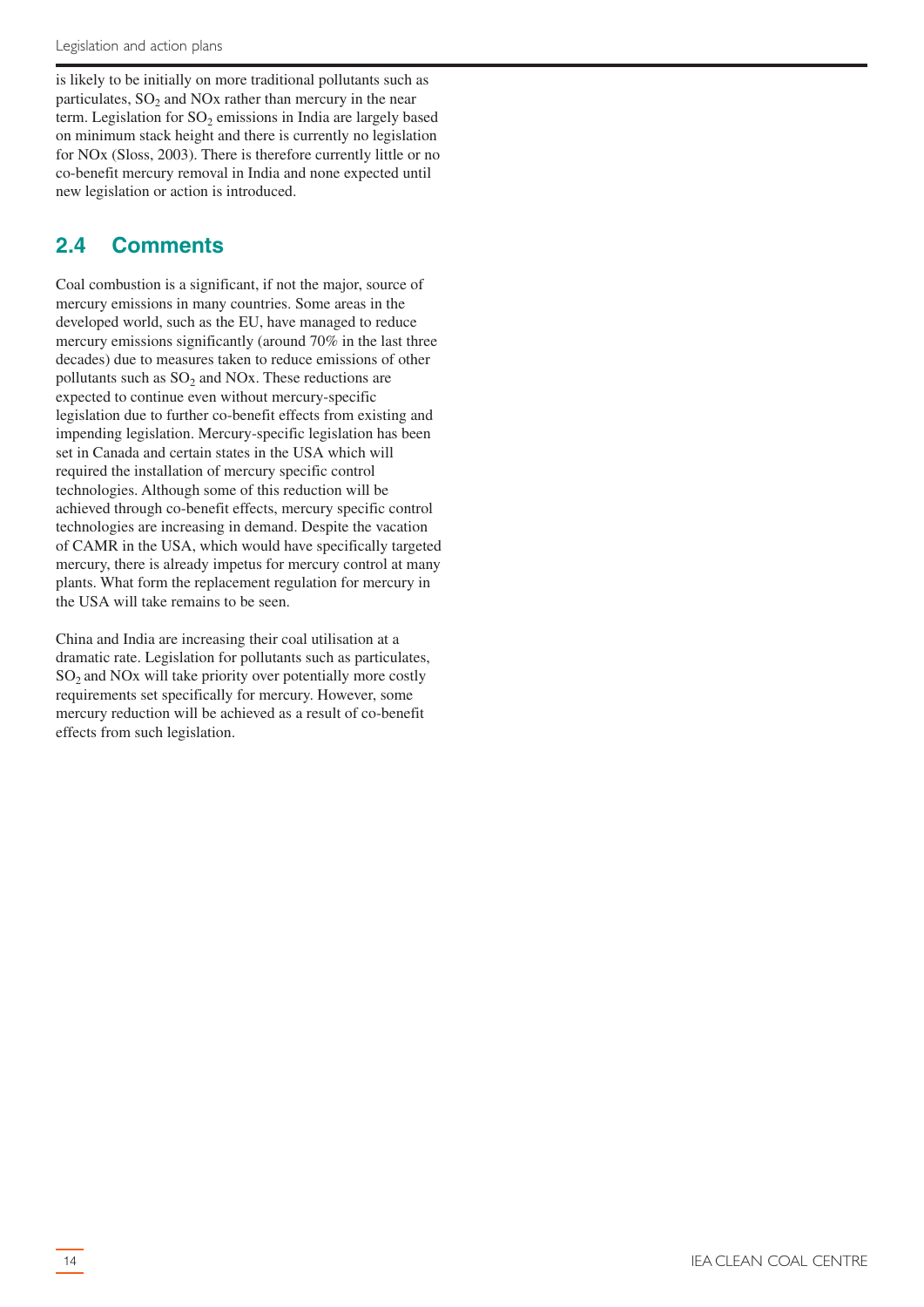is likely to be initially on more traditional pollutants such as particulates, $SO_2$ and NOx rather than mercury in the near term. Legislation for $SO_2$ emissions in India are largely based on minimum stack height and there is currently no legislation for NOx (Sloss, 2003). There is therefore currently little or no co-benefit mercury removal in India and none expected until new legislation or action is introduced.

## 2.4 Comments

Coal combustion is a significant, if not the major, source of mercury emissions in many countries. Some areas in the developed world, such as the EU, have managed to reduce mercury emissions significantly (around 70% in the last three decades) due to measures taken to reduce emissions of other pollutants such as $SO_2$ and NOx. These reductions are expected to continue even without mercury-specific legislation due to further co-benefit effects from existing and impending legislation. Mercury-specific legislation has been set in Canada and certain states in the USA which will required the installation of mercury specific control technologies. Although some of this reduction will be achieved through co-benefit effects, mercury specific control technologies are increasing in demand. Despite the vacation of CAMR in the USA, which would have specifically targeted mercury, there is already impetus for mercury control at many plants. What form the replacement regulation for mercury in the USA will take remains to be seen.

China and India are increasing their coal utilisation at a dramatic rate. Legislation for pollutants such as particulates, $SO_2$ and NOx will take priority over potentially more costly requirements set specifically for mercury. However, some mercury reduction will be achieved as a result of co-benefit effects from such legislation.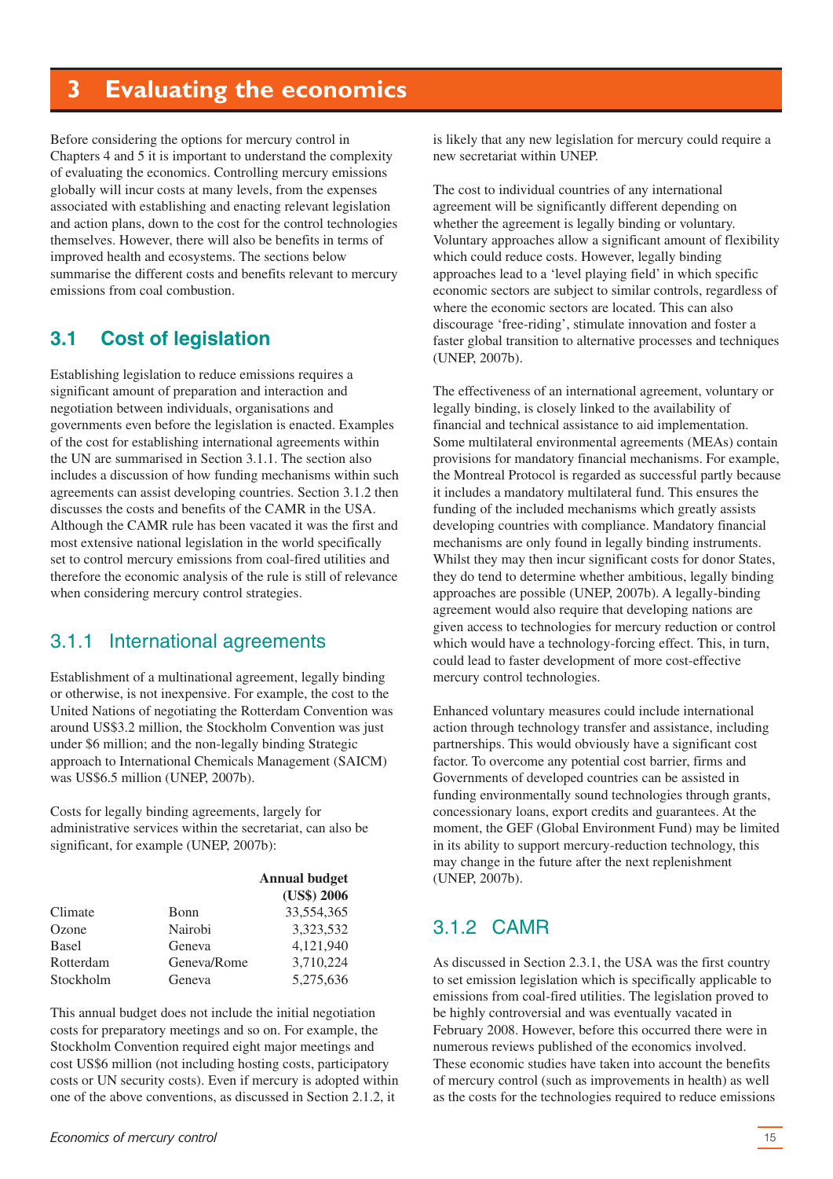# 3 Evaluating the economics

Before considering the options for mercury control in Chapters 4 and 5 it is important to understand the complexity of evaluating the economics. Controlling mercury emissions globally will incur costs at many levels, from the expenses associated with establishing and enacting relevant legislation and action plans, down to the cost for the control technologies themselves. However, there will also be benefits in terms of improved health and ecosystems. The sections below summarise the different costs and benefits relevant to mercury emissions from coal combustion.

## 3.1 Cost of legislation

Establishing legislation to reduce emissions requires a significant amount of preparation and interaction and negotiation between individuals, organisations and governments even before the legislation is enacted. Examples of the cost for establishing international agreements within the UN are summarised in Section 3.1.1. The section also includes a discussion of how funding mechanisms within such agreements can assist developing countries. Section 3.1.2 then discusses the costs and benefits of the CAMR in the USA. Although the CAMR rule has been vacated it was the first and most extensive national legislation in the world specifically set to control mercury emissions from coal-fired utilities and therefore the economic analysis of the rule is still of relevance when considering mercury control strategies.

### 3.1.1 International agreements

Establishment of a multinational agreement, legally binding or otherwise, is not inexpensive. For example, the cost to the United Nations of negotiating the Rotterdam Convention was around US$3.2 million, the Stockholm Convention was just under $6 million; and the non-legally binding Strategic approach to International Chemicals Management (SAICM) was US$6.5 million (UNEP, 2007b).

Costs for legally binding agreements, largely for administrative services within the secretariat, can also be significant, for example (UNEP, 2007b):

| | | Annual budget (US$) 2006 |
|---|---|---|
| Climate | Bonn | 33,554,365 |
| Ozone | Nairobi | 3,323,532 |
| Basel | Geneva | 4,121,940 |
| Rotterdam | Geneva/Rome | 3,710,224 |
| Stockholm | Geneva | 5,275,636 |

This annual budget does not include the initial negotiation costs for preparatory meetings and so on. For example, the Stockholm Convention required eight major meetings and cost US$6 million (not including hosting costs, participatory costs or UN security costs). Even if mercury is adopted within one of the above conventions, as discussed in Section 2.1.2, it is likely that any new legislation for mercury could require a new secretariat within UNEP.

The cost to individual countries of any international agreement will be significantly different depending on whether the agreement is legally binding or voluntary. Voluntary approaches allow a significant amount of flexibility which could reduce costs. However, legally binding approaches lead to a 'level playing field' in which specific economic sectors are subject to similar controls, regardless of where the economic sectors are located. This can also discourage 'free-riding', stimulate innovation and foster a faster global transition to alternative processes and techniques (UNEP, 2007b).

The effectiveness of an international agreement, voluntary or legally binding, is closely linked to the availability of financial and technical assistance to aid implementation. Some multilateral environmental agreements (MEAs) contain provisions for mandatory financial mechanisms. For example, the Montreal Protocol is regarded as successful partly because it includes a mandatory multilateral fund. This ensures the funding of the included mechanisms which greatly assists developing countries with compliance. Mandatory financial mechanisms are only found in legally binding instruments. Whilst they may then incur significant costs for donor States, they do tend to determine whether ambitious, legally binding approaches are possible (UNEP, 2007b). A legally-binding agreement would also require that developing nations are given access to technologies for mercury reduction or control which would have a technology-forcing effect. This, in turn, could lead to faster development of more cost-effective mercury control technologies.

Enhanced voluntary measures could include international action through technology transfer and assistance, including partnerships. This would obviously have a significant cost factor. To overcome any potential cost barrier, firms and Governments of developed countries can be assisted in funding environmentally sound technologies through grants, concessionary loans, export credits and guarantees. At the moment, the GEF (Global Environment Fund) may be limited in its ability to support mercury-reduction technology, this may change in the future after the next replenishment (UNEP, 2007b).

### 3.1.2 CAMR

As discussed in Section 2.3.1, the USA was the first country to set emission legislation which is specifically applicable to emissions from coal-fired utilities. The legislation proved to be highly controversial and was eventually vacated in February 2008. However, before this occurred there were in numerous reviews published of the economics involved. These economic studies have taken into account the benefits of mercury control (such as improvements in health) as well as the costs for the technologies required to reduce emissions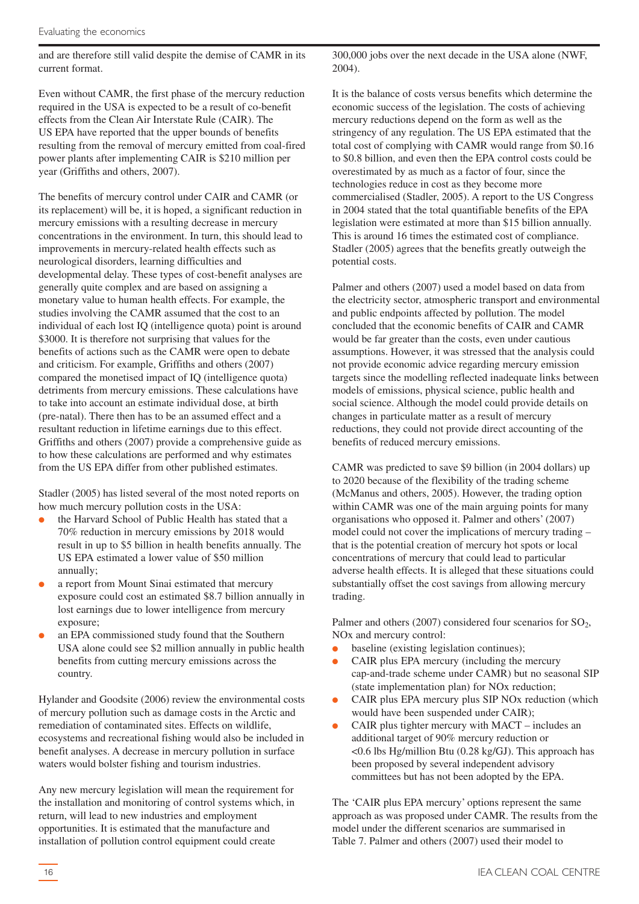and are therefore still valid despite the demise of CAMR in its current format.

Even without CAMR, the first phase of the mercury reduction required in the USA is expected to be a result of co-benefit effects from the Clean Air Interstate Rule (CAIR). The US EPA have reported that the upper bounds of benefits resulting from the removal of mercury emitted from coal-fired power plants after implementing CAIR is $210 million per year (Griffiths and others, 2007).

The benefits of mercury control under CAIR and CAMR (or its replacement) will be, it is hoped, a significant reduction in mercury emissions with a resulting decrease in mercury concentrations in the environment. In turn, this should lead to improvements in mercury-related health effects such as neurological disorders, learning difficulties and developmental delay. These types of cost-benefit analyses are generally quite complex and are based on assigning a monetary value to human health effects. For example, the studies involving the CAMR assumed that the cost to an individual of each lost IQ (intelligence quota) point is around $3000. It is therefore not surprising that values for the benefits of actions such as the CAMR were open to debate and criticism. For example, Griffiths and others (2007) compared the monetised impact of IQ (intelligence quota) detriments from mercury emissions. These calculations have to take into account an estimate individual dose, at birth (pre-natal). There then has to be an assumed effect and a resultant reduction in lifetime earnings due to this effect. Griffiths and others (2007) provide a comprehensive guide as to how these calculations are performed and why estimates from the US EPA differ from other published estimates.

Stadler (2005) has listed several of the most noted reports on how much mercury pollution costs in the USA:

- the Harvard School of Public Health has stated that a 70% reduction in mercury emissions by 2018 would result in up to $5 billion in health benefits annually. The US EPA estimated a lower value of $50 million annually;
- a report from Mount Sinai estimated that mercury exposure could cost an estimated $8.7 billion annually in lost earnings due to lower intelligence from mercury exposure;
- an EPA commissioned study found that the Southern USA alone could see $2 million annually in public health benefits from cutting mercury emissions across the country.

Hylander and Goodsite (2006) review the environmental costs of mercury pollution such as damage costs in the Arctic and remediation of contaminated sites. Effects on wildlife, ecosystems and recreational fishing would also be included in benefit analyses. A decrease in mercury pollution in surface waters would bolster fishing and tourism industries.

Any new mercury legislation will mean the requirement for the installation and monitoring of control systems which, in return, will lead to new industries and employment opportunities. It is estimated that the manufacture and installation of pollution control equipment could create 300,000 jobs over the next decade in the USA alone (NWF, 2004).

It is the balance of costs versus benefits which determine the economic success of the legislation. The costs of achieving mercury reductions depend on the form as well as the stringency of any regulation. The US EPA estimated that the total cost of complying with CAMR would range from $0.16 to $0.8 billion, and even then the EPA control costs could be overestimated by as much as a factor of four, since the technologies reduce in cost as they become more commercialised (Stadler, 2005). A report to the US Congress in 2004 stated that the total quantifiable benefits of the EPA legislation were estimated at more than $15 billion annually. This is around 16 times the estimated cost of compliance. Stadler (2005) agrees that the benefits greatly outweigh the potential costs.

Palmer and others (2007) used a model based on data from the electricity sector, atmospheric transport and environmental and public endpoints affected by pollution. The model concluded that the economic benefits of CAIR and CAMR would be far greater than the costs, even under cautious assumptions. However, it was stressed that the analysis could not provide economic advice regarding mercury emission targets since the modelling reflected inadequate links between models of emissions, physical science, public health and social science. Although the model could provide details on changes in particulate matter as a result of mercury reductions, they could not provide direct accounting of the benefits of reduced mercury emissions.

CAMR was predicted to save $9 billion (in 2004 dollars) up to 2020 because of the flexibility of the trading scheme (McManus and others, 2005). However, the trading option within CAMR was one of the main arguing points for many organisations who opposed it. Palmer and others' (2007) model could not cover the implications of mercury trading – that is the potential creation of mercury hot spots or local concentrations of mercury that could lead to particular adverse health effects. It is alleged that these situations could substantially offset the cost savings from allowing mercury trading.

Palmer and others (2007) considered four scenarios for $SO_2$, NOx and mercury control:

- baseline (existing legislation continues);
- CAIR plus EPA mercury (including the mercury cap-and-trade scheme under CAMR) but no seasonal SIP (state implementation plan) for NOx reduction;
- CAIR plus EPA mercury plus SIP NOx reduction (which would have been suspended under CAIR);
- CAIR plus tighter mercury with MACT – includes an additional target of 90% mercury reduction or <0.6 lbs Hg/million Btu (0.28 kg/GJ). This approach has been proposed by several independent advisory committees but has not been adopted by the EPA.

The 'CAIR plus EPA mercury' options represent the same approach as was proposed under CAMR. The results from the model under the different scenarios are summarised in Table 7. Palmer and others (2007) used their model to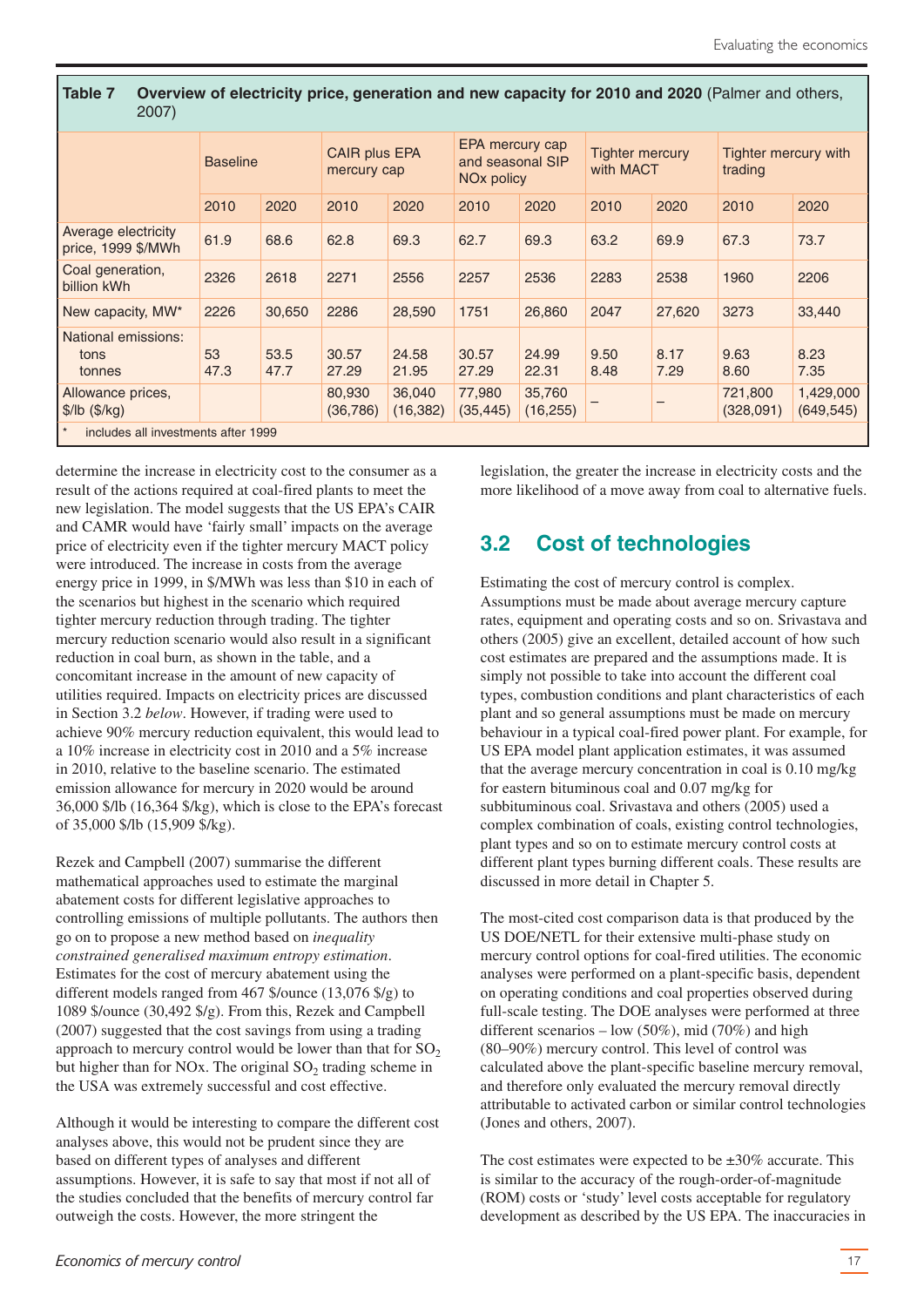**Table 7 Overview of electricity price, generation and new capacity for 2010 and 2020** (Palmer and others, 2007)

| | Baseline | | CAIR plus EPA mercury cap | | EPA mercury cap and seasonal SIP NOx policy | | Tighter mercury with MACT | | Tighter mercury with trading | |
|---|---|---|---|---|---|---|---|---|---|---|
| | 2010 | 2020 | 2010 | 2020 | 2010 | 2020 | 2010 | 2020 | 2010 | 2020 |
| Average electricity price, 1999 $/MWh | 61.9 | 68.6 | 62.8 | 69.3 | 62.7 | 69.3 | 63.2 | 69.9 | 67.3 | 73.7 |
| Coal generation, billion kWh | 2326 | 2618 | 2271 | 2556 | 2257 | 2536 | 2283 | 2538 | 1960 | 2206 |
| New capacity, MW* | 2226 | 30,650 | 2286 | 28,590 | 1751 | 26,860 | 2047 | 27,620 | 3273 | 33,440 |
| National emissions: tons tonnes | 53 47.3 | 53.5 47.7 | 30.57 27.29 | 24.58 21.95 | 30.57 27.29 | 24.99 22.31 | 9.50 8.48 | 8.17 7.29 | 9.63 8.60 | 8.23 7.35 |
| Allowance prices, $/lb ($/kg) | | | 80,930 (36,786) | 36,040 (16,382) | 77,980 (35,445) | 35,760 (16,255) | – | – | 721,800 (328,091) | 1,429,000 (649,545) |

\* includes all investments after 1999

determine the increase in electricity cost to the consumer as a result of the actions required at coal-fired plants to meet the new legislation. The model suggests that the US EPA's CAIR and CAMR would have 'fairly small' impacts on the average price of electricity even if the tighter mercury MACT policy were introduced. The increase in costs from the average energy price in 1999, in $/MWh was less than $10 in each of the scenarios but highest in the scenario which required tighter mercury reduction through trading. The tighter mercury reduction scenario would also result in a significant reduction in coal burn, as shown in the table, and a concomitant increase in the amount of new capacity of utilities required. Impacts on electricity prices are discussed in Section 3.2 *below*. However, if trading were used to achieve 90% mercury reduction equivalent, this would lead to a 10% increase in electricity cost in 2010 and a 5% increase in 2010, relative to the baseline scenario. The estimated emission allowance for mercury in 2020 would be around 36,000 $/lb (16,364 $/kg), which is close to the EPA's forecast of 35,000 $/lb (15,909 $/kg).

Rezek and Campbell (2007) summarise the different mathematical approaches used to estimate the marginal abatement costs for different legislative approaches to controlling emissions of multiple pollutants. The authors then go on to propose a new method based on *inequality constrained generalised maximum entropy estimation*. Estimates for the cost of mercury abatement using the different models ranged from 467 $/ounce (13,076 $/g) to 1089 $/ounce (30,492 $/g). From this, Rezek and Campbell (2007) suggested that the cost savings from using a trading approach to mercury control would be lower than that for $SO_2$ but higher than for NOx. The original $SO_2$ trading scheme in the USA was extremely successful and cost effective.

Although it would be interesting to compare the different cost analyses above, this would not be prudent since they are based on different types of analyses and different assumptions. However, it is safe to say that most if not all of the studies concluded that the benefits of mercury control far outweigh the costs. However, the more stringent the legislation, the greater the increase in electricity costs and the more likelihood of a move away from coal to alternative fuels.

## 3.2 Cost of technologies

Estimating the cost of mercury control is complex. Assumptions must be made about average mercury capture rates, equipment and operating costs and so on. Srivastava and others (2005) give an excellent, detailed account of how such cost estimates are prepared and the assumptions made. It is simply not possible to take into account the different coal types, combustion conditions and plant characteristics of each plant and so general assumptions must be made on mercury behaviour in a typical coal-fired power plant. For example, for US EPA model plant application estimates, it was assumed that the average mercury concentration in coal is 0.10 mg/kg for eastern bituminous coal and 0.07 mg/kg for subbituminous coal. Srivastava and others (2005) used a complex combination of coals, existing control technologies, plant types and so on to estimate mercury control costs at different plant types burning different coals. These results are discussed in more detail in Chapter 5.

The most-cited cost comparison data is that produced by the US DOE/NETL for their extensive multi-phase study on mercury control options for coal-fired utilities. The economic analyses were performed on a plant-specific basis, dependent on operating conditions and coal properties observed during full-scale testing. The DOE analyses were performed at three different scenarios – low (50%), mid (70%) and high (80–90%) mercury control. This level of control was calculated above the plant-specific baseline mercury removal, and therefore only evaluated the mercury removal directly attributable to activated carbon or similar control technologies (Jones and others, 2007).

The cost estimates were expected to be ±30% accurate. This is similar to the accuracy of the rough-order-of-magnitude (ROM) costs or 'study' level costs acceptable for regulatory development as described by the US EPA. The inaccuracies in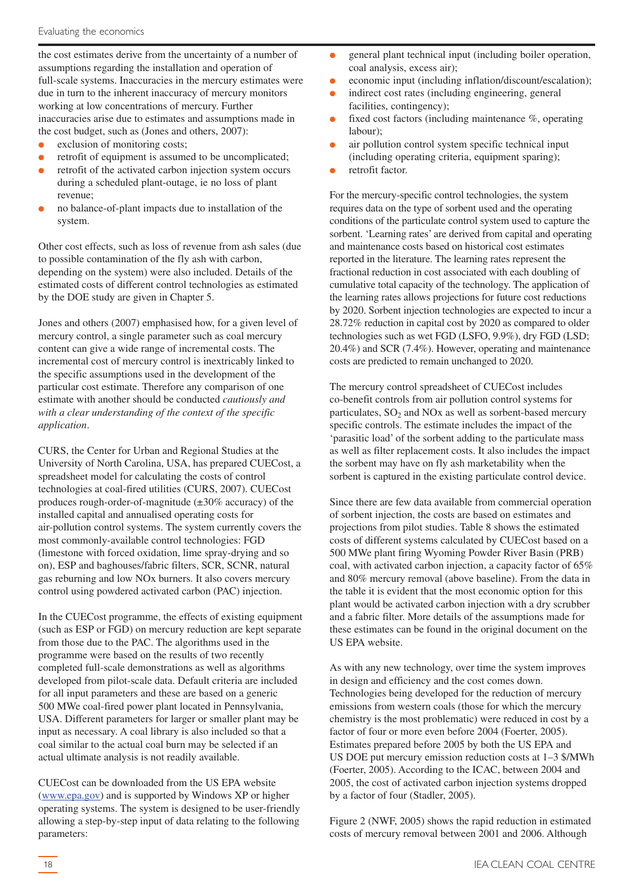the cost estimates derive from the uncertainty of a number of assumptions regarding the installation and operation of full-scale systems. Inaccuracies in the mercury estimates were due in turn to the inherent inaccuracy of mercury monitors working at low concentrations of mercury. Further inaccuracies arise due to estimates and assumptions made in the cost budget, such as (Jones and others, 2007):

- exclusion of monitoring costs;
- retrofit of equipment is assumed to be uncomplicated;
- retrofit of the activated carbon injection system occurs during a scheduled plant-outage, ie no loss of plant revenue;
- no balance-of-plant impacts due to installation of the system.

Other cost effects, such as loss of revenue from ash sales (due to possible contamination of the fly ash with carbon, depending on the system) were also included. Details of the estimated costs of different control technologies as estimated by the DOE study are given in Chapter 5.

Jones and others (2007) emphasised how, for a given level of mercury control, a single parameter such as coal mercury content can give a wide range of incremental costs. The incremental cost of mercury control is inextricably linked to the specific assumptions used in the development of the particular cost estimate. Therefore any comparison of one estimate with another should be conducted *cautiously and with a clear understanding of the context of the specific application*.

CURS, the Center for Urban and Regional Studies at the University of North Carolina, USA, has prepared CUECost, a spreadsheet model for calculating the costs of control technologies at coal-fired utilities (CURS, 2007). CUECost produces rough-order-of-magnitude (±30% accuracy) of the installed capital and annualised operating costs for air-pollution control systems. The system currently covers the most commonly-available control technologies: FGD (limestone with forced oxidation, lime spray-drying and so on), ESP and baghouses/fabric filters, SCR, SCNR, natural gas reburning and low NOx burners. It also covers mercury control using powdered activated carbon (PAC) injection.

In the CUECost programme, the effects of existing equipment (such as ESP or FGD) on mercury reduction are kept separate from those due to the PAC. The algorithms used in the programme were based on the results of two recently completed full-scale demonstrations as well as algorithms developed from pilot-scale data. Default criteria are included for all input parameters and these are based on a generic 500 MWe coal-fired power plant located in Pennsylvania, USA. Different parameters for larger or smaller plant may be input as necessary. A coal library is also included so that a coal similar to the actual coal burn may be selected if an actual ultimate analysis is not readily available.

CUECost can be downloaded from the US EPA website (www.epa.gov) and is supported by Windows XP or higher operating systems. The system is designed to be user-friendly allowing a step-by-step input of data relating to the following parameters:

- general plant technical input (including boiler operation, coal analysis, excess air);
- economic input (including inflation/discount/escalation);
- indirect cost rates (including engineering, general facilities, contingency);
- fixed cost factors (including maintenance %, operating labour);
- air pollution control system specific technical input (including operating criteria, equipment sparing);
- retrofit factor.

For the mercury-specific control technologies, the system requires data on the type of sorbent used and the operating conditions of the particulate control system used to capture the sorbent. 'Learning rates' are derived from capital and operating and maintenance costs based on historical cost estimates reported in the literature. The learning rates represent the fractional reduction in cost associated with each doubling of cumulative total capacity of the technology. The application of the learning rates allows projections for future cost reductions by 2020. Sorbent injection technologies are expected to incur a 28.72% reduction in capital cost by 2020 as compared to older technologies such as wet FGD (LSFO, 9.9%), dry FGD (LSD; 20.4%) and SCR (7.4%). However, operating and maintenance costs are predicted to remain unchanged to 2020.

The mercury control spreadsheet of CUECost includes co-benefit controls from air pollution control systems for particulates, $SO_2$ and NOx as well as sorbent-based mercury specific controls. The estimate includes the impact of the 'parasitic load' of the sorbent adding to the particulate mass as well as filter replacement costs. It also includes the impact the sorbent may have on fly ash marketability when the sorbent is captured in the existing particulate control device.

Since there are few data available from commercial operation of sorbent injection, the costs are based on estimates and projections from pilot studies. Table 8 shows the estimated costs of different systems calculated by CUECost based on a 500 MWe plant firing Wyoming Powder River Basin (PRB) coal, with activated carbon injection, a capacity factor of 65% and 80% mercury removal (above baseline). From the data in the table it is evident that the most economic option for this plant would be activated carbon injection with a dry scrubber and a fabric filter. More details of the assumptions made for these estimates can be found in the original document on the US EPA website.

As with any new technology, over time the system improves in design and efficiency and the cost comes down. Technologies being developed for the reduction of mercury emissions from western coals (those for which the mercury chemistry is the most problematic) were reduced in cost by a factor of four or more even before 2004 (Foerter, 2005). Estimates prepared before 2005 by both the US EPA and US DOE put mercury emission reduction costs at 1–3 \$/MWh (Foerter, 2005). According to the ICAC, between 2004 and 2005, the cost of activated carbon injection systems dropped by a factor of four (Stadler, 2005).

Figure 2 (NWF, 2005) shows the rapid reduction in estimated costs of mercury removal between 2001 and 2006. Although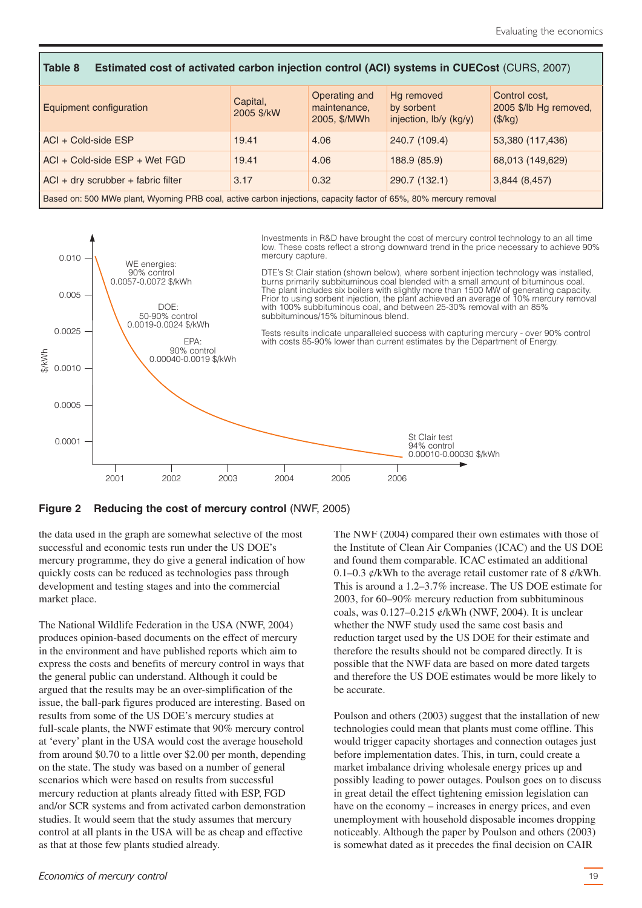**Table 8 Estimated cost of activated carbon injection control (ACI) systems in CUECost** (CURS, 2007)

| Equipment configuration | Capital, 2005 $/kW | Operating and maintenance, 2005, $/MWh | Hg removed by sorbent injection, lb/y (kg/y) | Control cost, 2005 $/lb Hg removed, ($/kg) |
|---|---|---|---|---|
| ACI + Cold-side ESP | 19.41 | 4.06 | 240.7 (109.4) | 53,380 (117,436) |
| ACI + Cold-side ESP + Wet FGD | 19.41 | 4.06 | 188.9 (85.9) | 68,013 (149,629) |
| ACI + dry scrubber + fabric filter | 3.17 | 0.32 | 290.7 (132.1) | 3,844 (8,457) |
| Based on: 500 MWe plant, Wyoming PRB coal, active carbon injections, capacity factor of 65%, 80% mercury removal | | | | |

WE energies: 90% control 0.0057-0.0072 $/kWh

DOE: 50-90% control 0.0019-0.0024 $/kWh

EPA: 90% control 0.00040-0.0019 $/kWh

St Clair test 94% control 0.00010-0.00030 $/kWh

Investments in R&D have brought the cost of mercury control technology to an all time low. These costs reflect a strong downward trend in the price necessary to achieve 90% mercury capture.

DTE's St Clair station (shown below), where sorbent injection technology was installed, burns primarily subbituminous coal blended with a small amount of bituminous coal. The plant includes six boilers with slightly more than 1500 MW of generating capacity. Prior to using sorbent injection, the plant achieved an average of 10% mercury removal with 100% subbituminous coal, and between 25-30% removal with an 85% subbituminous/15% bituminous blend.

Tests results indicate unparalleled success with capturing mercury - over 90% control with costs 85-90% lower than current estimates by the Department of Energy.

**Figure 2 Reducing the cost of mercury control** (NWF, 2005)

the data used in the graph are somewhat selective of the most successful and economic tests run under the US DOE's mercury programme, they do give a general indication of how quickly costs can be reduced as technologies pass through development and testing stages and into the commercial market place.

The National Wildlife Federation in the USA (NWF, 2004) produces opinion-based documents on the effect of mercury in the environment and have published reports which aim to express the costs and benefits of mercury control in ways that the general public can understand. Although it could be argued that the results may be an over-simplification of the issue, the ball-park figures produced are interesting. Based on results from some of the US DOE's mercury studies at full-scale plants, the NWF estimate that 90% mercury control at 'every' plant in the USA would cost the average household from around \$0.70 to a little over \$2.00 per month, depending on the state. The study was based on a number of general scenarios which were based on results from successful mercury reduction at plants already fitted with ESP, FGD and/or SCR systems and from activated carbon demonstration studies. It would seem that the study assumes that mercury control at all plants in the USA will be as cheap and effective as that at those few plants studied already.

The NWF (2004) compared their own estimates with those of the Institute of Clean Air Companies (ICAC) and the US DOE and found them comparable. ICAC estimated an additional 0.1–0.3 ¢/kWh to the average retail customer rate of 8 ¢/kWh. This is around a 1.2–3.7% increase. The US DOE estimate for 2003, for 60–90% mercury reduction from subbituminous coals, was 0.127–0.215 ¢/kWh (NWF, 2004). It is unclear whether the NWF study used the same cost basis and reduction target used by the US DOE for their estimate and therefore the results should not be compared directly. It is possible that the NWF data are based on more dated targets and therefore the US DOE estimates would be more likely to be accurate.

Poulson and others (2003) suggest that the installation of new technologies could mean that plants must come offline. This would trigger capacity shortages and connection outages just before implementation dates. This, in turn, could create a market imbalance driving wholesale energy prices up and possibly leading to power outages. Poulson goes on to discuss in great detail the effect tightening emission legislation can have on the economy – increases in energy prices, and even unemployment with household disposable incomes dropping noticeably. Although the paper by Poulson and others (2003) is somewhat dated as it precedes the final decision on CAIR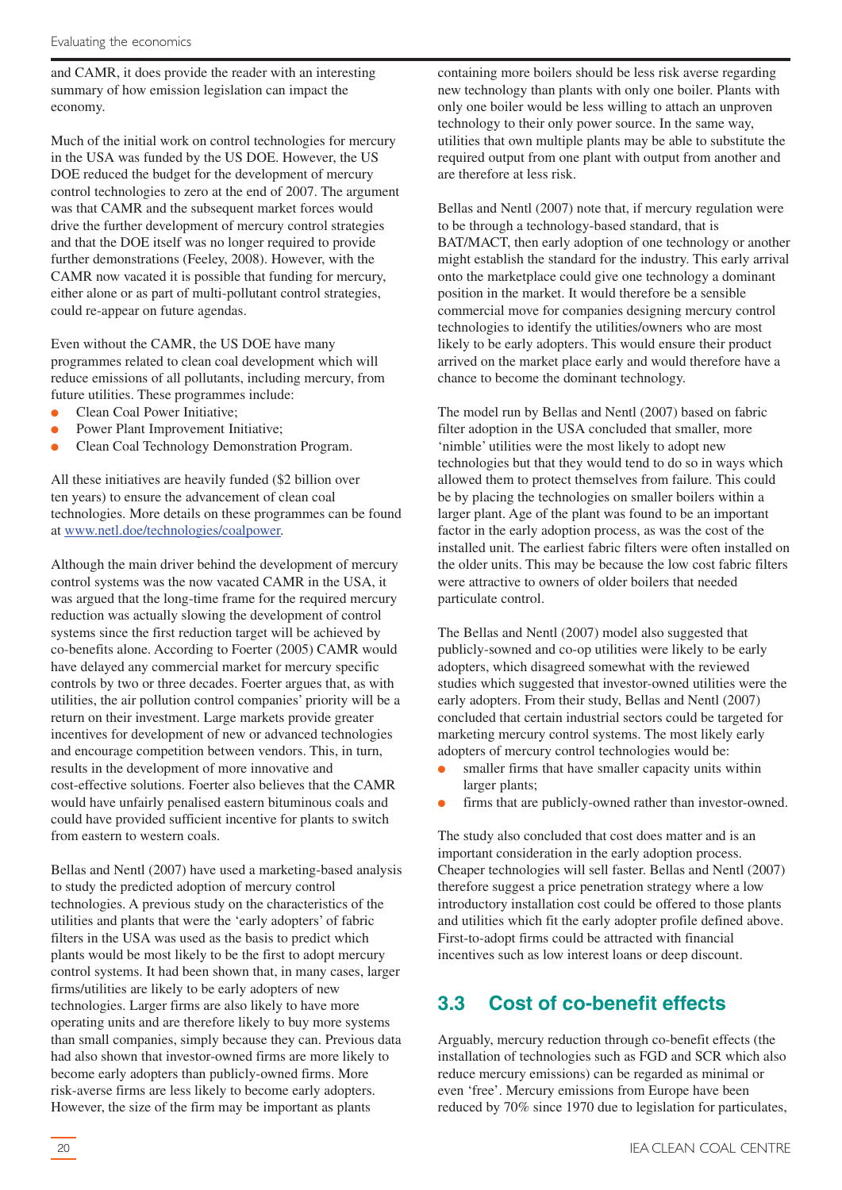and CAMR, it does provide the reader with an interesting summary of how emission legislation can impact the economy.

Much of the initial work on control technologies for mercury in the USA was funded by the US DOE. However, the US DOE reduced the budget for the development of mercury control technologies to zero at the end of 2007. The argument was that CAMR and the subsequent market forces would drive the further development of mercury control strategies and that the DOE itself was no longer required to provide further demonstrations (Feeley, 2008). However, with the CAMR now vacated it is possible that funding for mercury, either alone or as part of multi-pollutant control strategies, could re-appear on future agendas.

Even without the CAMR, the US DOE have many programmes related to clean coal development which will reduce emissions of all pollutants, including mercury, from future utilities. These programmes include:

- Clean Coal Power Initiative;
- Power Plant Improvement Initiative;
- Clean Coal Technology Demonstration Program.

All these initiatives are heavily funded ($2 billion over ten years) to ensure the advancement of clean coal technologies. More details on these programmes can be found at www.netl.doe/technologies/coalpower.

Although the main driver behind the development of mercury control systems was the now vacated CAMR in the USA, it was argued that the long-time frame for the required mercury reduction was actually slowing the development of control systems since the first reduction target will be achieved by co-benefits alone. According to Foerter (2005) CAMR would have delayed any commercial market for mercury specific controls by two or three decades. Foerter argues that, as with utilities, the air pollution control companies' priority will be a return on their investment. Large markets provide greater incentives for development of new or advanced technologies and encourage competition between vendors. This, in turn, results in the development of more innovative and cost-effective solutions. Foerter also believes that the CAMR would have unfairly penalised eastern bituminous coals and could have provided sufficient incentive for plants to switch from eastern to western coals.

Bellas and Nentl (2007) have used a marketing-based analysis to study the predicted adoption of mercury control technologies. A previous study on the characteristics of the utilities and plants that were the 'early adopters' of fabric filters in the USA was used as the basis to predict which plants would be most likely to be the first to adopt mercury control systems. It had been shown that, in many cases, larger firms/utilities are likely to be early adopters of new technologies. Larger firms are also likely to have more operating units and are therefore likely to buy more systems than small companies, simply because they can. Previous data had also shown that investor-owned firms are more likely to become early adopters than publicly-owned firms. More risk-averse firms are less likely to become early adopters. However, the size of the firm may be important as plants containing more boilers should be less risk averse regarding new technology than plants with only one boiler. Plants with only one boiler would be less willing to attach an unproven technology to their only power source. In the same way, utilities that own multiple plants may be able to substitute the required output from one plant with output from another and are therefore at less risk.

Bellas and Nentl (2007) note that, if mercury regulation were to be through a technology-based standard, that is BAT/MACT, then early adoption of one technology or another might establish the standard for the industry. This early arrival onto the marketplace could give one technology a dominant position in the market. It would therefore be a sensible commercial move for companies designing mercury control technologies to identify the utilities/owners who are most likely to be early adopters. This would ensure their product arrived on the market place early and would therefore have a chance to become the dominant technology.

The model run by Bellas and Nentl (2007) based on fabric filter adoption in the USA concluded that smaller, more 'nimble' utilities were the most likely to adopt new technologies but that they would tend to do so in ways which allowed them to protect themselves from failure. This could be by placing the technologies on smaller boilers within a larger plant. Age of the plant was found to be an important factor in the early adoption process, as was the cost of the installed unit. The earliest fabric filters were often installed on the older units. This may be because the low cost fabric filters were attractive to owners of older boilers that needed particulate control.

The Bellas and Nentl (2007) model also suggested that publicly-sowned and co-op utilities were likely to be early adopters, which disagreed somewhat with the reviewed studies which suggested that investor-owned utilities were the early adopters. From their study, Bellas and Nentl (2007) concluded that certain industrial sectors could be targeted for marketing mercury control systems. The most likely early adopters of mercury control technologies would be:

- smaller firms that have smaller capacity units within larger plants;
- firms that are publicly-owned rather than investor-owned.

The study also concluded that cost does matter and is an important consideration in the early adoption process. Cheaper technologies will sell faster. Bellas and Nentl (2007) therefore suggest a price penetration strategy where a low introductory installation cost could be offered to those plants and utilities which fit the early adopter profile defined above. First-to-adopt firms could be attracted with financial incentives such as low interest loans or deep discount.

## 3.3 Cost of co-benefit effects

Arguably, mercury reduction through co-benefit effects (the installation of technologies such as FGD and SCR which also reduce mercury emissions) can be regarded as minimal or even 'free'. Mercury emissions from Europe have been reduced by 70% since 1970 due to legislation for particulates,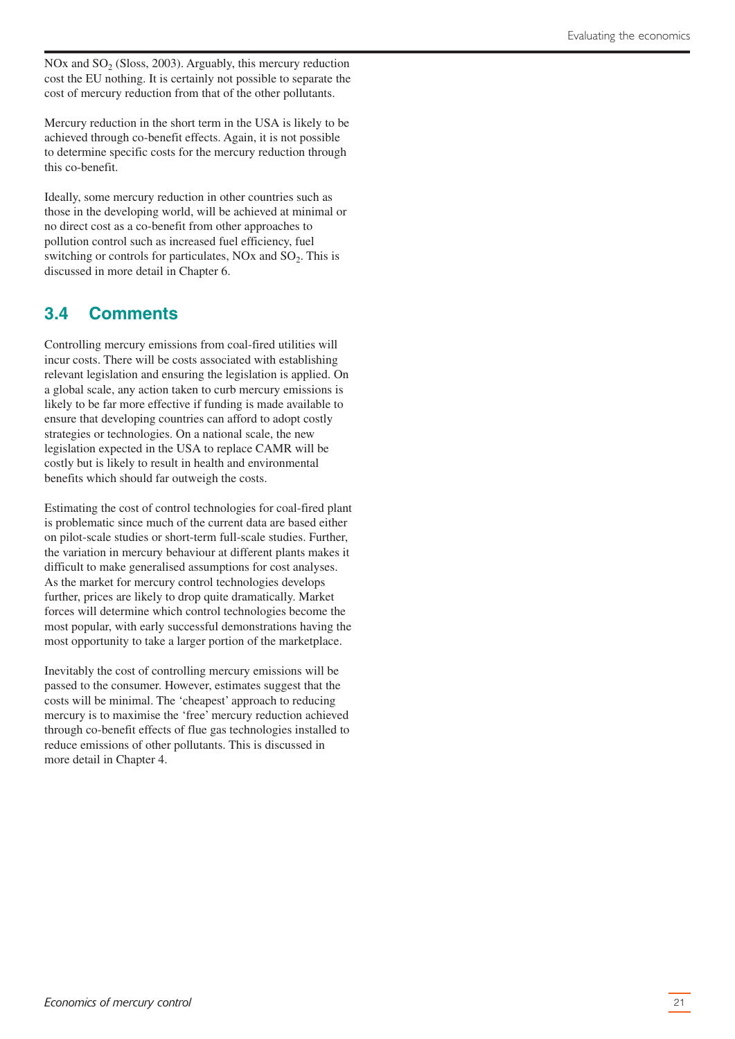NOx and $SO_2$ (Sloss, 2003). Arguably, this mercury reduction cost the EU nothing. It is certainly not possible to separate the cost of mercury reduction from that of the other pollutants.

Mercury reduction in the short term in the USA is likely to be achieved through co-benefit effects. Again, it is not possible to determine specific costs for the mercury reduction through this co-benefit.

Ideally, some mercury reduction in other countries such as those in the developing world, will be achieved at minimal or no direct cost as a co-benefit from other approaches to pollution control such as increased fuel efficiency, fuel switching or controls for particulates, NOx and $SO_2$. This is discussed in more detail in Chapter 6.

## 3.4 Comments

Controlling mercury emissions from coal-fired utilities will incur costs. There will be costs associated with establishing relevant legislation and ensuring the legislation is applied. On a global scale, any action taken to curb mercury emissions is likely to be far more effective if funding is made available to ensure that developing countries can afford to adopt costly strategies or technologies. On a national scale, the new legislation expected in the USA to replace CAMR will be costly but is likely to result in health and environmental benefits which should far outweigh the costs.

Estimating the cost of control technologies for coal-fired plant is problematic since much of the current data are based either on pilot-scale studies or short-term full-scale studies. Further, the variation in mercury behaviour at different plants makes it difficult to make generalised assumptions for cost analyses. As the market for mercury control technologies develops further, prices are likely to drop quite dramatically. Market forces will determine which control technologies become the most popular, with early successful demonstrations having the most opportunity to take a larger portion of the marketplace.

Inevitably the cost of controlling mercury emissions will be passed to the consumer. However, estimates suggest that the costs will be minimal. The 'cheapest' approach to reducing mercury is to maximise the 'free' mercury reduction achieved through co-benefit effects of flue gas technologies installed to reduce emissions of other pollutants. This is discussed in more detail in Chapter 4.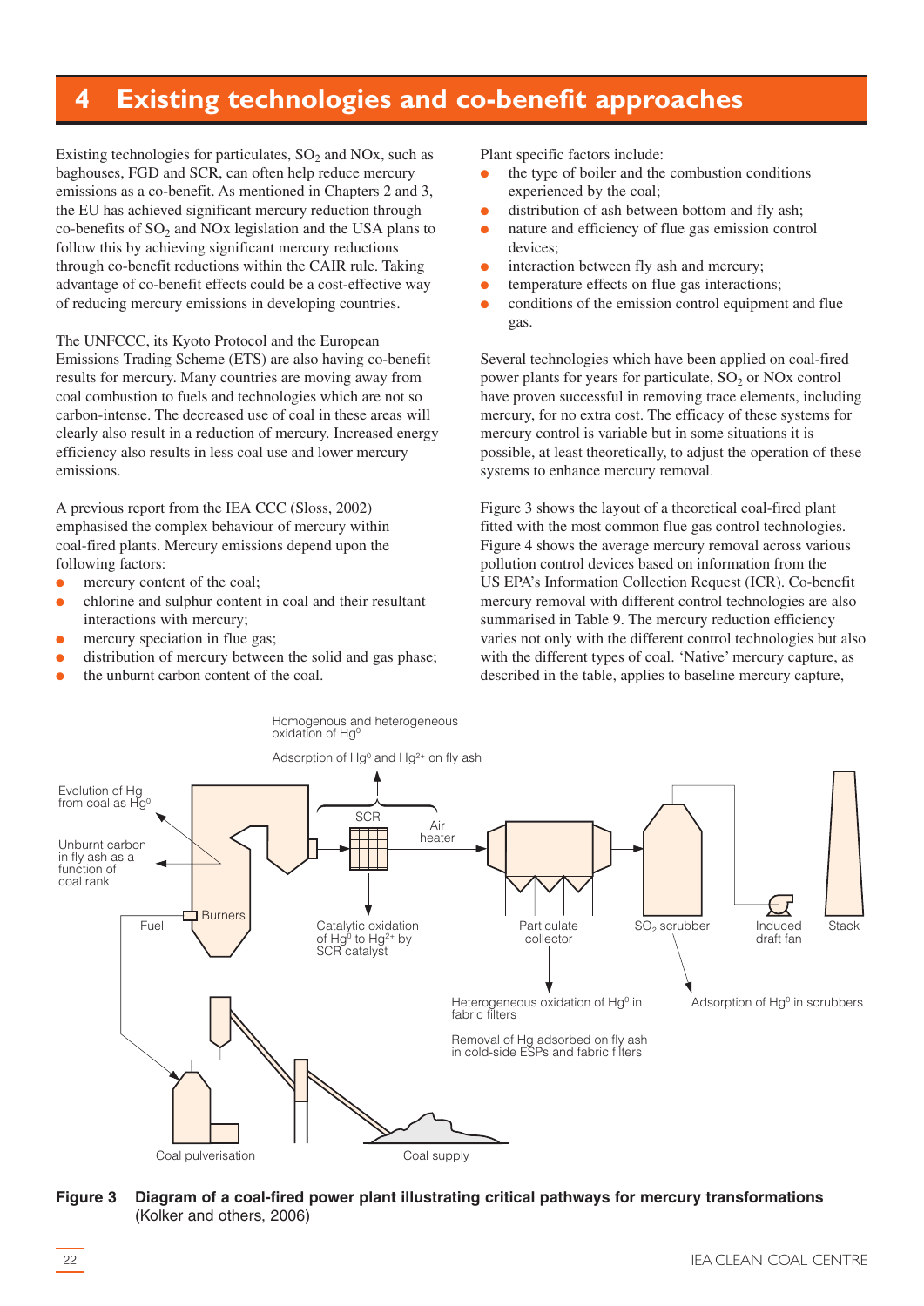# 4 Existing technologies and co-benefit approaches

Existing technologies for particulates, $SO_2$ and NOx, such as baghouses, FGD and SCR, can often help reduce mercury emissions as a co-benefit. As mentioned in Chapters 2 and 3, the EU has achieved significant mercury reduction through co-benefits of $SO_2$ and NOx legislation and the USA plans to follow this by achieving significant mercury reductions through co-benefit reductions within the CAIR rule. Taking advantage of co-benefit effects could be a cost-effective way of reducing mercury emissions in developing countries.

The UNFCCC, its Kyoto Protocol and the European Emissions Trading Scheme (ETS) are also having co-benefit results for mercury. Many countries are moving away from coal combustion to fuels and technologies which are not so carbon-intense. The decreased use of coal in these areas will clearly also result in a reduction of mercury. Increased energy efficiency also results in less coal use and lower mercury emissions.

A previous report from the IEA CCC (Sloss, 2002) emphasised the complex behaviour of mercury within coal-fired plants. Mercury emissions depend upon the following factors:

- mercury content of the coal;
- chlorine and sulphur content in coal and their resultant interactions with mercury;
- mercury speciation in flue gas;
- distribution of mercury between the solid and gas phase;
- the unburnt carbon content of the coal.

Plant specific factors include:

- the type of boiler and the combustion conditions experienced by the coal;
- distribution of ash between bottom and fly ash;
- nature and efficiency of flue gas emission control devices;
- interaction between fly ash and mercury;
- temperature effects on flue gas interactions;
- conditions of the emission control equipment and flue gas.

Several technologies which have been applied on coal-fired power plants for years for particulate, $SO_2$ or NOx control have proven successful in removing trace elements, including mercury, for no extra cost. The efficacy of these systems for mercury control is variable but in some situations it is possible, at least theoretically, to adjust the operation of these systems to enhance mercury removal.

Figure 3 shows the layout of a theoretical coal-fired plant fitted with the most common flue gas control technologies. Figure 4 shows the average mercury removal across various pollution control devices based on information from the US EPA's Information Collection Request (ICR). Co-benefit mercury removal with different control technologies are also summarised in Table 9. The mercury reduction efficiency varies not only with the different control technologies but also with the different types of coal. 'Native' mercury capture, as described in the table, applies to baseline mercury capture,

Homogenous and heterogeneous oxidation of $Hg^0$

Adsorption of $Hg^0$ and $Hg^{2+}$ on fly ash

Evolution of Hg from coal as $Hg^0$

Unburnt carbon in fly ash as a function of coal rank

SCR

Air heater

Fuel

Burners

Catalytic oxidation of $Hg^0$ to $Hg^{2+}$ by SCR catalyst

Particulate collector

$SO_2$ scrubber

Induced draft fan

Stack

Heterogeneous oxidation of $Hg^0$ in fabric filters

Adsorption of $Hg^0$ in scrubbers

Removal of Hg adsorbed on fly ash in cold-side ESPs and fabric filters

Coal pulverisation

Coal supply

**Figure 3 Diagram of a coal-fired power plant illustrating critical pathways for mercury transformations** (Kolker and others, 2006)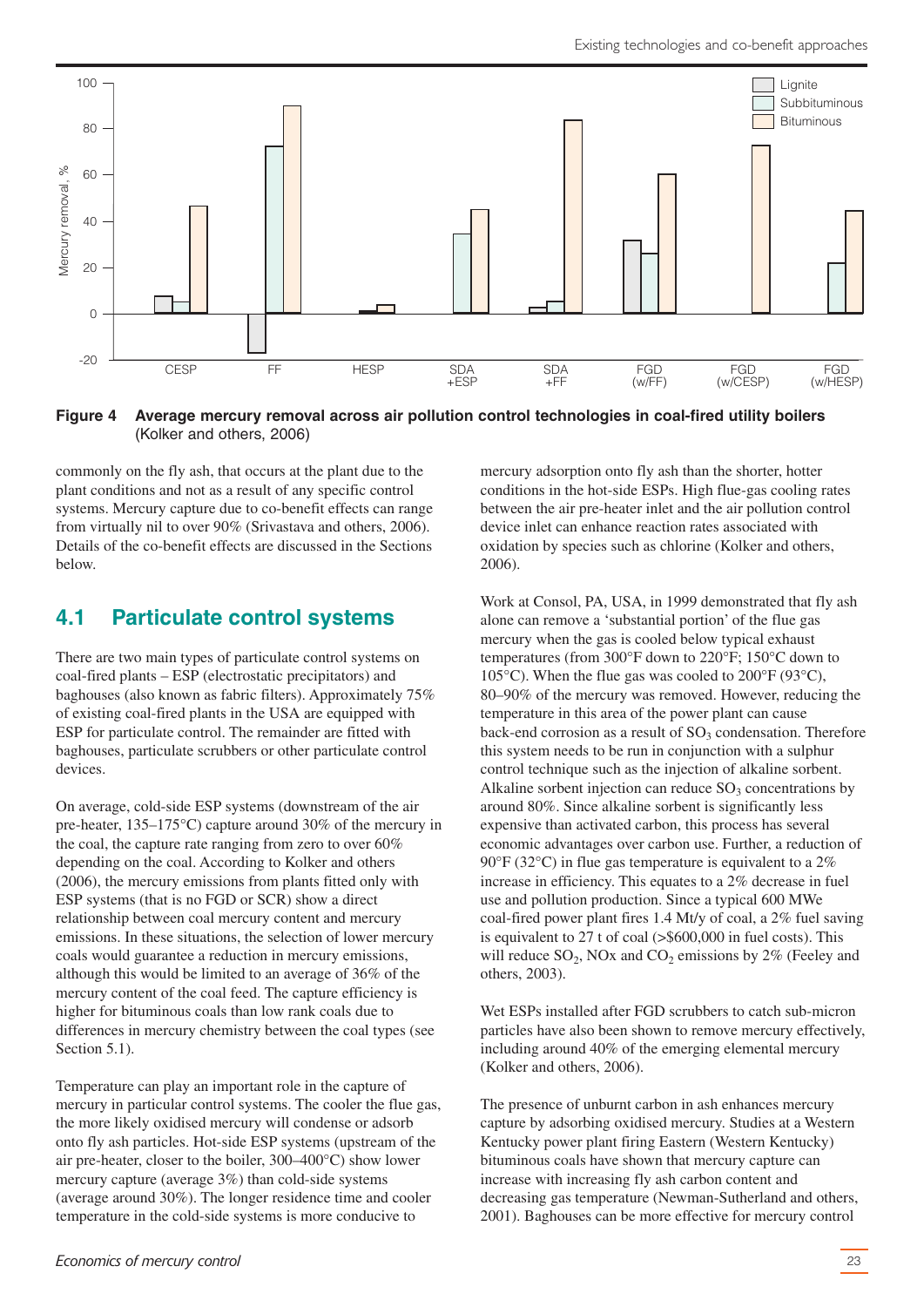**Figure 4 Average mercury removal across air pollution control technologies in coal-fired utility boilers** (Kolker and others, 2006)

commonly on the fly ash, that occurs at the plant due to the plant conditions and not as a result of any specific control systems. Mercury capture due to co-benefit effects can range from virtually nil to over 90% (Srivastava and others, 2006). Details of the co-benefit effects are discussed in the Sections below.

## 4.1 Particulate control systems

There are two main types of particulate control systems on coal-fired plants – ESP (electrostatic precipitators) and baghouses (also known as fabric filters). Approximately 75% of existing coal-fired plants in the USA are equipped with ESP for particulate control. The remainder are fitted with baghouses, particulate scrubbers or other particulate control devices.

On average, cold-side ESP systems (downstream of the air pre-heater, 135–175°C) capture around 30% of the mercury in the coal, the capture rate ranging from zero to over 60% depending on the coal. According to Kolker and others (2006), the mercury emissions from plants fitted only with ESP systems (that is no FGD or SCR) show a direct relationship between coal mercury content and mercury emissions. In these situations, the selection of lower mercury coals would guarantee a reduction in mercury emissions, although this would be limited to an average of 36% of the mercury content of the coal feed. The capture efficiency is higher for bituminous coals than low rank coals due to differences in mercury chemistry between the coal types (see Section 5.1).

Temperature can play an important role in the capture of mercury in particular control systems. The cooler the flue gas, the more likely oxidised mercury will condense or adsorb onto fly ash particles. Hot-side ESP systems (upstream of the air pre-heater, closer to the boiler, 300–400°C) show lower mercury capture (average 3%) than cold-side systems (average around 30%). The longer residence time and cooler temperature in the cold-side systems is more conducive to mercury adsorption onto fly ash than the shorter, hotter conditions in the hot-side ESPs. High flue-gas cooling rates between the air pre-heater inlet and the air pollution control device inlet can enhance reaction rates associated with oxidation by species such as chlorine (Kolker and others, 2006).

Work at Consol, PA, USA, in 1999 demonstrated that fly ash alone can remove a 'substantial portion' of the flue gas mercury when the gas is cooled below typical exhaust temperatures (from 300°F down to 220°F; 150°C down to 105°C). When the flue gas was cooled to 200°F (93°C), 80–90% of the mercury was removed. However, reducing the temperature in this area of the power plant can cause back-end corrosion as a result of $SO_3$ condensation. Therefore this system needs to be run in conjunction with a sulphur control technique such as the injection of alkaline sorbent. Alkaline sorbent injection can reduce $SO_3$ concentrations by around 80%. Since alkaline sorbent is significantly less expensive than activated carbon, this process has several economic advantages over carbon use. Further, a reduction of 90°F (32°C) in flue gas temperature is equivalent to a 2% increase in efficiency. This equates to a 2% decrease in fuel use and pollution production. Since a typical 600 MWe coal-fired power plant fires 1.4 Mt/y of coal, a 2% fuel saving is equivalent to 27 t of coal (>$600,000 in fuel costs). This will reduce $SO_2$, NOx and $CO_2$ emissions by 2% (Feeley and others, 2003).

Wet ESPs installed after FGD scrubbers to catch sub-micron particles have also been shown to remove mercury effectively, including around 40% of the emerging elemental mercury (Kolker and others, 2006).

The presence of unburnt carbon in ash enhances mercury capture by adsorbing oxidised mercury. Studies at a Western Kentucky power plant firing Eastern (Western Kentucky) bituminous coals have shown that mercury capture can increase with increasing fly ash carbon content and decreasing gas temperature (Newman-Sutherland and others, 2001). Baghouses can be more effective for mercury control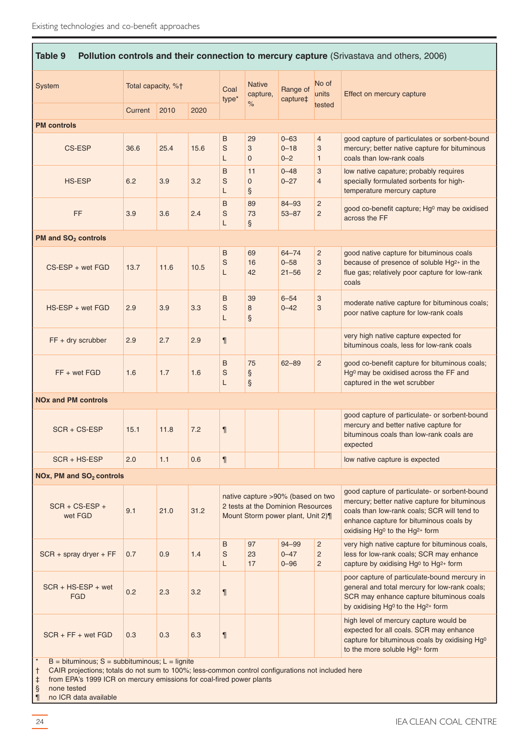**Table 9 Pollution controls and their connection to mercury capture** (Srivastava and others, 2006)

| System | Total capacity, %† | | | Coal type* | Native capture, % | Range of capture‡ | No of units tested | Effect on mercury capture |
|---|---|---|---|---|---|---|---|---|
| | Current | 2010 | 2020 | | | | | |
| **PM controls** | | | | | | | | |
| CS-ESP | 36.6 | 25.4 | 15.6 | B<br>S<br>L | 29<br>3<br>0 | 0–63<br>0–18<br>0–2 | 4<br>3<br>1 | good capture of particulates or sorbent-bound mercury; better native capture for bituminous coals than low-rank coals |
| HS-ESP | 6.2 | 3.9 | 3.2 | B<br>S<br>L | 11<br>0<br>§ | 0–48<br>0–27 | 3<br>4 | low native capature; probably requires specially formulated sorbents for high-temperature mercury capture |
| FF | 3.9 | 3.6 | 2.4 | B<br>S<br>L | 89<br>73<br>§ | 84–93<br>53–87 | 2<br>2 | good co-benefit capture; $Hg^0$ may be oxidised across the FF |
| **PM and $SO_2$ controls** | | | | | | | | |
| CS-ESP + wet FGD | 13.7 | 11.6 | 10.5 | B<br>S<br>L | 69<br>16<br>42 | 64–74<br>0–58<br>21–56 | 2<br>3<br>2 | good native capture for bituminous coals because of presence of soluble $Hg^{2+}$ in the flue gas; relatively poor capture for low-rank coals |
| HS-ESP + wet FGD | 2.9 | 3.9 | 3.3 | B<br>S<br>L | 39<br>8<br>§ | 6–54<br>0–42 | 3<br>3 | moderate native capture for bituminous coals; poor native capture for low-rank coals |
| FF + dry scrubber | 2.9 | 2.7 | 2.9 | ¶ | | | | very high native capture expected for bituminous coals, less for low-rank coals |
| FF + wet FGD | 1.6 | 1.7 | 1.6 | B<br>S<br>L | 75<br>§<br>§ | 62–89 | 2 | good co-benefit capture for bituminous coals; $Hg^0$ may be oxidised across the FF and captured in the wet scrubber |
| **NOx and PM controls** | | | | | | | | |
| SCR + CS-ESP | 15.1 | 11.8 | 7.2 | ¶ | | | | good capture of particulate- or sorbent-bound mercury and better native capture for bituminous coals than low-rank coals are expected |
| SCR + HS-ESP | 2.0 | 1.1 | 0.6 | ¶ | | | | low native capture is expected |
| **NOx, PM and $SO_2$ controls** | | | | | | | | |
| SCR + CS-ESP + wet FGD | 9.1 | 21.0 | 31.2 | native capture >90% (based on two 2 tests at the Dominion Resources Mount Storm power plant, Unit 2)¶ | | | | good capture of particulate- or sorbent-bound mercury; better native capture for bituminous coals than low-rank coals; SCR will tend to enhance capture for bituminous coals by oxidising $Hg^0$ to the $Hg^{2+}$ form |
| SCR + spray dryer + FF | 0.7 | 0.9 | 1.4 | B<br>S<br>L | 97<br>23<br>17 | 94–99<br>0–47<br>0–96 | 2<br>2<br>2 | very high native capture for bituminous coals, less for low-rank coals; SCR may enhance capture by oxidising $Hg^0$ to $Hg^{2+}$ form |
| SCR + HS-ESP + wet FGD | 0.2 | 2.3 | 3.2 | ¶ | | | | poor capture of particulate-bound mercury in general and total mercury for low-rank coals; SCR may enhance capture bituminous coals by oxidising $Hg^0$ to the $Hg^{2+}$ form |
| SCR + FF + wet FGD | 0.3 | 0.3 | 6.3 | ¶ | | | | high level of mercury capture would be expected for all coals. SCR may enhance capture for bituminous coals by oxidising $Hg^0$ to the more soluble $Hg^{2+}$ form |

\* B = bituminous; S = subbituminous; L = lignite
† CAIR projections; totals do not sum to 100%; less-common control configurations not included here
‡ from EPA's 1999 ICR on mercury emissions for coal-fired power plants
§ none tested
¶ no ICR data available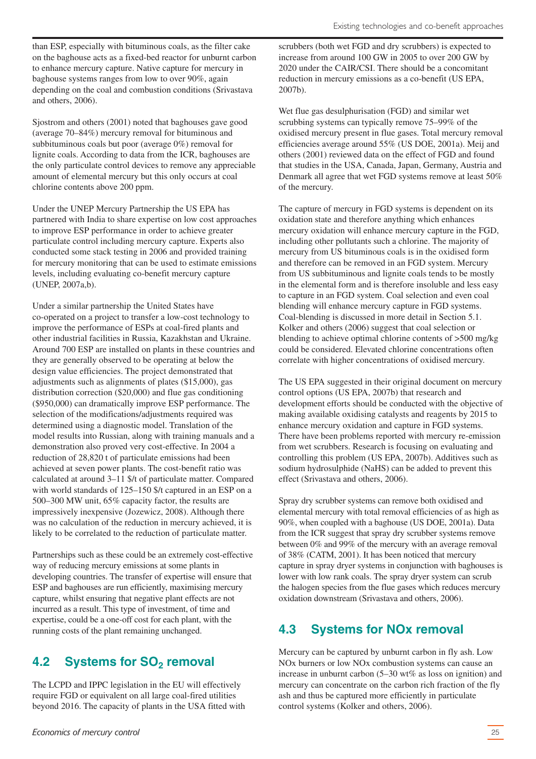than ESP, especially with bituminous coals, as the filter cake on the baghouse acts as a fixed-bed reactor for unburnt carbon to enhance mercury capture. Native capture for mercury in baghouse systems ranges from low to over 90%, again depending on the coal and combustion conditions (Srivastava and others, 2006).

Sjostrom and others (2001) noted that baghouses gave good (average 70–84%) mercury removal for bituminous and subbituminous coals but poor (average 0%) removal for lignite coals. According to data from the ICR, baghouses are the only particulate control devices to remove any appreciable amount of elemental mercury but this only occurs at coal chlorine contents above 200 ppm.

Under the UNEP Mercury Partnership the US EPA has partnered with India to share expertise on low cost approaches to improve ESP performance in order to achieve greater particulate control including mercury capture. Experts also conducted some stack testing in 2006 and provided training for mercury monitoring that can be used to estimate emissions levels, including evaluating co-benefit mercury capture (UNEP, 2007a,b).

Under a similar partnership the United States have co-operated on a project to transfer a low-cost technology to improve the performance of ESPs at coal-fired plants and other industrial facilities in Russia, Kazakhstan and Ukraine. Around 700 ESP are installed on plants in these countries and they are generally observed to be operating at below the design value efficiencies. The project demonstrated that adjustments such as alignments of plates ($15,000), gas distribution correction ($20,000) and flue gas conditioning ($950,000) can dramatically improve ESP performance. The selection of the modifications/adjustments required was determined using a diagnostic model. Translation of the model results into Russian, along with training manuals and a demonstration also proved very cost-effective. In 2004 a reduction of 28,820 t of particulate emissions had been achieved at seven power plants. The cost-benefit ratio was calculated at around 3–11 $/t of particulate matter. Compared with world standards of 125–150 $/t captured in an ESP on a 500–300 MW unit, 65% capacity factor, the results are impressively inexpensive (Jozewicz, 2008). Although there was no calculation of the reduction in mercury achieved, it is likely to be correlated to the reduction of particulate matter.

Partnerships such as these could be an extremely cost-effective way of reducing mercury emissions at some plants in developing countries. The transfer of expertise will ensure that ESP and baghouses are run efficiently, maximising mercury capture, whilst ensuring that negative plant effects are not incurred as a result. This type of investment, of time and expertise, could be a one-off cost for each plant, with the running costs of the plant remaining unchanged.

## 4.2 Systems for $SO_2$ removal

The LCPD and IPPC legislation in the EU will effectively require FGD or equivalent on all large coal-fired utilities beyond 2016. The capacity of plants in the USA fitted with scrubbers (both wet FGD and dry scrubbers) is expected to increase from around 100 GW in 2005 to over 200 GW by 2020 under the CAIR/CSI. There should be a concomitant reduction in mercury emissions as a co-benefit (US EPA, 2007b).

Wet flue gas desulphurisation (FGD) and similar wet scrubbing systems can typically remove 75–99% of the oxidised mercury present in flue gases. Total mercury removal efficiencies average around 55% (US DOE, 2001a). Meij and others (2001) reviewed data on the effect of FGD and found that studies in the USA, Canada, Japan, Germany, Austria and Denmark all agree that wet FGD systems remove at least 50% of the mercury.

The capture of mercury in FGD systems is dependent on its oxidation state and therefore anything which enhances mercury oxidation will enhance mercury capture in the FGD, including other pollutants such a chlorine. The majority of mercury from US bituminous coals is in the oxidised form and therefore can be removed in an FGD system. Mercury from US subbituminous and lignite coals tends to be mostly in the elemental form and is therefore insoluble and less easy to capture in an FGD system. Coal selection and even coal blending will enhance mercury capture in FGD systems. Coal-blending is discussed in more detail in Section 5.1. Kolker and others (2006) suggest that coal selection or blending to achieve optimal chlorine contents of >500 mg/kg could be considered. Elevated chlorine concentrations often correlate with higher concentrations of oxidised mercury.

The US EPA suggested in their original document on mercury control options (US EPA, 2007b) that research and development efforts should be conducted with the objective of making available oxidising catalysts and reagents by 2015 to enhance mercury oxidation and capture in FGD systems. There have been problems reported with mercury re-emission from wet scrubbers. Research is focusing on evaluating and controlling this problem (US EPA, 2007b). Additives such as sodium hydrosulphide (NaHS) can be added to prevent this effect (Srivastava and others, 2006).

Spray dry scrubber systems can remove both oxidised and elemental mercury with total removal efficiencies of as high as 90%, when coupled with a baghouse (US DOE, 2001a). Data from the ICR suggest that spray dry scrubber systems remove between 0% and 99% of the mercury with an average removal of 38% (CATM, 2001). It has been noticed that mercury capture in spray dryer systems in conjunction with baghouses is lower with low rank coals. The spray dryer system can scrub the halogen species from the flue gases which reduces mercury oxidation downstream (Srivastava and others, 2006).

## 4.3 Systems for NOx removal

Mercury can be captured by unburnt carbon in fly ash. Low NOx burners or low NOx combustion systems can cause an increase in unburnt carbon (5–30 wt% as loss on ignition) and mercury can concentrate on the carbon rich fraction of the fly ash and thus be captured more efficiently in particulate control systems (Kolker and others, 2006).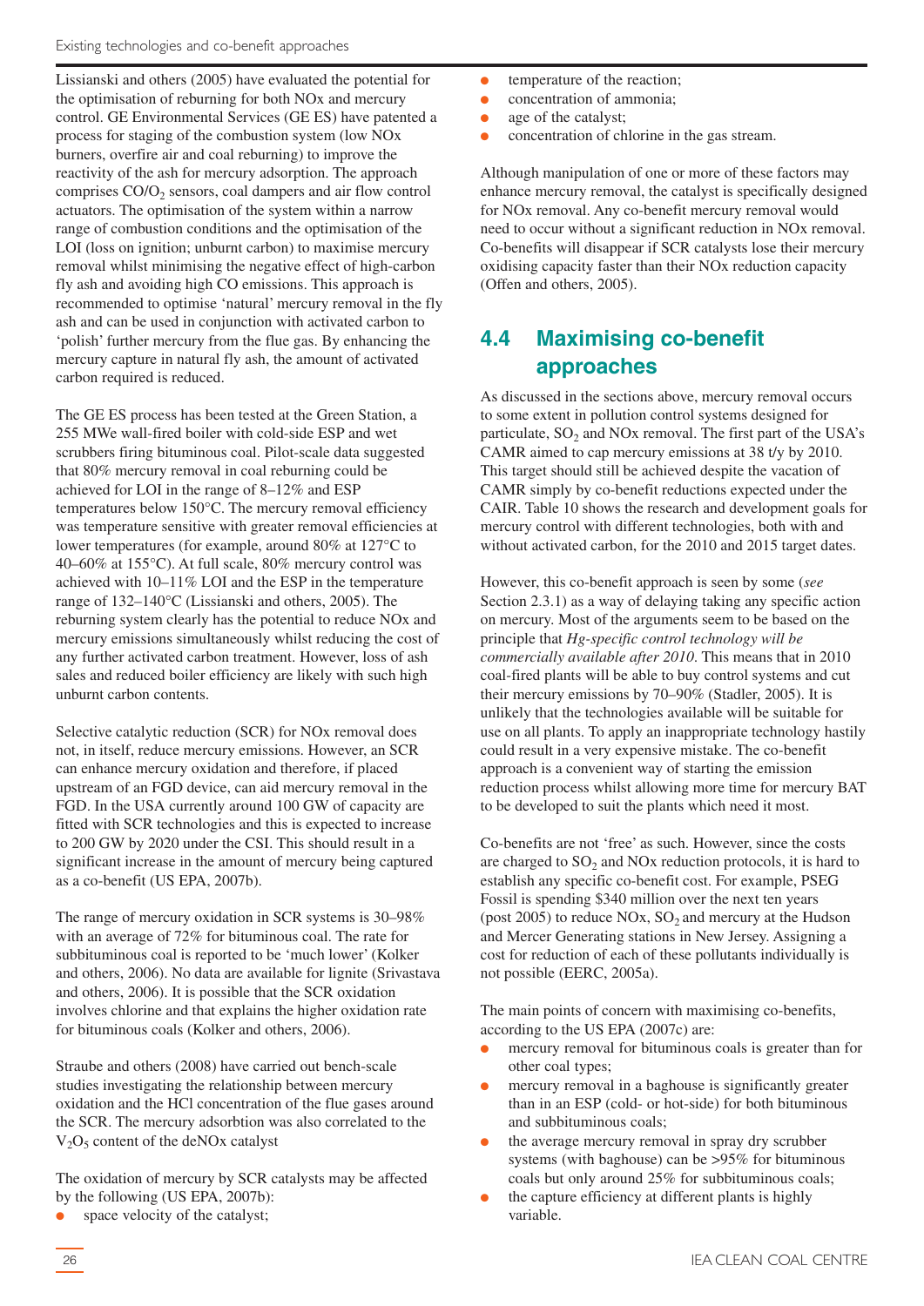Lissianski and others (2005) have evaluated the potential for the optimisation of reburning for both NOx and mercury control. GE Environmental Services (GE ES) have patented a process for staging of the combustion system (low NOx burners, overfire air and coal reburning) to improve the reactivity of the ash for mercury adsorption. The approach comprises $CO/O_2$ sensors, coal dampers and air flow control actuators. The optimisation of the system within a narrow range of combustion conditions and the optimisation of the LOI (loss on ignition; unburnt carbon) to maximise mercury removal whilst minimising the negative effect of high-carbon fly ash and avoiding high CO emissions. This approach is recommended to optimise 'natural' mercury removal in the fly ash and can be used in conjunction with activated carbon to 'polish' further mercury from the flue gas. By enhancing the mercury capture in natural fly ash, the amount of activated carbon required is reduced.

The GE ES process has been tested at the Green Station, a 255 MWe wall-fired boiler with cold-side ESP and wet scrubbers firing bituminous coal. Pilot-scale data suggested that 80% mercury removal in coal reburning could be achieved for LOI in the range of 8–12% and ESP temperatures below 150°C. The mercury removal efficiency was temperature sensitive with greater removal efficiencies at lower temperatures (for example, around 80% at 127°C to 40–60% at 155°C). At full scale, 80% mercury control was achieved with 10–11% LOI and the ESP in the temperature range of 132–140°C (Lissianski and others, 2005). The reburning system clearly has the potential to reduce NOx and mercury emissions simultaneously whilst reducing the cost of any further activated carbon treatment. However, loss of ash sales and reduced boiler efficiency are likely with such high unburnt carbon contents.

Selective catalytic reduction (SCR) for NOx removal does not, in itself, reduce mercury emissions. However, an SCR can enhance mercury oxidation and therefore, if placed upstream of an FGD device, can aid mercury removal in the FGD. In the USA currently around 100 GW of capacity are fitted with SCR technologies and this is expected to increase to 200 GW by 2020 under the CSI. This should result in a significant increase in the amount of mercury being captured as a co-benefit (US EPA, 2007b).

The range of mercury oxidation in SCR systems is 30–98% with an average of 72% for bituminous coal. The rate for subbituminous coal is reported to be 'much lower' (Kolker and others, 2006). No data are available for lignite (Srivastava and others, 2006). It is possible that the SCR oxidation involves chlorine and that explains the higher oxidation rate for bituminous coals (Kolker and others, 2006).

Straube and others (2008) have carried out bench-scale studies investigating the relationship between mercury oxidation and the HCl concentration of the flue gases around the SCR. The mercury adsorbtion was also correlated to the $V_2O_5$ content of the deNOx catalyst

The oxidation of mercury by SCR catalysts may be affected by the following (US EPA, 2007b):

- space velocity of the catalyst;
- temperature of the reaction;
- concentration of ammonia;
- age of the catalyst;
- concentration of chlorine in the gas stream.

Although manipulation of one or more of these factors may enhance mercury removal, the catalyst is specifically designed for NOx removal. Any co-benefit mercury removal would need to occur without a significant reduction in NOx removal. Co-benefits will disappear if SCR catalysts lose their mercury oxidising capacity faster than their NOx reduction capacity (Offen and others, 2005).

## 4.4 Maximising co-benefit approaches

As discussed in the sections above, mercury removal occurs to some extent in pollution control systems designed for particulate, $SO_2$ and NOx removal. The first part of the USA's CAMR aimed to cap mercury emissions at 38 t/y by 2010. This target should still be achieved despite the vacation of CAMR simply by co-benefit reductions expected under the CAIR. Table 10 shows the research and development goals for mercury control with different technologies, both with and without activated carbon, for the 2010 and 2015 target dates.

However, this co-benefit approach is seen by some (*see* Section 2.3.1) as a way of delaying taking any specific action on mercury. Most of the arguments seem to be based on the principle that *Hg-specific control technology will be commercially available after 2010*. This means that in 2010 coal-fired plants will be able to buy control systems and cut their mercury emissions by 70–90% (Stadler, 2005). It is unlikely that the technologies available will be suitable for use on all plants. To apply an inappropriate technology hastily could result in a very expensive mistake. The co-benefit approach is a convenient way of starting the emission reduction process whilst allowing more time for mercury BAT to be developed to suit the plants which need it most.

Co-benefits are not 'free' as such. However, since the costs are charged to $SO_2$ and NOx reduction protocols, it is hard to establish any specific co-benefit cost. For example, PSEG Fossil is spending \$340 million over the next ten years (post 2005) to reduce NOx, $SO_2$ and mercury at the Hudson and Mercer Generating stations in New Jersey. Assigning a cost for reduction of each of these pollutants individually is not possible (EERC, 2005a).

The main points of concern with maximising co-benefits, according to the US EPA (2007c) are:

- mercury removal for bituminous coals is greater than for other coal types;
- mercury removal in a baghouse is significantly greater than in an ESP (cold- or hot-side) for both bituminous and subbituminous coals;
- the average mercury removal in spray dry scrubber systems (with baghouse) can be >95% for bituminous coals but only around 25% for subbituminous coals;
- the capture efficiency at different plants is highly variable.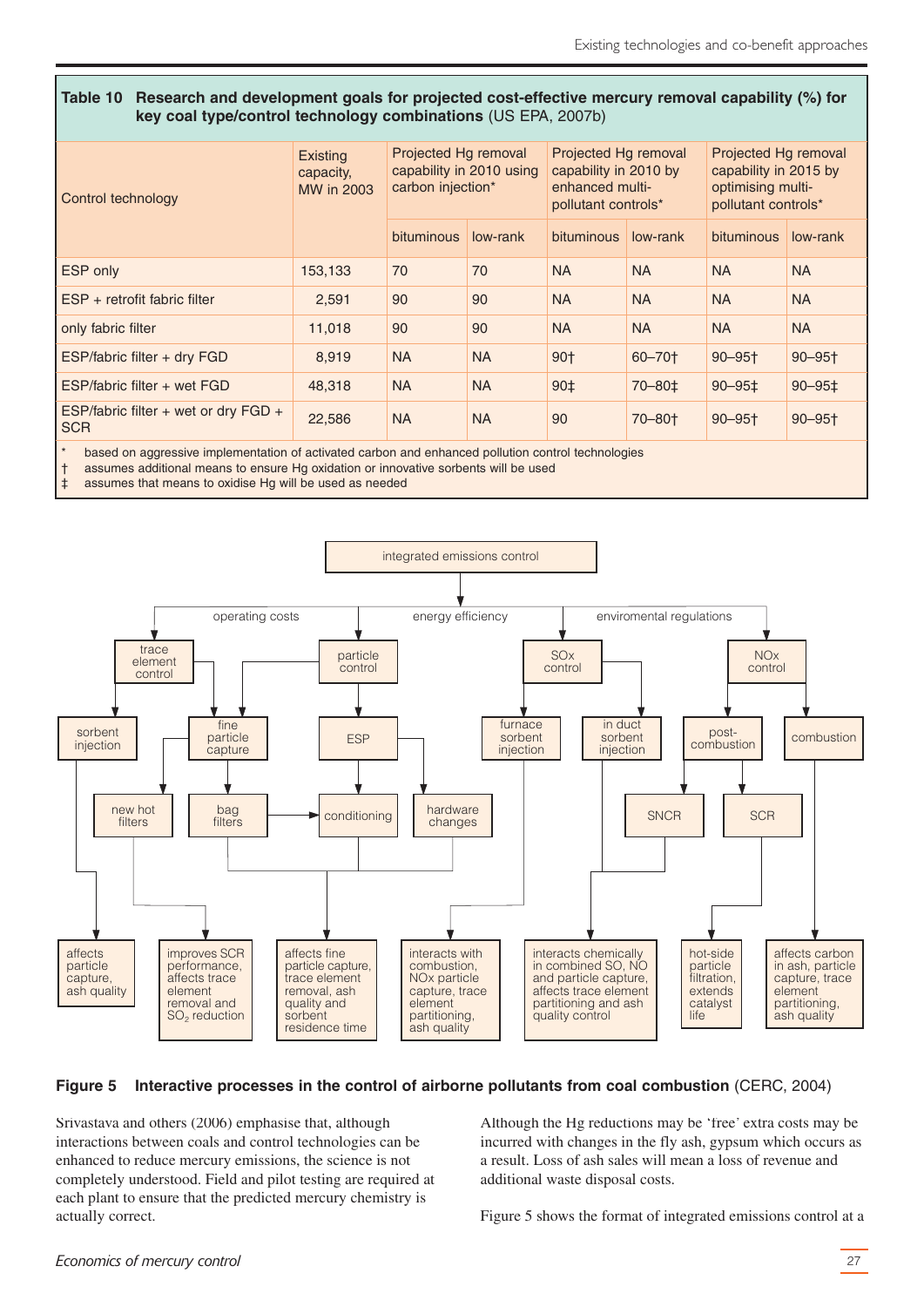**Table 10 Research and development goals for projected cost-effective mercury removal capability (%) for key coal type/control technology combinations** (US EPA, 2007b)

| Control technology | Existing capacity, MW in 2003 | Projected Hg removal capability in 2010 using carbon injection* | | Projected Hg removal capability in 2010 by enhanced multi-pollutant controls* | | Projected Hg removal capability in 2015 by optimising multi-pollutant controls* | |
|---|---|---|---|---|---|---|---|
| | | bituminous | low-rank | bituminous | low-rank | bituminous | low-rank |
| ESP only | 153,133 | 70 | 70 | NA | NA | NA | NA |
| ESP + retrofit fabric filter | 2,591 | 90 | 90 | NA | NA | NA | NA |
| only fabric filter | 11,018 | 90 | 90 | NA | NA | NA | NA |
| ESP/fabric filter + dry FGD | 8,919 | NA | NA | 90† | 60–70† | 90–95† | 90–95† |
| ESP/fabric filter + wet FGD | 48,318 | NA | NA | 90‡ | 70–80‡ | 90–95‡ | 90–95‡ |
| ESP/fabric filter + wet or dry FGD + SCR | 22,586 | NA | NA | 90 | 70–80† | 90–95† | 90–95† |

\* based on aggressive implementation of activated carbon and enhanced pollution control technologies
† assumes additional means to ensure Hg oxidation or innovative sorbents will be used
‡ assumes that means to oxidise Hg will be used as needed

**Figure 5 Interactive processes in the control of airborne pollutants from coal combustion** (CERC, 2004)

Srivastava and others (2006) emphasise that, although interactions between coals and control technologies can be enhanced to reduce mercury emissions, the science is not completely understood. Field and pilot testing are required at each plant to ensure that the predicted mercury chemistry is actually correct.

Although the Hg reductions may be 'free' extra costs may be incurred with changes in the fly ash, gypsum which occurs as a result. Loss of ash sales will mean a loss of revenue and additional waste disposal costs.

Figure 5 shows the format of integrated emissions control at a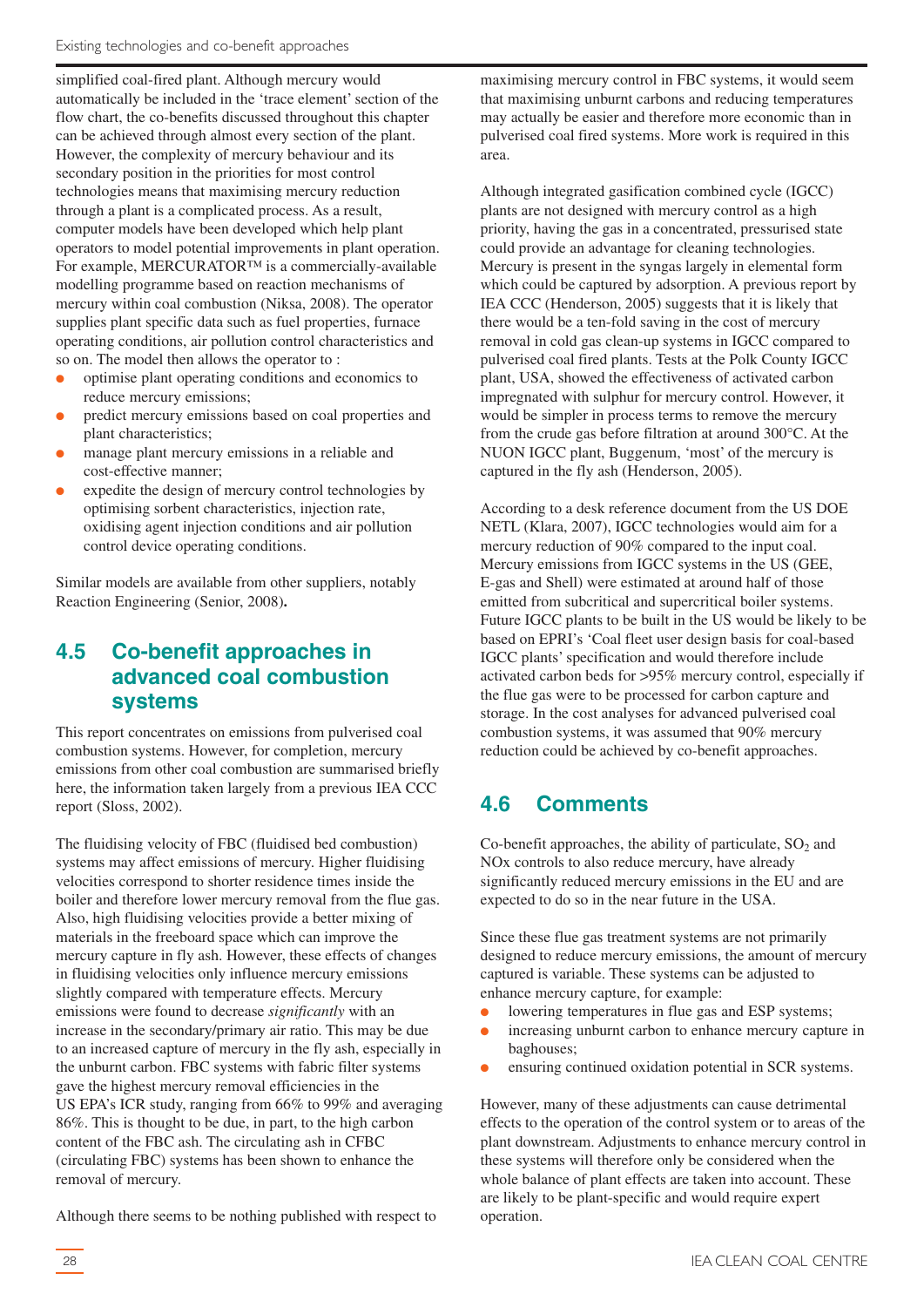simplified coal-fired plant. Although mercury would automatically be included in the 'trace element' section of the flow chart, the co-benefits discussed throughout this chapter can be achieved through almost every section of the plant. However, the complexity of mercury behaviour and its secondary position in the priorities for most control technologies means that maximising mercury reduction through a plant is a complicated process. As a result, computer models have been developed which help plant operators to model potential improvements in plant operation. For example, MERCURATOR™ is a commercially-available modelling programme based on reaction mechanisms of mercury within coal combustion (Niksa, 2008). The operator supplies plant specific data such as fuel properties, furnace operating conditions, air pollution control characteristics and so on. The model then allows the operator to :

- optimise plant operating conditions and economics to reduce mercury emissions;
- predict mercury emissions based on coal properties and plant characteristics;
- manage plant mercury emissions in a reliable and cost-effective manner;
- expedite the design of mercury control technologies by optimising sorbent characteristics, injection rate, oxidising agent injection conditions and air pollution control device operating conditions.

Similar models are available from other suppliers, notably Reaction Engineering (Senior, 2008).

## 4.5 Co-benefit approaches in advanced coal combustion systems

This report concentrates on emissions from pulverised coal combustion systems. However, for completion, mercury emissions from other coal combustion are summarised briefly here, the information taken largely from a previous IEA CCC report (Sloss, 2002).

The fluidising velocity of FBC (fluidised bed combustion) systems may affect emissions of mercury. Higher fluidising velocities correspond to shorter residence times inside the boiler and therefore lower mercury removal from the flue gas. Also, high fluidising velocities provide a better mixing of materials in the freeboard space which can improve the mercury capture in fly ash. However, these effects of changes in fluidising velocities only influence mercury emissions slightly compared with temperature effects. Mercury emissions were found to decrease *significantly* with an increase in the secondary/primary air ratio. This may be due to an increased capture of mercury in the fly ash, especially in the unburnt carbon. FBC systems with fabric filter systems gave the highest mercury removal efficiencies in the US EPA's ICR study, ranging from 66% to 99% and averaging 86%. This is thought to be due, in part, to the high carbon content of the FBC ash. The circulating ash in CFBC (circulating FBC) systems has been shown to enhance the removal of mercury.

Although there seems to be nothing published with respect to maximising mercury control in FBC systems, it would seem that maximising unburnt carbons and reducing temperatures may actually be easier and therefore more economic than in pulverised coal fired systems. More work is required in this area.

Although integrated gasification combined cycle (IGCC) plants are not designed with mercury control as a high priority, having the gas in a concentrated, pressurised state could provide an advantage for cleaning technologies. Mercury is present in the syngas largely in elemental form which could be captured by adsorption. A previous report by IEA CCC (Henderson, 2005) suggests that it is likely that there would be a ten-fold saving in the cost of mercury removal in cold gas clean-up systems in IGCC compared to pulverised coal fired plants. Tests at the Polk County IGCC plant, USA, showed the effectiveness of activated carbon impregnated with sulphur for mercury control. However, it would be simpler in process terms to remove the mercury from the crude gas before filtration at around 300°C. At the NUON IGCC plant, Buggenum, 'most' of the mercury is captured in the fly ash (Henderson, 2005).

According to a desk reference document from the US DOE NETL (Klara, 2007), IGCC technologies would aim for a mercury reduction of 90% compared to the input coal. Mercury emissions from IGCC systems in the US (GEE, E-gas and Shell) were estimated at around half of those emitted from subcritical and supercritical boiler systems. Future IGCC plants to be built in the US would be likely to be based on EPRI's 'Coal fleet user design basis for coal-based IGCC plants' specification and would therefore include activated carbon beds for >95% mercury control, especially if the flue gas were to be processed for carbon capture and storage. In the cost analyses for advanced pulverised coal combustion systems, it was assumed that 90% mercury reduction could be achieved by co-benefit approaches.

## 4.6 Comments

Co-benefit approaches, the ability of particulate, $SO_2$ and NOx controls to also reduce mercury, have already significantly reduced mercury emissions in the EU and are expected to do so in the near future in the USA.

Since these flue gas treatment systems are not primarily designed to reduce mercury emissions, the amount of mercury captured is variable. These systems can be adjusted to enhance mercury capture, for example:

- lowering temperatures in flue gas and ESP systems;
- increasing unburnt carbon to enhance mercury capture in baghouses;
- ensuring continued oxidation potential in SCR systems.

However, many of these adjustments can cause detrimental effects to the operation of the control system or to areas of the plant downstream. Adjustments to enhance mercury control in these systems will therefore only be considered when the whole balance of plant effects are taken into account. These are likely to be plant-specific and would require expert operation.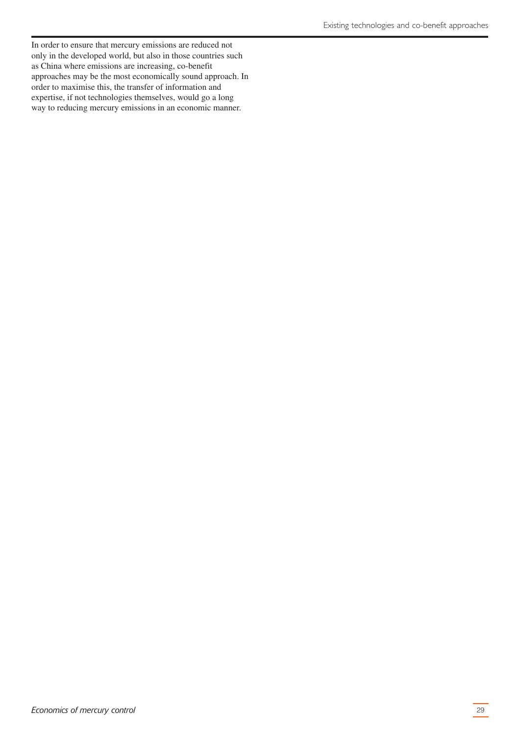In order to ensure that mercury emissions are reduced not only in the developed world, but also in those countries such as China where emissions are increasing, co-benefit approaches may be the most economically sound approach. In order to maximise this, the transfer of information and expertise, if not technologies themselves, would go a long way to reducing mercury emissions in an economic manner.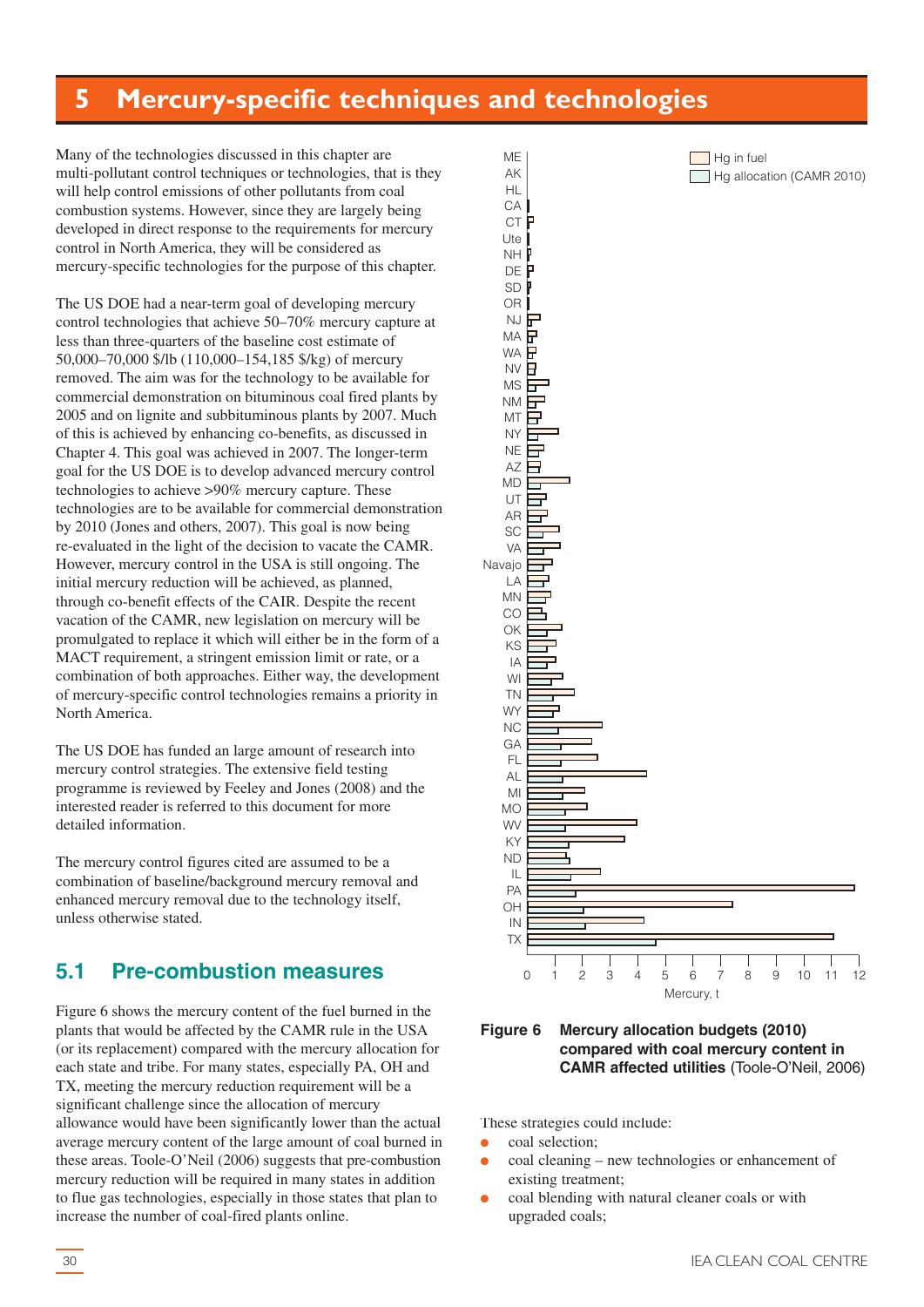# 5 Mercury-specific techniques and technologies

Many of the technologies discussed in this chapter are multi-pollutant control techniques or technologies, that is they will help control emissions of other pollutants from coal combustion systems. However, since they are largely being developed in direct response to the requirements for mercury control in North America, they will be considered as mercury-specific technologies for the purpose of this chapter.

The US DOE had a near-term goal of developing mercury control technologies that achieve 50–70% mercury capture at less than three-quarters of the baseline cost estimate of 50,000–70,000 $/lb (110,000–154,185 $/kg) of mercury removed. The aim was for the technology to be available for commercial demonstration on bituminous coal fired plants by 2005 and on lignite and subbituminous plants by 2007. Much of this is achieved by enhancing co-benefits, as discussed in Chapter 4. This goal was achieved in 2007. The longer-term goal for the US DOE is to develop advanced mercury control technologies to achieve >90% mercury capture. These technologies are to be available for commercial demonstration by 2010 (Jones and others, 2007). This goal is now being re-evaluated in the light of the decision to vacate the CAMR. However, mercury control in the USA is still ongoing. The initial mercury reduction will be achieved, as planned, through co-benefit effects of the CAIR. Despite the recent vacation of the CAMR, new legislation on mercury will be promulgated to replace it which will either be in the form of a MACT requirement, a stringent emission limit or rate, or a combination of both approaches. Either way, the development of mercury-specific control technologies remains a priority in North America.

The US DOE has funded an large amount of research into mercury control strategies. The extensive field testing programme is reviewed by Feeley and Jones (2008) and the interested reader is referred to this document for more detailed information.

The mercury control figures cited are assumed to be a combination of baseline/background mercury removal and enhanced mercury removal due to the technology itself, unless otherwise stated.

## 5.1 Pre-combustion measures

Figure 6 shows the mercury content of the fuel burned in the plants that would be affected by the CAMR rule in the USA (or its replacement) compared with the mercury allocation for each state and tribe. For many states, especially PA, OH and TX, meeting the mercury reduction requirement will be a significant challenge since the allocation of mercury allowance would have been significantly lower than the actual average mercury content of the large amount of coal burned in these areas. Toole-O'Neil (2006) suggests that pre-combustion mercury reduction will be required in many states in addition to flue gas technologies, especially in those states that plan to increase the number of coal-fired plants online.

**Figure 6 Mercury allocation budgets (2010) compared with coal mercury content in CAMR affected utilities** (Toole-O'Neil, 2006)

These strategies could include:

- coal selection;
- coal cleaning – new technologies or enhancement of existing treatment;
- coal blending with natural cleaner coals or with upgraded coals;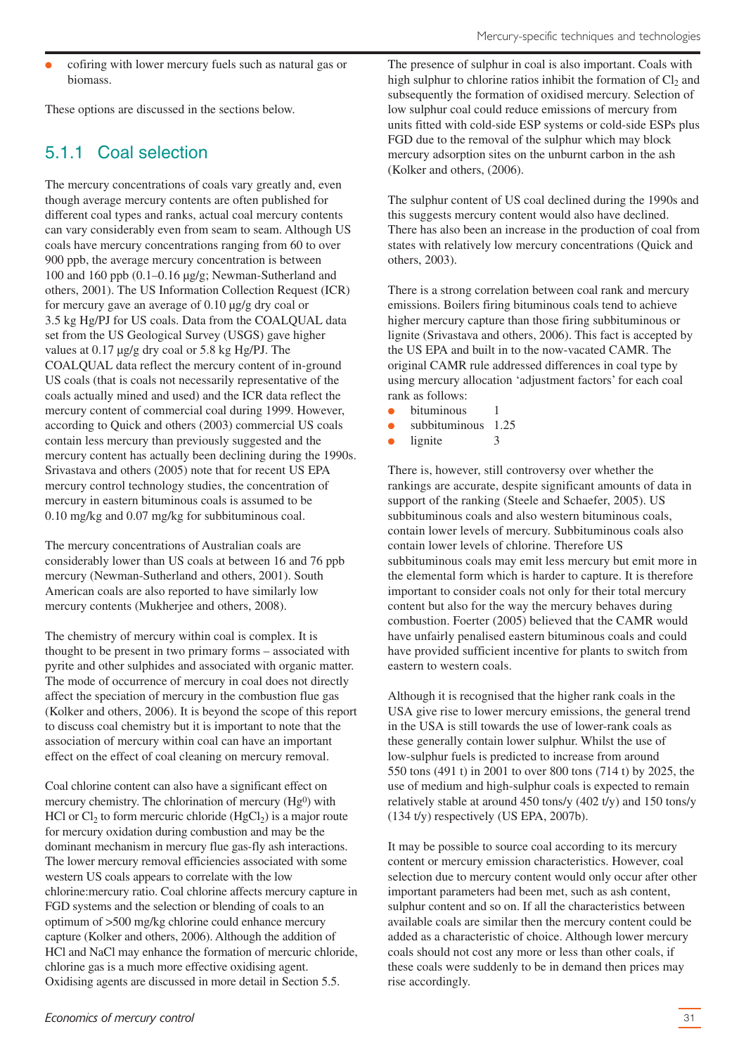- cofiring with lower mercury fuels such as natural gas or biomass.

These options are discussed in the sections below.

### 5.1.1 Coal selection

The mercury concentrations of coals vary greatly and, even though average mercury contents are often published for different coal types and ranks, actual coal mercury contents can vary considerably even from seam to seam. Although US coals have mercury concentrations ranging from 60 to over 900 ppb, the average mercury concentration is between 100 and 160 ppb (0.1–0.16 µg/g; Newman-Sutherland and others, 2001). The US Information Collection Request (ICR) for mercury gave an average of 0.10 µg/g dry coal or 3.5 kg Hg/PJ for US coals. Data from the COALQUAL data set from the US Geological Survey (USGS) gave higher values at 0.17 µg/g dry coal or 5.8 kg Hg/PJ. The COALQUAL data reflect the mercury content of in-ground US coals (that is coals not necessarily representative of the coals actually mined and used) and the ICR data reflect the mercury content of commercial coal during 1999. However, according to Quick and others (2003) commercial US coals contain less mercury than previously suggested and the mercury content has actually been declining during the 1990s. Srivastava and others (2005) note that for recent US EPA mercury control technology studies, the concentration of mercury in eastern bituminous coals is assumed to be 0.10 mg/kg and 0.07 mg/kg for subbituminous coal.

The mercury concentrations of Australian coals are considerably lower than US coals at between 16 and 76 ppb mercury (Newman-Sutherland and others, 2001). South American coals are also reported to have similarly low mercury contents (Mukherjee and others, 2008).

The chemistry of mercury within coal is complex. It is thought to be present in two primary forms – associated with pyrite and other sulphides and associated with organic matter. The mode of occurrence of mercury in coal does not directly affect the speciation of mercury in the combustion flue gas (Kolker and others, 2006). It is beyond the scope of this report to discuss coal chemistry but it is important to note that the association of mercury within coal can have an important effect on the effect of coal cleaning on mercury removal.

Coal chlorine content can also have a significant effect on mercury chemistry. The chlorination of mercury ($Hg^0$) with HCl or $Cl_2$ to form mercuric chloride ($HgCl_2$) is a major route for mercury oxidation during combustion and may be the dominant mechanism in mercury flue gas-fly ash interactions. The lower mercury removal efficiencies associated with some western US coals appears to correlate with the low chlorine:mercury ratio. Coal chlorine content affects mercury capture in FGD systems and the selection or blending of coals to an optimum of >500 mg/kg chlorine could enhance mercury capture (Kolker and others, 2006). Although the addition of HCl and NaCl may enhance the formation of mercuric chloride, chlorine gas is a much more effective oxidising agent. Oxidising agents are discussed in more detail in Section 5.5.

The presence of sulphur in coal is also important. Coals with high sulphur to chlorine ratios inhibit the formation of $Cl_2$ and subsequently the formation of oxidised mercury. Selection of low sulphur coal could reduce emissions of mercury from units fitted with cold-side ESP systems or cold-side ESPs plus FGD due to the removal of the sulphur which may block mercury adsorption sites on the unburnt carbon in the ash (Kolker and others, (2006).

The sulphur content of US coal declined during the 1990s and this suggests mercury content would also have declined. There has also been an increase in the production of coal from states with relatively low mercury concentrations (Quick and others, 2003).

There is a strong correlation between coal rank and mercury emissions. Boilers firing bituminous coals tend to achieve higher mercury capture than those firing subbituminous or lignite (Srivastava and others, 2006). This fact is accepted by the US EPA and built in to the now-vacated CAMR. The original CAMR rule addressed differences in coal type by using mercury allocation 'adjustment factors' for each coal rank as follows:

- bituminous 1
- subbituminous 1.25
- lignite 3

There is, however, still controversy over whether the rankings are accurate, despite significant amounts of data in support of the ranking (Steele and Schaefer, 2005). US subbituminous coals and also western bituminous coals, contain lower levels of mercury. Subbituminous coals also contain lower levels of chlorine. Therefore US subbituminous coals may emit less mercury but emit more in the elemental form which is harder to capture. It is therefore important to consider coals not only for their total mercury content but also for the way the mercury behaves during combustion. Foerter (2005) believed that the CAMR would have unfairly penalised eastern bituminous coals and could have provided sufficient incentive for plants to switch from eastern to western coals.

Although it is recognised that the higher rank coals in the USA give rise to lower mercury emissions, the general trend in the USA is still towards the use of lower-rank coals as these generally contain lower sulphur. Whilst the use of low-sulphur fuels is predicted to increase from around 550 tons (491 t) in 2001 to over 800 tons (714 t) by 2025, the use of medium and high-sulphur coals is expected to remain relatively stable at around 450 tons/y (402 t/y) and 150 tons/y (134 t/y) respectively (US EPA, 2007b).

It may be possible to source coal according to its mercury content or mercury emission characteristics. However, coal selection due to mercury content would only occur after other important parameters had been met, such as ash content, sulphur content and so on. If all the characteristics between available coals are similar then the mercury content could be added as a characteristic of choice. Although lower mercury coals should not cost any more or less than other coals, if these coals were suddenly to be in demand then prices may rise accordingly.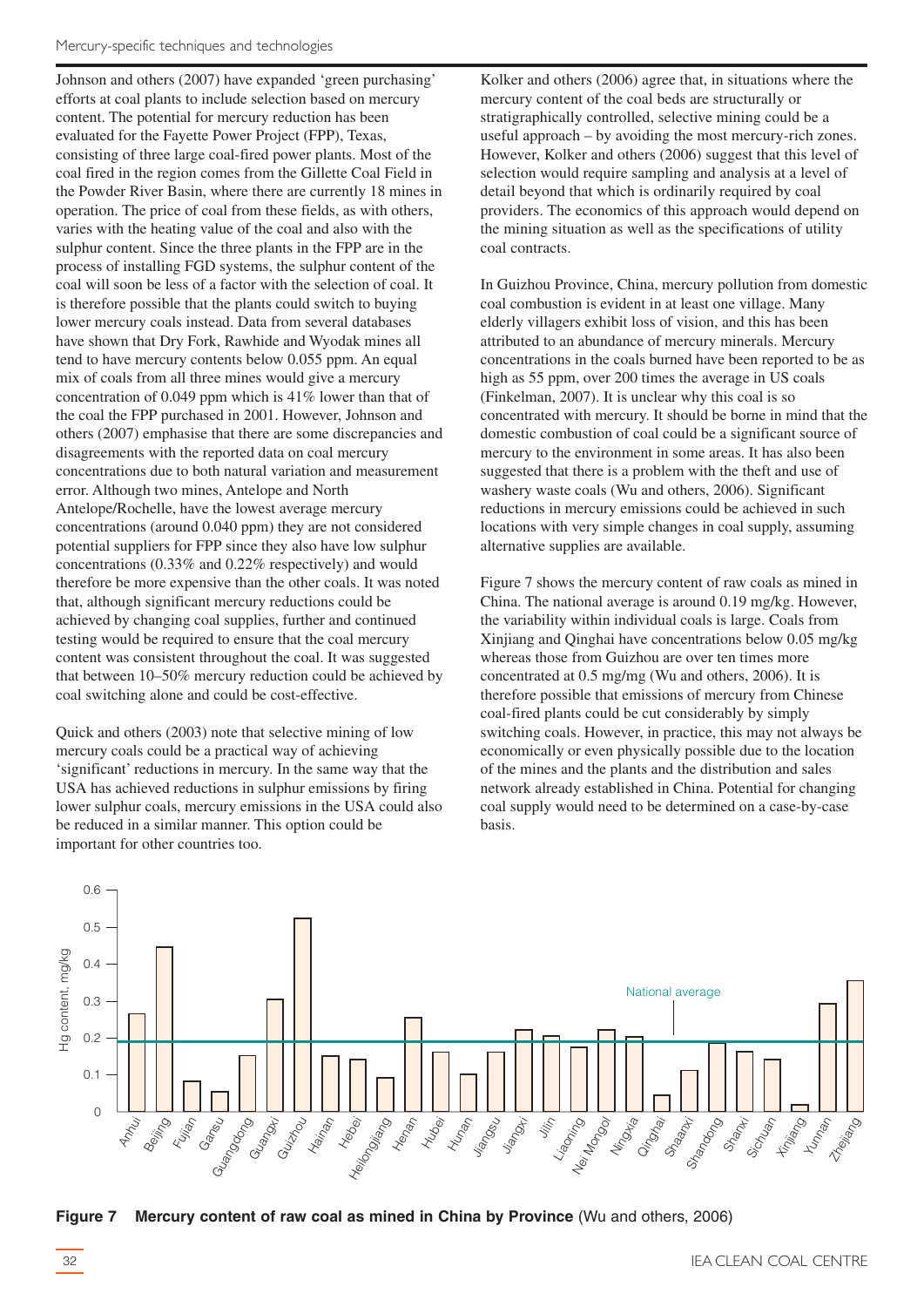Johnson and others (2007) have expanded 'green purchasing' efforts at coal plants to include selection based on mercury content. The potential for mercury reduction has been evaluated for the Fayette Power Project (FPP), Texas, consisting of three large coal-fired power plants. Most of the coal fired in the region comes from the Gillette Coal Field in the Powder River Basin, where there are currently 18 mines in operation. The price of coal from these fields, as with others, varies with the heating value of the coal and also with the sulphur content. Since the three plants in the FPP are in the process of installing FGD systems, the sulphur content of the coal will soon be less of a factor with the selection of coal. It is therefore possible that the plants could switch to buying lower mercury coals instead. Data from several databases have shown that Dry Fork, Rawhide and Wyodak mines all tend to have mercury contents below 0.055 ppm. An equal mix of coals from all three mines would give a mercury concentration of 0.049 ppm which is 41% lower than that of the coal the FPP purchased in 2001. However, Johnson and others (2007) emphasise that there are some discrepancies and disagreements with the reported data on coal mercury concentrations due to both natural variation and measurement error. Although two mines, Antelope and North Antelope/Rochelle, have the lowest average mercury concentrations (around 0.040 ppm) they are not considered potential suppliers for FPP since they also have low sulphur concentrations (0.33% and 0.22% respectively) and would therefore be more expensive than the other coals. It was noted that, although significant mercury reductions could be achieved by changing coal supplies, further and continued testing would be required to ensure that the coal mercury content was consistent throughout the coal. It was suggested that between 10–50% mercury reduction could be achieved by coal switching alone and could be cost-effective.

Quick and others (2003) note that selective mining of low mercury coals could be a practical way of achieving 'significant' reductions in mercury. In the same way that the USA has achieved reductions in sulphur emissions by firing lower sulphur coals, mercury emissions in the USA could also be reduced in a similar manner. This option could be important for other countries too.

Kolker and others (2006) agree that, in situations where the mercury content of the coal beds are structurally or stratigraphically controlled, selective mining could be a useful approach – by avoiding the most mercury-rich zones. However, Kolker and others (2006) suggest that this level of selection would require sampling and analysis at a level of detail beyond that which is ordinarily required by coal providers. The economics of this approach would depend on the mining situation as well as the specifications of utility coal contracts.

In Guizhou Province, China, mercury pollution from domestic coal combustion is evident in at least one village. Many elderly villagers exhibit loss of vision, and this has been attributed to an abundance of mercury minerals. Mercury concentrations in the coals burned have been reported to be as high as 55 ppm, over 200 times the average in US coals (Finkelman, 2007). It is unclear why this coal is so concentrated with mercury. It should be borne in mind that the domestic combustion of coal could be a significant source of mercury to the environment in some areas. It has also been suggested that there is a problem with the theft and use of washery waste coals (Wu and others, 2006). Significant reductions in mercury emissions could be achieved in such locations with very simple changes in coal supply, assuming alternative supplies are available.

Figure 7 shows the mercury content of raw coals as mined in China. The national average is around 0.19 mg/kg. However, the variability within individual coals is large. Coals from Xinjiang and Qinghai have concentrations below 0.05 mg/kg whereas those from Guizhou are over ten times more concentrated at 0.5 mg/mg (Wu and others, 2006). It is therefore possible that emissions of mercury from Chinese coal-fired plants could be cut considerably by simply switching coals. However, in practice, this may not always be economically or even physically possible due to the location of the mines and the plants and the distribution and sales network already established in China. Potential for changing coal supply would need to be determined on a case-by-case basis.

**Figure 7 Mercury content of raw coal as mined in China by Province** (Wu and others, 2006)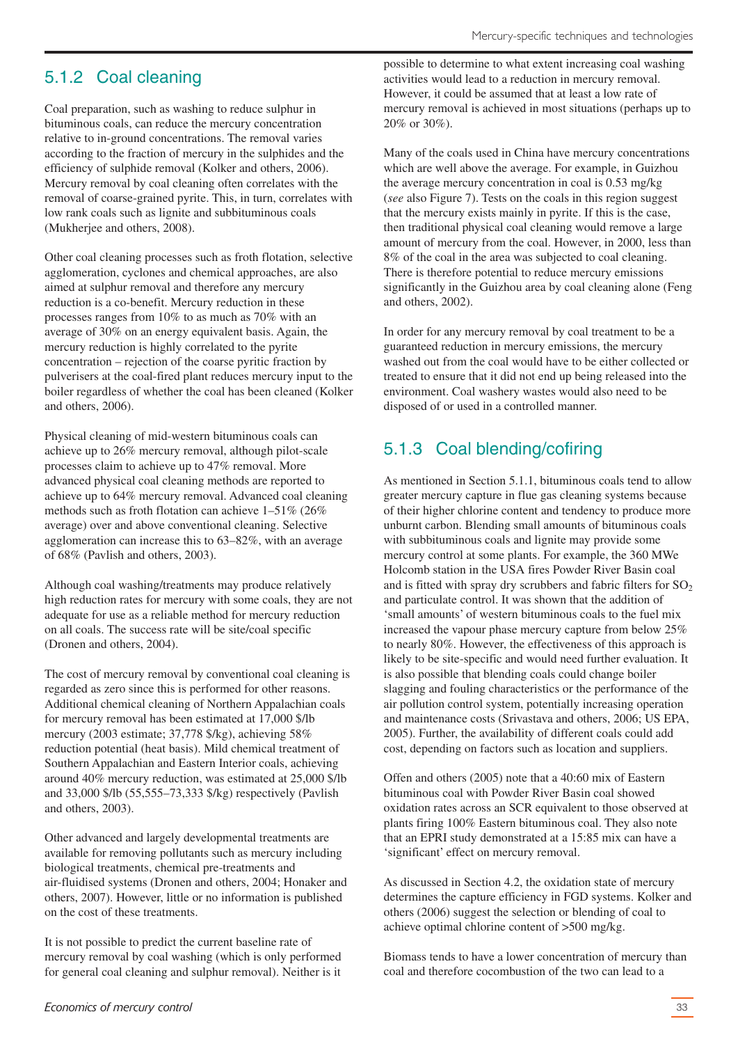### 5.1.2 Coal cleaning

Coal preparation, such as washing to reduce sulphur in bituminous coals, can reduce the mercury concentration relative to in-ground concentrations. The removal varies according to the fraction of mercury in the sulphides and the efficiency of sulphide removal (Kolker and others, 2006). Mercury removal by coal cleaning often correlates with the removal of coarse-grained pyrite. This, in turn, correlates with low rank coals such as lignite and subbituminous coals (Mukherjee and others, 2008).

Other coal cleaning processes such as froth flotation, selective agglomeration, cyclones and chemical approaches, are also aimed at sulphur removal and therefore any mercury reduction is a co-benefit. Mercury reduction in these processes ranges from 10% to as much as 70% with an average of 30% on an energy equivalent basis. Again, the mercury reduction is highly correlated to the pyrite concentration – rejection of the coarse pyritic fraction by pulverisers at the coal-fired plant reduces mercury input to the boiler regardless of whether the coal has been cleaned (Kolker and others, 2006).

Physical cleaning of mid-western bituminous coals can achieve up to 26% mercury removal, although pilot-scale processes claim to achieve up to 47% removal. More advanced physical coal cleaning methods are reported to achieve up to 64% mercury removal. Advanced coal cleaning methods such as froth flotation can achieve 1–51% (26% average) over and above conventional cleaning. Selective agglomeration can increase this to 63–82%, with an average of 68% (Pavlish and others, 2003).

Although coal washing/treatments may produce relatively high reduction rates for mercury with some coals, they are not adequate for use as a reliable method for mercury reduction on all coals. The success rate will be site/coal specific (Dronen and others, 2004).

The cost of mercury removal by conventional coal cleaning is regarded as zero since this is performed for other reasons. Additional chemical cleaning of Northern Appalachian coals for mercury removal has been estimated at 17,000 $/lb mercury (2003 estimate; 37,778 $/kg), achieving 58% reduction potential (heat basis). Mild chemical treatment of Southern Appalachian and Eastern Interior coals, achieving around 40% mercury reduction, was estimated at 25,000 $/lb and 33,000 $/lb (55,555–73,333 $/kg) respectively (Pavlish and others, 2003).

Other advanced and largely developmental treatments are available for removing pollutants such as mercury including biological treatments, chemical pre-treatments and air-fluidised systems (Dronen and others, 2004; Honaker and others, 2007). However, little or no information is published on the cost of these treatments.

It is not possible to predict the current baseline rate of mercury removal by coal washing (which is only performed for general coal cleaning and sulphur removal). Neither is it possible to determine to what extent increasing coal washing activities would lead to a reduction in mercury removal. However, it could be assumed that at least a low rate of mercury removal is achieved in most situations (perhaps up to 20% or 30%).

Many of the coals used in China have mercury concentrations which are well above the average. For example, in Guizhou the average mercury concentration in coal is 0.53 mg/kg (*see* also Figure 7). Tests on the coals in this region suggest that the mercury exists mainly in pyrite. If this is the case, then traditional physical coal cleaning would remove a large amount of mercury from the coal. However, in 2000, less than 8% of the coal in the area was subjected to coal cleaning. There is therefore potential to reduce mercury emissions significantly in the Guizhou area by coal cleaning alone (Feng and others, 2002).

In order for any mercury removal by coal treatment to be a guaranteed reduction in mercury emissions, the mercury washed out from the coal would have to be either collected or treated to ensure that it did not end up being released into the environment. Coal washery wastes would also need to be disposed of or used in a controlled manner.

### 5.1.3 Coal blending/cofiring

As mentioned in Section 5.1.1, bituminous coals tend to allow greater mercury capture in flue gas cleaning systems because of their higher chlorine content and tendency to produce more unburnt carbon. Blending small amounts of bituminous coals with subbituminous coals and lignite may provide some mercury control at some plants. For example, the 360 MWe Holcomb station in the USA fires Powder River Basin coal and is fitted with spray dry scrubbers and fabric filters for $SO_2$ and particulate control. It was shown that the addition of 'small amounts' of western bituminous coals to the fuel mix increased the vapour phase mercury capture from below 25% to nearly 80%. However, the effectiveness of this approach is likely to be site-specific and would need further evaluation. It is also possible that blending coals could change boiler slagging and fouling characteristics or the performance of the air pollution control system, potentially increasing operation and maintenance costs (Srivastava and others, 2006; US EPA, 2005). Further, the availability of different coals could add cost, depending on factors such as location and suppliers.

Offen and others (2005) note that a 40:60 mix of Eastern bituminous coal with Powder River Basin coal showed oxidation rates across an SCR equivalent to those observed at plants firing 100% Eastern bituminous coal. They also note that an EPRI study demonstrated at a 15:85 mix can have a 'significant' effect on mercury removal.

As discussed in Section 4.2, the oxidation state of mercury determines the capture efficiency in FGD systems. Kolker and others (2006) suggest the selection or blending of coal to achieve optimal chlorine content of >500 mg/kg.

Biomass tends to have a lower concentration of mercury than coal and therefore cocombustion of the two can lead to a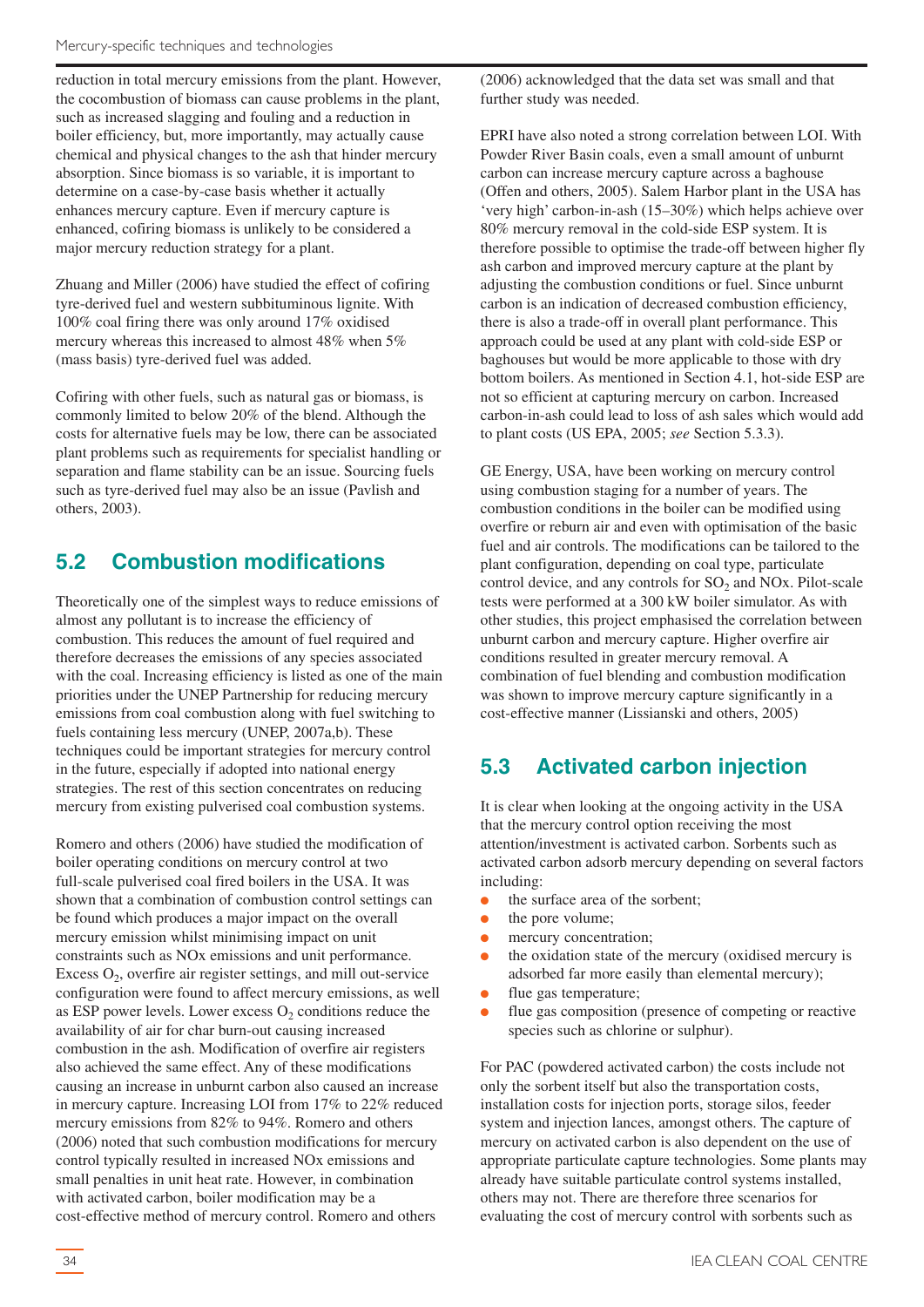reduction in total mercury emissions from the plant. However, the cocombustion of biomass can cause problems in the plant, such as increased slagging and fouling and a reduction in boiler efficiency, but, more importantly, may actually cause chemical and physical changes to the ash that hinder mercury absorption. Since biomass is so variable, it is important to determine on a case-by-case basis whether it actually enhances mercury capture. Even if mercury capture is enhanced, cofiring biomass is unlikely to be considered a major mercury reduction strategy for a plant.

Zhuang and Miller (2006) have studied the effect of cofiring tyre-derived fuel and western subbituminous lignite. With 100% coal firing there was only around 17% oxidised mercury whereas this increased to almost 48% when 5% (mass basis) tyre-derived fuel was added.

Cofiring with other fuels, such as natural gas or biomass, is commonly limited to below 20% of the blend. Although the costs for alternative fuels may be low, there can be associated plant problems such as requirements for specialist handling or separation and flame stability can be an issue. Sourcing fuels such as tyre-derived fuel may also be an issue (Pavlish and others, 2003).

## 5.2 Combustion modifications

Theoretically one of the simplest ways to reduce emissions of almost any pollutant is to increase the efficiency of combustion. This reduces the amount of fuel required and therefore decreases the emissions of any species associated with the coal. Increasing efficiency is listed as one of the main priorities under the UNEP Partnership for reducing mercury emissions from coal combustion along with fuel switching to fuels containing less mercury (UNEP, 2007a,b). These techniques could be important strategies for mercury control in the future, especially if adopted into national energy strategies. The rest of this section concentrates on reducing mercury from existing pulverised coal combustion systems.

Romero and others (2006) have studied the modification of boiler operating conditions on mercury control at two full-scale pulverised coal fired boilers in the USA. It was shown that a combination of combustion control settings can be found which produces a major impact on the overall mercury emission whilst minimising impact on unit constraints such as NOx emissions and unit performance. Excess $O_2$, overfire air register settings, and mill out-service configuration were found to affect mercury emissions, as well as ESP power levels. Lower excess $O_2$ conditions reduce the availability of air for char burn-out causing increased combustion in the ash. Modification of overfire air registers also achieved the same effect. Any of these modifications causing an increase in unburnt carbon also caused an increase in mercury capture. Increasing LOI from 17% to 22% reduced mercury emissions from 82% to 94%. Romero and others (2006) noted that such combustion modifications for mercury control typically resulted in increased NOx emissions and small penalties in unit heat rate. However, in combination with activated carbon, boiler modification may be a cost-effective method of mercury control. Romero and others (2006) acknowledged that the data set was small and that further study was needed.

EPRI have also noted a strong correlation between LOI. With Powder River Basin coals, even a small amount of unburnt carbon can increase mercury capture across a baghouse (Offen and others, 2005). Salem Harbor plant in the USA has 'very high' carbon-in-ash (15–30%) which helps achieve over 80% mercury removal in the cold-side ESP system. It is therefore possible to optimise the trade-off between higher fly ash carbon and improved mercury capture at the plant by adjusting the combustion conditions or fuel. Since unburnt carbon is an indication of decreased combustion efficiency, there is also a trade-off in overall plant performance. This approach could be used at any plant with cold-side ESP or baghouses but would be more applicable to those with dry bottom boilers. As mentioned in Section 4.1, hot-side ESP are not so efficient at capturing mercury on carbon. Increased carbon-in-ash could lead to loss of ash sales which would add to plant costs (US EPA, 2005; *see* Section 5.3.3).

GE Energy, USA, have been working on mercury control using combustion staging for a number of years. The combustion conditions in the boiler can be modified using overfire or reburn air and even with optimisation of the basic fuel and air controls. The modifications can be tailored to the plant configuration, depending on coal type, particulate control device, and any controls for $SO_2$ and NOx. Pilot-scale tests were performed at a 300 kW boiler simulator. As with other studies, this project emphasised the correlation between unburnt carbon and mercury capture. Higher overfire air conditions resulted in greater mercury removal. A combination of fuel blending and combustion modification was shown to improve mercury capture significantly in a cost-effective manner (Lissianski and others, 2005)

## 5.3 Activated carbon injection

It is clear when looking at the ongoing activity in the USA that the mercury control option receiving the most attention/investment is activated carbon. Sorbents such as activated carbon adsorb mercury depending on several factors including:

- the surface area of the sorbent;
- the pore volume;
- mercury concentration;
- the oxidation state of the mercury (oxidised mercury is adsorbed far more easily than elemental mercury);
- flue gas temperature;
- flue gas composition (presence of competing or reactive species such as chlorine or sulphur).

For PAC (powdered activated carbon) the costs include not only the sorbent itself but also the transportation costs, installation costs for injection ports, storage silos, feeder system and injection lances, amongst others. The capture of mercury on activated carbon is also dependent on the use of appropriate particulate capture technologies. Some plants may already have suitable particulate control systems installed, others may not. There are therefore three scenarios for evaluating the cost of mercury control with sorbents such as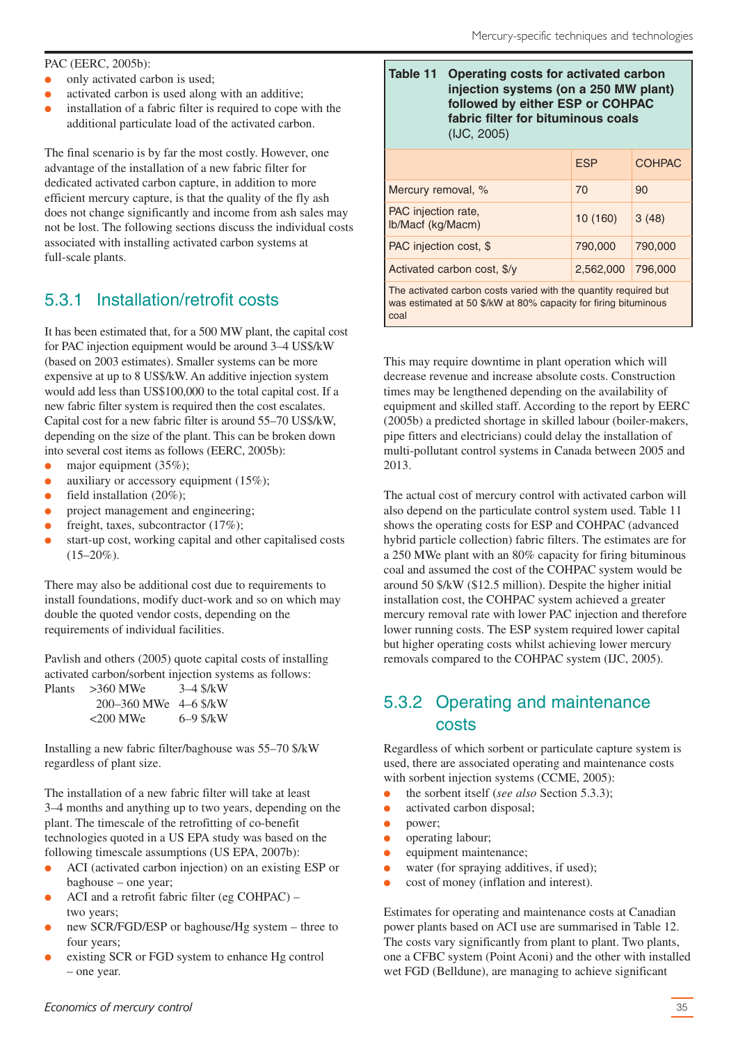PAC (EERC, 2005b):

- only activated carbon is used;
- activated carbon is used along with an additive;
- installation of a fabric filter is required to cope with the additional particulate load of the activated carbon.

The final scenario is by far the most costly. However, one advantage of the installation of a new fabric filter for dedicated activated carbon capture, in addition to more efficient mercury capture, is that the quality of the fly ash does not change significantly and income from ash sales may not be lost. The following sections discuss the individual costs associated with installing activated carbon systems at full-scale plants.

## 5.3.1 Installation/retrofit costs

It has been estimated that, for a 500 MW plant, the capital cost for PAC injection equipment would be around 3–4 US$/kW (based on 2003 estimates). Smaller systems can be more expensive at up to 8 US$/kW. An additive injection system would add less than US$100,000 to the total capital cost. If a new fabric filter system is required then the cost escalates. Capital cost for a new fabric filter is around 55–70 US$/kW, depending on the size of the plant. This can be broken down into several cost items as follows (EERC, 2005b):

- major equipment (35%);
- auxiliary or accessory equipment (15%);
- field installation (20%);
- project management and engineering;
- freight, taxes, subcontractor (17%);
- start-up cost, working capital and other capitalised costs (15–20%).

There may also be additional cost due to requirements to install foundations, modify duct-work and so on which may double the quoted vendor costs, depending on the requirements of individual facilities.

Pavlish and others (2005) quote capital costs of installing activated carbon/sorbent injection systems as follows:

| Plants | | |
|---|---|---|
| | >360 MWe | 3–4 $/kW |
| | 200–360 MWe | 4–6 $/kW |
| | <200 MWe | 6–9 $/kW |

Installing a new fabric filter/baghouse was 55–70 $/kW regardless of plant size.

The installation of a new fabric filter will take at least 3–4 months and anything up to two years, depending on the plant. The timescale of the retrofitting of co-benefit technologies quoted in a US EPA study was based on the following timescale assumptions (US EPA, 2007b):

- ACI (activated carbon injection) on an existing ESP or baghouse – one year;
- ACI and a retrofit fabric filter (eg COHPAC) – two years;
- new SCR/FGD/ESP or baghouse/Hg system – three to four years;
- existing SCR or FGD system to enhance Hg control – one year.

**Table 11 Operating costs for activated carbon injection systems (on a 250 MW plant) followed by either ESP or COHPAC fabric filter for bituminous coals** (IJC, 2005)

| | ESP | COHPAC |
|---|---|---|
| Mercury removal, % | 70 | 90 |
| PAC injection rate, lb/Macf (kg/Macm) | 10 (160) | 3 (48) |
| PAC injection cost, $ | 790,000 | 790,000 |
| Activated carbon cost, $/y | 2,562,000 | 796,000 |

The activated carbon costs varied with the quantity required but was estimated at 50 $/kW at 80% capacity for firing bituminous coal

This may require downtime in plant operation which will decrease revenue and increase absolute costs. Construction times may be lengthened depending on the availability of equipment and skilled staff. According to the report by EERC (2005b) a predicted shortage in skilled labour (boiler-makers, pipe fitters and electricians) could delay the installation of multi-pollutant control systems in Canada between 2005 and 2013.

The actual cost of mercury control with activated carbon will also depend on the particulate control system used. Table 11 shows the operating costs for ESP and COHPAC (advanced hybrid particle collection) fabric filters. The estimates are for a 250 MWe plant with an 80% capacity for firing bituminous coal and assumed the cost of the COHPAC system would be around 50 $/kW ($12.5 million). Despite the higher initial installation cost, the COHPAC system achieved a greater mercury removal rate with lower PAC injection and therefore lower running costs. The ESP system required lower capital but higher operating costs whilst achieving lower mercury removals compared to the COHPAC system (IJC, 2005).

## 5.3.2 Operating and maintenance costs

Regardless of which sorbent or particulate capture system is used, there are associated operating and maintenance costs with sorbent injection systems (CCME, 2005):

- the sorbent itself (*see also* Section 5.3.3);
- activated carbon disposal;
- power;
- operating labour;
- equipment maintenance;
- water (for spraying additives, if used);
- cost of money (inflation and interest).

Estimates for operating and maintenance costs at Canadian power plants based on ACI use are summarised in Table 12. The costs vary significantly from plant to plant. Two plants, one a CFBC system (Point Aconi) and the other with installed wet FGD (Belldune), are managing to achieve significant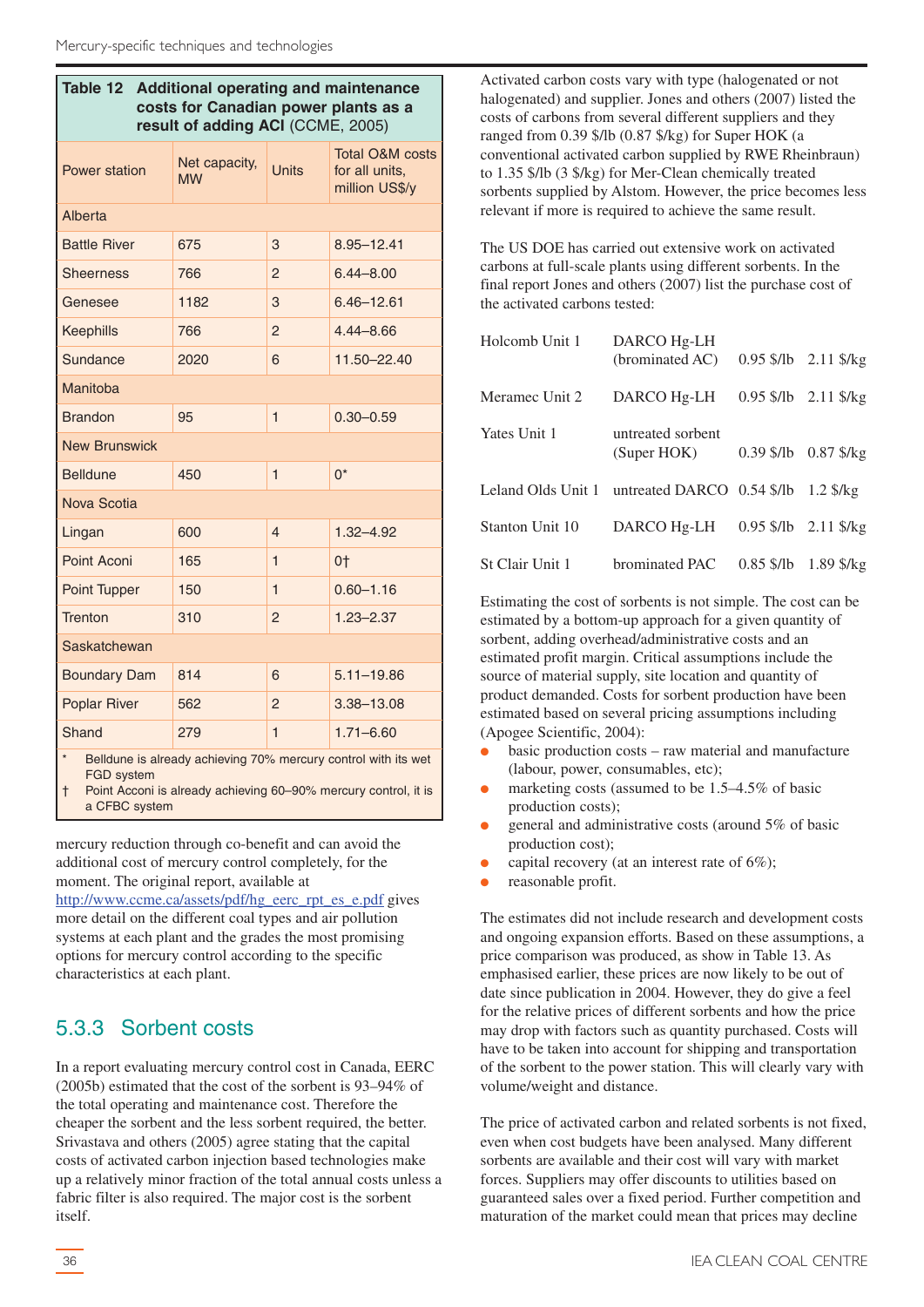**Table 12 Additional operating and maintenance costs for Canadian power plants as a result of adding ACI** (CCME, 2005)

| Power station | Net capacity, MW | Units | Total O&M costs for all units, million US$/y |
|---|---|---|---|
| Alberta | | | |
| Battle River | 675 | 3 | 8.95–12.41 |
| Sheerness | 766 | 2 | 6.44–8.00 |
| Genesee | 1182 | 3 | 6.46–12.61 |
| Keephills | 766 | 2 | 4.44–8.66 |
| Sundance | 2020 | 6 | 11.50–22.40 |
| Manitoba | | | |
| Brandon | 95 | 1 | 0.30–0.59 |
| New Brunswick | | | |
| Belldune | 450 | 1 | 0* |
| Nova Scotia | | | |
| Lingan | 600 | 4 | 1.32–4.92 |
| Point Aconi | 165 | 1 | 0† |
| Point Tupper | 150 | 1 | 0.60–1.16 |
| Trenton | 310 | 2 | 1.23–2.37 |
| Saskatchewan | | | |
| Boundary Dam | 814 | 6 | 5.11–19.86 |
| Poplar River | 562 | 2 | 3.38–13.08 |
| Shand | 279 | 1 | 1.71–6.60 |

\* Belldune is already achieving 70% mercury control with its wet FGD system

† Point Acconi is already achieving 60–90% mercury control, it is a CFBC system

mercury reduction through co-benefit and can avoid the additional cost of mercury control completely, for the moment. The original report, available at http://www.ccme.ca/assets/pdf/hg_eerc_rpt_es_e.pdf gives more detail on the different coal types and air pollution systems at each plant and the grades the most promising options for mercury control according to the specific characteristics at each plant.

## 5.3.3 Sorbent costs

In a report evaluating mercury control cost in Canada, EERC (2005b) estimated that the cost of the sorbent is 93–94% of the total operating and maintenance cost. Therefore the cheaper the sorbent and the less sorbent required, the better. Srivastava and others (2005) agree stating that the capital costs of activated carbon injection based technologies make up a relatively minor fraction of the total annual costs unless a fabric filter is also required. The major cost is the sorbent itself.

Activated carbon costs vary with type (halogenated or not halogenated) and supplier. Jones and others (2007) listed the costs of carbons from several different suppliers and they ranged from 0.39 $/lb (0.87 $/kg) for Super HOK (a conventional activated carbon supplied by RWE Rheinbraun) to 1.35 $/lb (3 $/kg) for Mer-Clean chemically treated sorbents supplied by Alstom. However, the price becomes less relevant if more is required to achieve the same result.

The US DOE has carried out extensive work on activated carbons at full-scale plants using different sorbents. In the final report Jones and others (2007) list the purchase cost of the activated carbons tested:

| | | | |
|---|---|---|---|
| Holcomb Unit 1 | DARCO Hg-LH (brominated AC) | 0.95 $/lb | 2.11 $/kg |
| Meramec Unit 2 | DARCO Hg-LH | 0.95 $/lb | 2.11 $/kg |
| Yates Unit 1 | untreated sorbent (Super HOK) | 0.39 $/lb | 0.87 $/kg |
| Leland Olds Unit 1 | untreated DARCO | 0.54 $/lb | 1.2 $/kg |
| Stanton Unit 10 | DARCO Hg-LH | 0.95 $/lb | 2.11 $/kg |
| St Clair Unit 1 | brominated PAC | 0.85 $/lb | 1.89 $/kg |

Estimating the cost of sorbents is not simple. The cost can be estimated by a bottom-up approach for a given quantity of sorbent, adding overhead/administrative costs and an estimated profit margin. Critical assumptions include the source of material supply, site location and quantity of product demanded. Costs for sorbent production have been estimated based on several pricing assumptions including (Apogee Scientific, 2004):

- basic production costs – raw material and manufacture (labour, power, consumables, etc);
- marketing costs (assumed to be 1.5–4.5% of basic production costs);
- general and administrative costs (around 5% of basic production cost);
- capital recovery (at an interest rate of 6%);
- reasonable profit.

The estimates did not include research and development costs and ongoing expansion efforts. Based on these assumptions, a price comparison was produced, as show in Table 13. As emphasised earlier, these prices are now likely to be out of date since publication in 2004. However, they do give a feel for the relative prices of different sorbents and how the price may drop with factors such as quantity purchased. Costs will have to be taken into account for shipping and transportation of the sorbent to the power station. This will clearly vary with volume/weight and distance.

The price of activated carbon and related sorbents is not fixed, even when cost budgets have been analysed. Many different sorbents are available and their cost will vary with market forces. Suppliers may offer discounts to utilities based on guaranteed sales over a fixed period. Further competition and maturation of the market could mean that prices may decline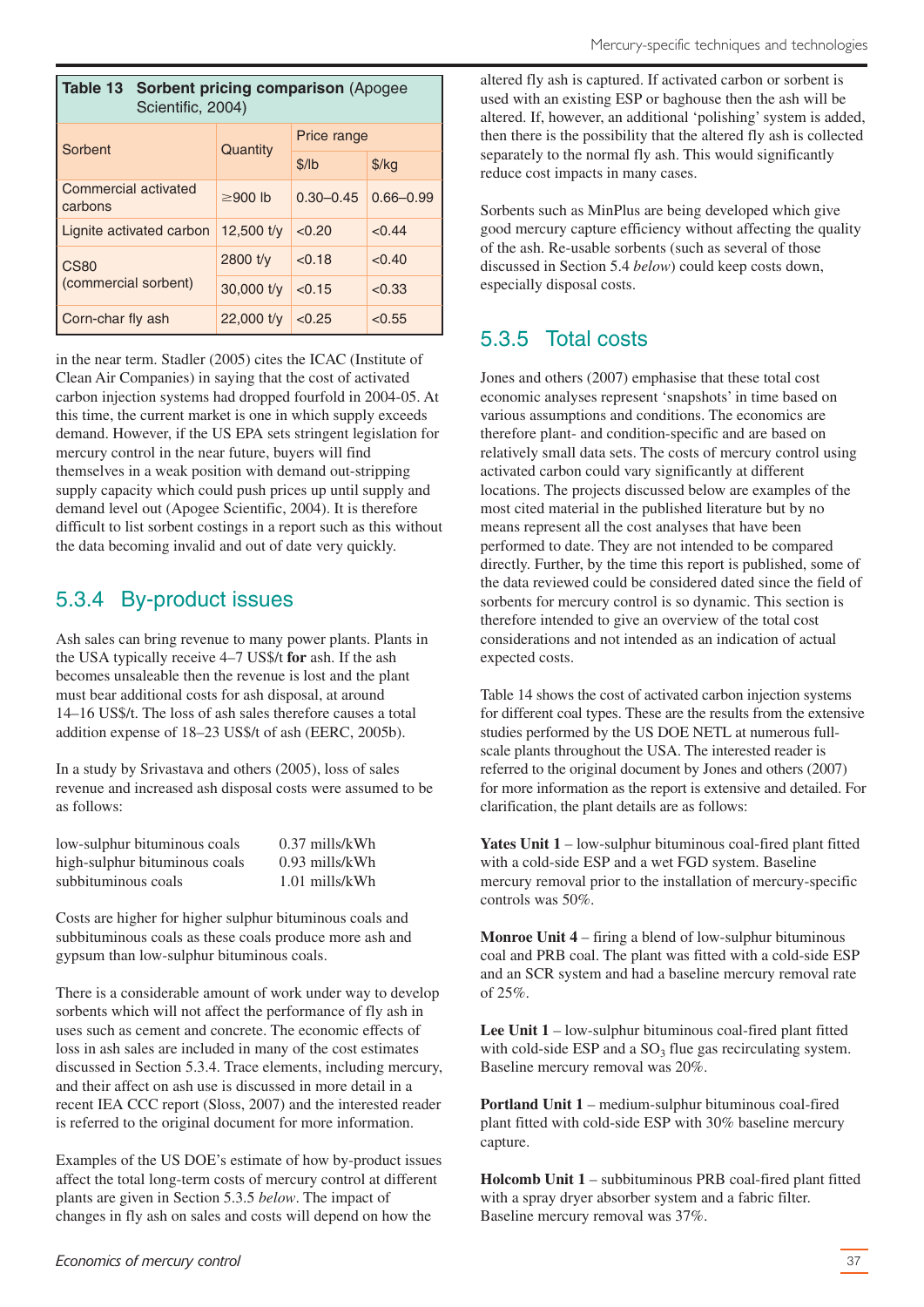**Table 13 Sorbent pricing comparison** (Apogee Scientific, 2004)

| Sorbent | Quantity | Price range | |
|---|---|---|---|
| | | $/lb | $/kg |
| Commercial activated carbons | ≥900 lb | 0.30–0.45 | 0.66–0.99 |
| Lignite activated carbon | 12,500 t/y | <0.20 | <0.44 |
| CS80 (commercial sorbent) | 2800 t/y | <0.18 | <0.40 |
| | 30,000 t/y | <0.15 | <0.33 |
| Corn-char fly ash | 22,000 t/y | <0.25 | <0.55 |

in the near term. Stadler (2005) cites the ICAC (Institute of Clean Air Companies) in saying that the cost of activated carbon injection systems had dropped fourfold in 2004-05. At this time, the current market is one in which supply exceeds demand. However, if the US EPA sets stringent legislation for mercury control in the near future, buyers will find themselves in a weak position with demand out-stripping supply capacity which could push prices up until supply and demand level out (Apogee Scientific, 2004). It is therefore difficult to list sorbent costings in a report such as this without the data becoming invalid and out of date very quickly.

## 5.3.4 By-product issues

Ash sales can bring revenue to many power plants. Plants in the USA typically receive 4–7 US$/t **for** ash. If the ash becomes unsaleable then the revenue is lost and the plant must bear additional costs for ash disposal, at around 14–16 US$/t. The loss of ash sales therefore causes a total addition expense of 18–23 US$/t of ash (EERC, 2005b).

In a study by Srivastava and others (2005), loss of sales revenue and increased ash disposal costs were assumed to be as follows:

| | |
|---|---|
| low-sulphur bituminous coals | 0.37 mills/kWh |
| high-sulphur bituminous coals | 0.93 mills/kWh |
| subbituminous coals | 1.01 mills/kWh |

Costs are higher for higher sulphur bituminous coals and subbituminous coals as these coals produce more ash and gypsum than low-sulphur bituminous coals.

There is a considerable amount of work under way to develop sorbents which will not affect the performance of fly ash in uses such as cement and concrete. The economic effects of loss in ash sales are included in many of the cost estimates discussed in Section 5.3.4. Trace elements, including mercury, and their affect on ash use is discussed in more detail in a recent IEA CCC report (Sloss, 2007) and the interested reader is referred to the original document for more information.

Examples of the US DOE's estimate of how by-product issues affect the total long-term costs of mercury control at different plants are given in Section 5.3.5 *below*. The impact of changes in fly ash on sales and costs will depend on how the altered fly ash is captured. If activated carbon or sorbent is used with an existing ESP or baghouse then the ash will be altered. If, however, an additional 'polishing' system is added, then there is the possibility that the altered fly ash is collected separately to the normal fly ash. This would significantly reduce cost impacts in many cases.

Sorbents such as MinPlus are being developed which give good mercury capture efficiency without affecting the quality of the ash. Re-usable sorbents (such as several of those discussed in Section 5.4 *below*) could keep costs down, especially disposal costs.

## 5.3.5 Total costs

Jones and others (2007) emphasise that these total cost economic analyses represent 'snapshots' in time based on various assumptions and conditions. The economics are therefore plant- and condition-specific and are based on relatively small data sets. The costs of mercury control using activated carbon could vary significantly at different locations. The projects discussed below are examples of the most cited material in the published literature but by no means represent all the cost analyses that have been performed to date. They are not intended to be compared directly. Further, by the time this report is published, some of the data reviewed could be considered dated since the field of sorbents for mercury control is so dynamic. This section is therefore intended to give an overview of the total cost considerations and not intended as an indication of actual expected costs.

Table 14 shows the cost of activated carbon injection systems for different coal types. These are the results from the extensive studies performed by the US DOE NETL at numerous full-scale plants throughout the USA. The interested reader is referred to the original document by Jones and others (2007) for more information as the report is extensive and detailed. For clarification, the plant details are as follows:

**Yates Unit 1** – low-sulphur bituminous coal-fired plant fitted with a cold-side ESP and a wet FGD system. Baseline mercury removal prior to the installation of mercury-specific controls was 50%.

**Monroe Unit 4** – firing a blend of low-sulphur bituminous coal and PRB coal. The plant was fitted with a cold-side ESP and an SCR system and had a baseline mercury removal rate of 25%.

**Lee Unit 1** – low-sulphur bituminous coal-fired plant fitted with cold-side ESP and a $SO_3$ flue gas recirculating system. Baseline mercury removal was 20%.

**Portland Unit 1** – medium-sulphur bituminous coal-fired plant fitted with cold-side ESP with 30% baseline mercury capture.

**Holcomb Unit 1** – subbituminous PRB coal-fired plant fitted with a spray dryer absorber system and a fabric filter. Baseline mercury removal was 37%.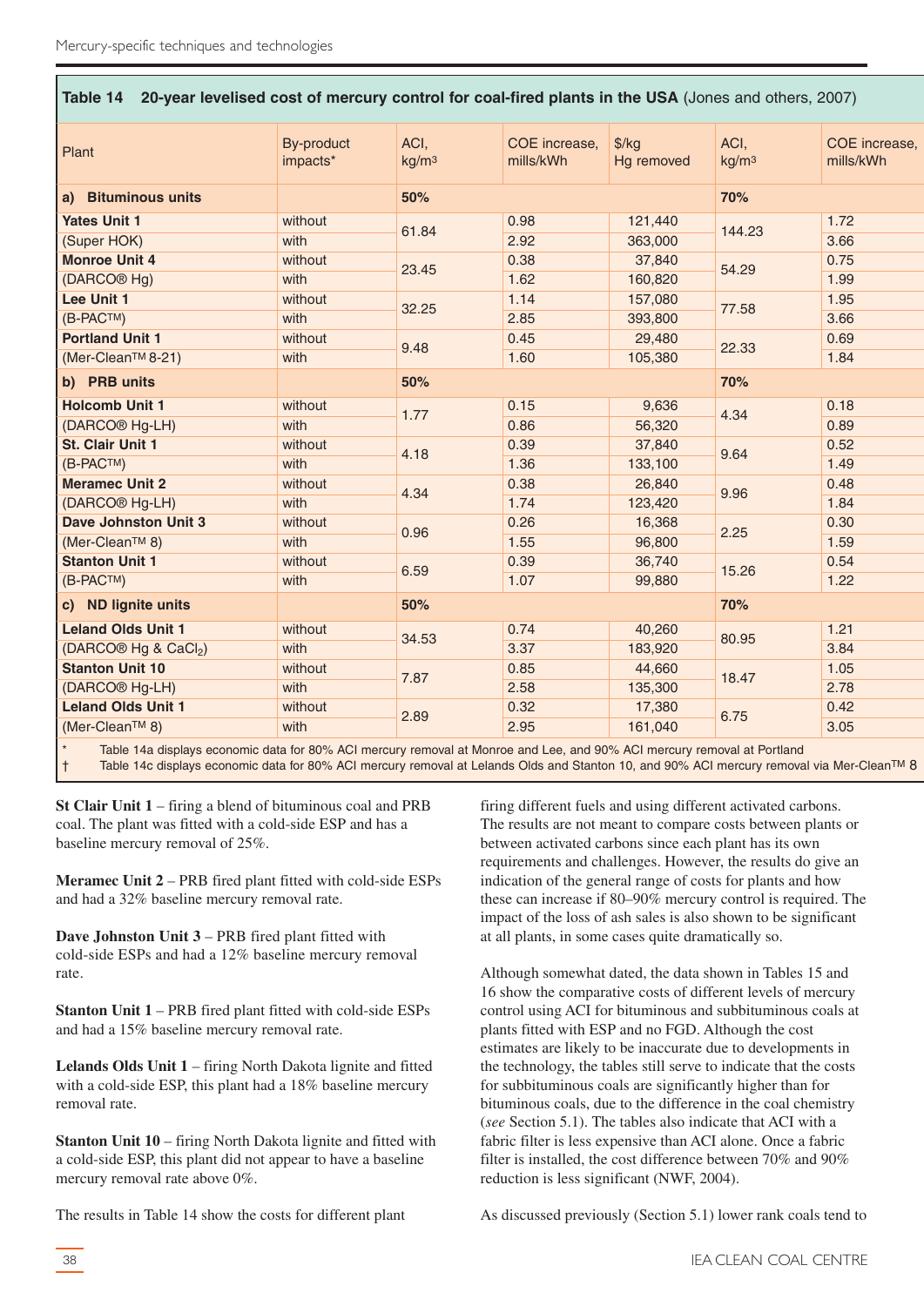**Table 14 20-year levelised cost of mercury control for coal-fired plants in the USA** (Jones and others, 2007)

| Plant | By-product impacts* | ACI, kg/m³ | COE increase, mills/kWh | $/kg Hg removed | ACI, kg/m³ | COE increase, mills/kWh |
|---|---|---|---|---|---|---|
| **a) Bituminous units** | | **50%** | | | **70%** | |
| **Yates Unit 1** | without | 61.84 | 0.98 | 121,440 | 144.23 | 1.72 |
| (Super HOK) | with | | 2.92 | 363,000 | | 3.66 |
| **Monroe Unit 4** | without | 23.45 | 0.38 | 37,840 | 54.29 | 0.75 |
| (DARCO® Hg) | with | | 1.62 | 160,820 | | 1.99 |
| **Lee Unit 1** | without | 32.25 | 1.14 | 157,080 | 77.58 | 1.95 |
| (B-PAC™) | with | | 2.85 | 393,800 | | 3.66 |
| **Portland Unit 1** | without | 9.48 | 0.45 | 29,480 | 22.33 | 0.69 |
| (Mer-Clean™ 8-21) | with | | 1.60 | 105,380 | | 1.84 |
| **b) PRB units** | | **50%** | | | **70%** | |
| **Holcomb Unit 1** | without | 1.77 | 0.15 | 9,636 | 4.34 | 0.18 |
| (DARCO® Hg-LH) | with | | 0.86 | 56,320 | | 0.89 |
| **St. Clair Unit 1** | without | 4.18 | 0.39 | 37,840 | 9.64 | 0.52 |
| (B-PAC™) | with | | 1.36 | 133,100 | | 1.49 |
| **Meramec Unit 2** | without | 4.34 | 0.38 | 26,840 | 9.96 | 0.48 |
| (DARCO® Hg-LH) | with | | 1.74 | 123,420 | | 1.84 |
| **Dave Johnston Unit 3** | without | 0.96 | 0.26 | 16,368 | 2.25 | 0.30 |
| (Mer-Clean™ 8) | with | | 1.55 | 96,800 | | 1.59 |
| **Stanton Unit 1** | without | 6.59 | 0.39 | 36,740 | 15.26 | 0.54 |
| (B-PAC™) | with | | 1.07 | 99,880 | | 1.22 |
| **c) ND lignite units** | | **50%** | | | **70%** | |
| **Leland Olds Unit 1** | without | 34.53 | 0.74 | 40,260 | 80.95 | 1.21 |
| (DARCO® Hg & $CaCl_2$) | with | | 3.37 | 183,920 | | 3.84 |
| **Stanton Unit 10** | without | 7.87 | 0.85 | 44,660 | 18.47 | 1.05 |
| (DARCO® Hg-LH) | with | | 2.58 | 135,300 | | 2.78 |
| **Leland Olds Unit 1** | without | 2.89 | 0.32 | 17,380 | 6.75 | 0.42 |
| (Mer-Clean™ 8) | with | | 2.95 | 161,040 | | 3.05 |

\* Table 14a displays economic data for 80% ACI mercury removal at Monroe and Lee, and 90% ACI mercury removal at Portland

† Table 14c displays economic data for 80% ACI mercury removal at Lelands Olds and Stanton 10, and 90% ACI mercury removal via Mer-Clean™ 8

**St Clair Unit 1** – firing a blend of bituminous coal and PRB coal. The plant was fitted with a cold-side ESP and has a baseline mercury removal of 25%.

**Meramec Unit 2** – PRB fired plant fitted with cold-side ESPs and had a 32% baseline mercury removal rate.

**Dave Johnston Unit 3** – PRB fired plant fitted with cold-side ESPs and had a 12% baseline mercury removal rate.

**Stanton Unit 1** – PRB fired plant fitted with cold-side ESPs and had a 15% baseline mercury removal rate.

**Lelands Olds Unit 1** – firing North Dakota lignite and fitted with a cold-side ESP, this plant had a 18% baseline mercury removal rate.

**Stanton Unit 10** – firing North Dakota lignite and fitted with a cold-side ESP, this plant did not appear to have a baseline mercury removal rate above 0%.

The results in Table 14 show the costs for different plant firing different fuels and using different activated carbons. The results are not meant to compare costs between plants or between activated carbons since each plant has its own requirements and challenges. However, the results do give an indication of the general range of costs for plants and how these can increase if 80–90% mercury control is required. The impact of the loss of ash sales is also shown to be significant at all plants, in some cases quite dramatically so.

Although somewhat dated, the data shown in Tables 15 and 16 show the comparative costs of different levels of mercury control using ACI for bituminous and subbituminous coals at plants fitted with ESP and no FGD. Although the cost estimates are likely to be inaccurate due to developments in the technology, the tables still serve to indicate that the costs for subbituminous coals are significantly higher than for bituminous coals, due to the difference in the coal chemistry (*see* Section 5.1). The tables also indicate that ACI with a fabric filter is less expensive than ACI alone. Once a fabric filter is installed, the cost difference between 70% and 90% reduction is less significant (NWF, 2004).

As discussed previously (Section 5.1) lower rank coals tend to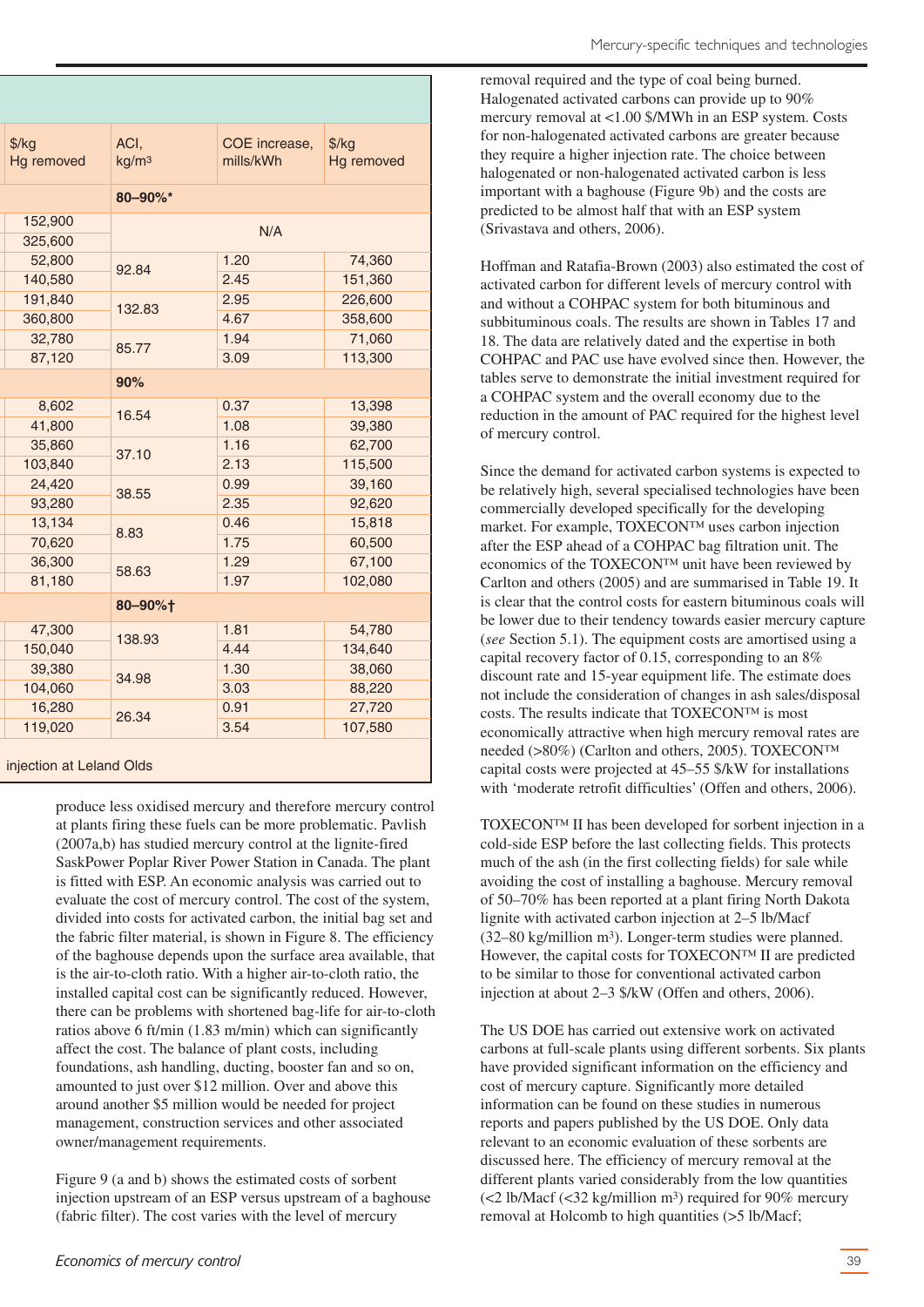| $/kg Hg removed | ACI, kg/m³ | COE increase, mills/kWh | $/kg Hg removed |
|---|---|---|---|
| | **80–90%*** | | |
| 152,900 | N/A | | |
| 325,600 | | | |
| 52,800 | 92.84 | 1.20 | 74,360 |
| 140,580 | | 2.45 | 151,360 |
| 191,840 | 132.83 | 2.95 | 226,600 |
| 360,800 | | 4.67 | 358,600 |
| 32,780 | 85.77 | 1.94 | 71,060 |
| 87,120 | | 3.09 | 113,300 |
| | **90%** | | |
| 8,602 | 16.54 | 0.37 | 13,398 |
| 41,800 | | 1.08 | 39,380 |
| 35,860 | 37.10 | 1.16 | 62,700 |
| 103,840 | | 2.13 | 115,500 |
| 24,420 | 38.55 | 0.99 | 39,160 |
| 93,280 | | 2.35 | 92,620 |
| 13,134 | 8.83 | 0.46 | 15,818 |
| 70,620 | | 1.75 | 60,500 |
| 36,300 | 58.63 | 1.29 | 67,100 |
| 81,180 | | 1.97 | 102,080 |
| | **80–90%†** | | |
| 47,300 | 138.93 | 1.81 | 54,780 |
| 150,040 | | 4.44 | 134,640 |
| 39,380 | 34.98 | 1.30 | 38,060 |
| 104,060 | | 3.03 | 88,220 |
| 16,280 | 26.34 | 0.91 | 27,720 |
| 119,020 | | 3.54 | 107,580 |

injection at Leland Olds

produce less oxidised mercury and therefore mercury control at plants firing these fuels can be more problematic. Pavlish (2007a,b) has studied mercury control at the lignite-fired SaskPower Poplar River Power Station in Canada. The plant is fitted with ESP. An economic analysis was carried out to evaluate the cost of mercury control. The cost of the system, divided into costs for activated carbon, the initial bag set and the fabric filter material, is shown in Figure 8. The efficiency of the baghouse depends upon the surface area available, that is the air-to-cloth ratio. With a higher air-to-cloth ratio, the installed capital cost can be significantly reduced. However, there can be problems with shortened bag-life for air-to-cloth ratios above 6 ft/min (1.83 m/min) which can significantly affect the cost. The balance of plant costs, including foundations, ash handling, ducting, booster fan and so on, amounted to just over $12 million. Over and above this around another $5 million would be needed for project management, construction services and other associated owner/management requirements.

Figure 9 (a and b) shows the estimated costs of sorbent injection upstream of an ESP versus upstream of a baghouse (fabric filter). The cost varies with the level of mercury removal required and the type of coal being burned. Halogenated activated carbons can provide up to 90% mercury removal at <1.00 $/MWh in an ESP system. Costs for non-halogenated activated carbons are greater because they require a higher injection rate. The choice between halogenated or non-halogenated activated carbon is less important with a baghouse (Figure 9b) and the costs are predicted to be almost half that with an ESP system (Srivastava and others, 2006).

Hoffman and Ratafia-Brown (2003) also estimated the cost of activated carbon for different levels of mercury control with and without a COHPAC system for both bituminous and subbituminous coals. The results are shown in Tables 17 and 18. The data are relatively dated and the expertise in both COHPAC and PAC use have evolved since then. However, the tables serve to demonstrate the initial investment required for a COHPAC system and the overall economy due to the reduction in the amount of PAC required for the highest level of mercury control.

Since the demand for activated carbon systems is expected to be relatively high, several specialised technologies have been commercially developed specifically for the developing market. For example, TOXECON™ uses carbon injection after the ESP ahead of a COHPAC bag filtration unit. The economics of the TOXECON™ unit have been reviewed by Carlton and others (2005) and are summarised in Table 19. It is clear that the control costs for eastern bituminous coals will be lower due to their tendency towards easier mercury capture (*see* Section 5.1). The equipment costs are amortised using a capital recovery factor of 0.15, corresponding to an 8% discount rate and 15-year equipment life. The estimate does not include the consideration of changes in ash sales/disposal costs. The results indicate that TOXECON™ is most economically attractive when high mercury removal rates are needed (>80%) (Carlton and others, 2005). TOXECON™ capital costs were projected at 45–55 $/kW for installations with 'moderate retrofit difficulties' (Offen and others, 2006).

TOXECON™ II has been developed for sorbent injection in a cold-side ESP before the last collecting fields. This protects much of the ash (in the first collecting fields) for sale while avoiding the cost of installing a baghouse. Mercury removal of 50–70% has been reported at a plant firing North Dakota lignite with activated carbon injection at 2–5 lb/Macf (32–80 kg/million m³). Longer-term studies were planned. However, the capital costs for TOXECON™ II are predicted to be similar to those for conventional activated carbon injection at about 2–3 $/kW (Offen and others, 2006).

The US DOE has carried out extensive work on activated carbons at full-scale plants using different sorbents. Six plants have provided significant information on the efficiency and cost of mercury capture. Significantly more detailed information can be found on these studies in numerous reports and papers published by the US DOE. Only data relevant to an economic evaluation of these sorbents are discussed here. The efficiency of mercury removal at the different plants varied considerably from the low quantities (<2 lb/Macf (<32 kg/million m³) required for 90% mercury removal at Holcomb to high quantities (>5 lb/Macf;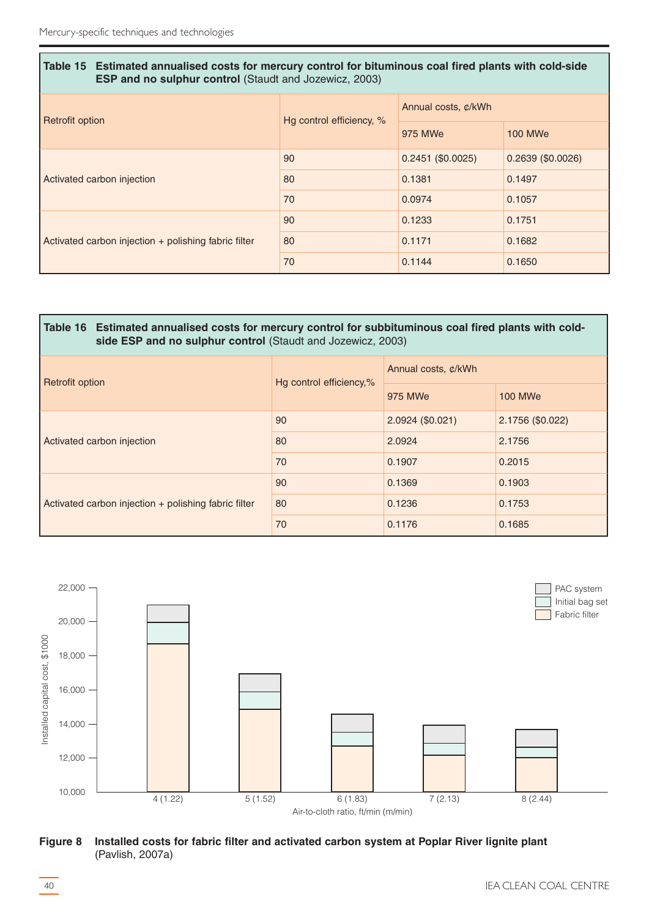**Table 15 Estimated annualised costs for mercury control for bituminous coal fired plants with cold-side ESP and no sulphur control** (Staudt and Jozewicz, 2003)

| Retrofit option | Hg control efficiency, % | Annual costs, ¢/kWh | |
|---|---|---|---|
| | | 975 MWe | 100 MWe |
| Activated carbon injection | 90 | 0.2451 ($0.0025) | 0.2639 ($0.0026) |
| | 80 | 0.1381 | 0.1497 |
| | 70 | 0.0974 | 0.1057 |
| Activated carbon injection + polishing fabric filter | 90 | 0.1233 | 0.1751 |
| | 80 | 0.1171 | 0.1682 |
| | 70 | 0.1144 | 0.1650 |

**Table 16 Estimated annualised costs for mercury control for subbituminous coal fired plants with cold-side ESP and no sulphur control** (Staudt and Jozewicz, 2003)

| Retrofit option | Hg control efficiency,% | Annual costs, ¢/kWh | |
|---|---|---|---|
| | | 975 MWe | 100 MWe |
| Activated carbon injection | 90 | 2.0924 ($0.021) | 2.1756 ($0.022) |
| | 80 | 2.0924 | 2.1756 |
| | 70 | 0.1907 | 0.2015 |
| Activated carbon injection + polishing fabric filter | 90 | 0.1369 | 0.1903 |
| | 80 | 0.1236 | 0.1753 |
| | 70 | 0.1176 | 0.1685 |

**Figure 8 Installed costs for fabric filter and activated carbon system at Poplar River lignite plant** (Pavlish, 2007a)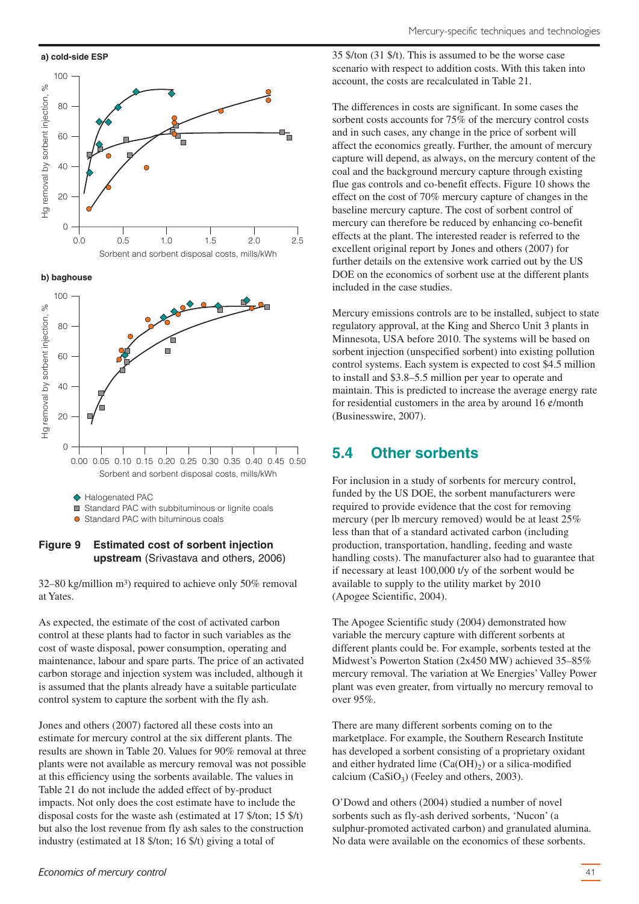**a) cold-side ESP**

**b) baghouse**

- Halogenated PAC
- Standard PAC with subbituminous or lignite coals
- Standard PAC with bituminous coals

**Figure 9 Estimated cost of sorbent injection upstream** (Srivastava and others, 2006)

32–80 kg/million m³) required to achieve only 50% removal at Yates.

As expected, the estimate of the cost of activated carbon control at these plants had to factor in such variables as the cost of waste disposal, power consumption, operating and maintenance, labour and spare parts. The price of an activated carbon storage and injection system was included, although it is assumed that the plants already have a suitable particulate control system to capture the sorbent with the fly ash.

Jones and others (2007) factored all these costs into an estimate for mercury control at the six different plants. The results are shown in Table 20. Values for 90% removal at three plants were not available as mercury removal was not possible at this efficiency using the sorbents available. The values in Table 21 do not include the added effect of by-product impacts. Not only does the cost estimate have to include the disposal costs for the waste ash (estimated at 17 $/ton; 15 $/t) but also the lost revenue from fly ash sales to the construction industry (estimated at 18 $/ton; 16 $/t) giving a total of 35 $/ton (31 $/t). This is assumed to be the worse case scenario with respect to addition costs. With this taken into account, the costs are recalculated in Table 21.

The differences in costs are significant. In some cases the sorbent costs accounts for 75% of the mercury control costs and in such cases, any change in the price of sorbent will affect the economics greatly. Further, the amount of mercury capture will depend, as always, on the mercury content of the coal and the background mercury capture through existing flue gas controls and co-benefit effects. Figure 10 shows the effect on the cost of 70% mercury capture of changes in the baseline mercury capture. The cost of sorbent control of mercury can therefore be reduced by enhancing co-benefit effects at the plant. The interested reader is referred to the excellent original report by Jones and others (2007) for further details on the extensive work carried out by the US DOE on the economics of sorbent use at the different plants included in the case studies.

Mercury emissions controls are to be installed, subject to state regulatory approval, at the King and Sherco Unit 3 plants in Minnesota, USA before 2010. The systems will be based on sorbent injection (unspecified sorbent) into existing pollution control systems. Each system is expected to cost $4.5 million to install and $3.8–5.5 million per year to operate and maintain. This is predicted to increase the average energy rate for residential customers in the area by around 16 ¢/month (Businesswire, 2007).

## 5.4 Other sorbents

For inclusion in a study of sorbents for mercury control, funded by the US DOE, the sorbent manufacturers were required to provide evidence that the cost for removing mercury (per lb mercury removed) would be at least 25% less than that of a standard activated carbon (including production, transportation, handling, feeding and waste handling costs). The manufacturer also had to guarantee that if necessary at least 100,000 t/y of the sorbent would be available to supply to the utility market by 2010 (Apogee Scientific, 2004).

The Apogee Scientific study (2004) demonstrated how variable the mercury capture with different sorbents at different plants could be. For example, sorbents tested at the Midwest's Powerton Station (2x450 MW) achieved 35–85% mercury removal. The variation at We Energies' Valley Power plant was even greater, from virtually no mercury removal to over 95%.

There are many different sorbents coming on to the marketplace. For example, the Southern Research Institute has developed a sorbent consisting of a proprietary oxidant and either hydrated lime ($Ca(OH)_2$) or a silica-modified calcium ($CaSiO_3$) (Feeley and others, 2003).

O'Dowd and others (2004) studied a number of novel sorbents such as fly-ash derived sorbents, 'Nucon' (a sulphur-promoted activated carbon) and granulated alumina. No data were available on the economics of these sorbents.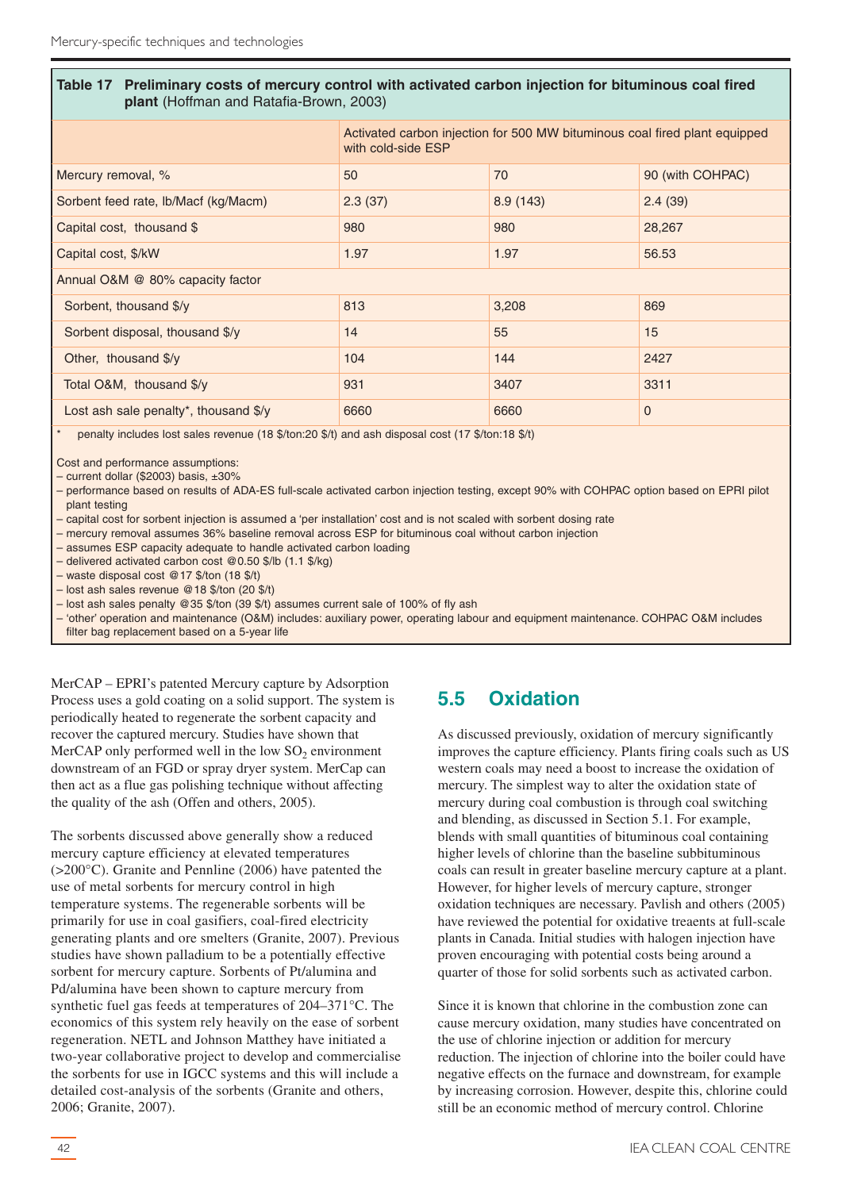**Table 17 Preliminary costs of mercury control with activated carbon injection for bituminous coal fired plant** (Hoffman and Ratafia-Brown, 2003)

| | Activated carbon injection for 500 MW bituminous coal fired plant equipped with cold-side ESP | | |
|---|---|---|---|
| Mercury removal, % | 50 | 70 | 90 (with COHPAC) |
| Sorbent feed rate, lb/Macf (kg/Macm) | 2.3 (37) | 8.9 (143) | 2.4 (39) |
| Capital cost, thousand $ | 980 | 980 | 28,267 |
| Capital cost, $/kW | 1.97 | 1.97 | 56.53 |
| Annual O&M @ 80% capacity factor | | | |
| Sorbent, thousand $/y | 813 | 3,208 | 869 |
| Sorbent disposal, thousand $/y | 14 | 55 | 15 |
| Other, thousand $/y | 104 | 144 | 2427 |
| Total O&M, thousand $/y | 931 | 3407 | 3311 |
| Lost ash sale penalty*, thousand $/y | 6660 | 6660 | 0 |

\* penalty includes lost sales revenue (18 $/ton:20 $/t) and ash disposal cost (17 $/ton:18 $/t)

Cost and performance assumptions:
- current dollar ($2003) basis, ±30%
- performance based on results of ADA-ES full-scale activated carbon injection testing, except 90% with COHPAC option based on EPRI pilot plant testing
- capital cost for sorbent injection is assumed a 'per installation' cost and is not scaled with sorbent dosing rate
- mercury removal assumes 36% baseline removal across ESP for bituminous coal without carbon injection
- assumes ESP capacity adequate to handle activated carbon loading
- delivered activated carbon cost @0.50 $/lb (1.1 $/kg)
- waste disposal cost @17 $/ton (18 $/t)
- lost ash sales revenue @18 $/ton (20 $/t)
- lost ash sales penalty @35 $/ton (39 $/t) assumes current sale of 100% of fly ash
- 'other' operation and maintenance (O&M) includes: auxiliary power, operating labour and equipment maintenance. COHPAC O&M includes filter bag replacement based on a 5-year life

MerCAP – EPRI's patented Mercury capture by Adsorption Process uses a gold coating on a solid support. The system is periodically heated to regenerate the sorbent capacity and recover the captured mercury. Studies have shown that MerCAP only performed well in the low $SO_2$ environment downstream of an FGD or spray dryer system. MerCap can then act as a flue gas polishing technique without affecting the quality of the ash (Offen and others, 2005).

The sorbents discussed above generally show a reduced mercury capture efficiency at elevated temperatures (>200°C). Granite and Pennline (2006) have patented the use of metal sorbents for mercury control in high temperature systems. The regenerable sorbents will be primarily for use in coal gasifiers, coal-fired electricity generating plants and ore smelters (Granite, 2007). Previous studies have shown palladium to be a potentially effective sorbent for mercury capture. Sorbents of Pt/alumina and Pd/alumina have been shown to capture mercury from synthetic fuel gas feeds at temperatures of 204–371°C. The economics of this system rely heavily on the ease of sorbent regeneration. NETL and Johnson Matthey have initiated a two-year collaborative project to develop and commercialise the sorbents for use in IGCC systems and this will include a detailed cost-analysis of the sorbents (Granite and others, 2006; Granite, 2007).

## 5.5 Oxidation

As discussed previously, oxidation of mercury significantly improves the capture efficiency. Plants firing coals such as US western coals may need a boost to increase the oxidation of mercury. The simplest way to alter the oxidation state of mercury during coal combustion is through coal switching and blending, as discussed in Section 5.1. For example, blends with small quantities of bituminous coal containing higher levels of chlorine than the baseline subbituminous coals can result in greater baseline mercury capture at a plant. However, for higher levels of mercury capture, stronger oxidation techniques are necessary. Pavlish and others (2005) have reviewed the potential for oxidative treaents at full-scale plants in Canada. Initial studies with halogen injection have proven encouraging with potential costs being around a quarter of those for solid sorbents such as activated carbon.

Since it is known that chlorine in the combustion zone can cause mercury oxidation, many studies have concentrated on the use of chlorine injection or addition for mercury reduction. The injection of chlorine into the boiler could have negative effects on the furnace and downstream, for example by increasing corrosion. However, despite this, chlorine could still be an economic method of mercury control. Chlorine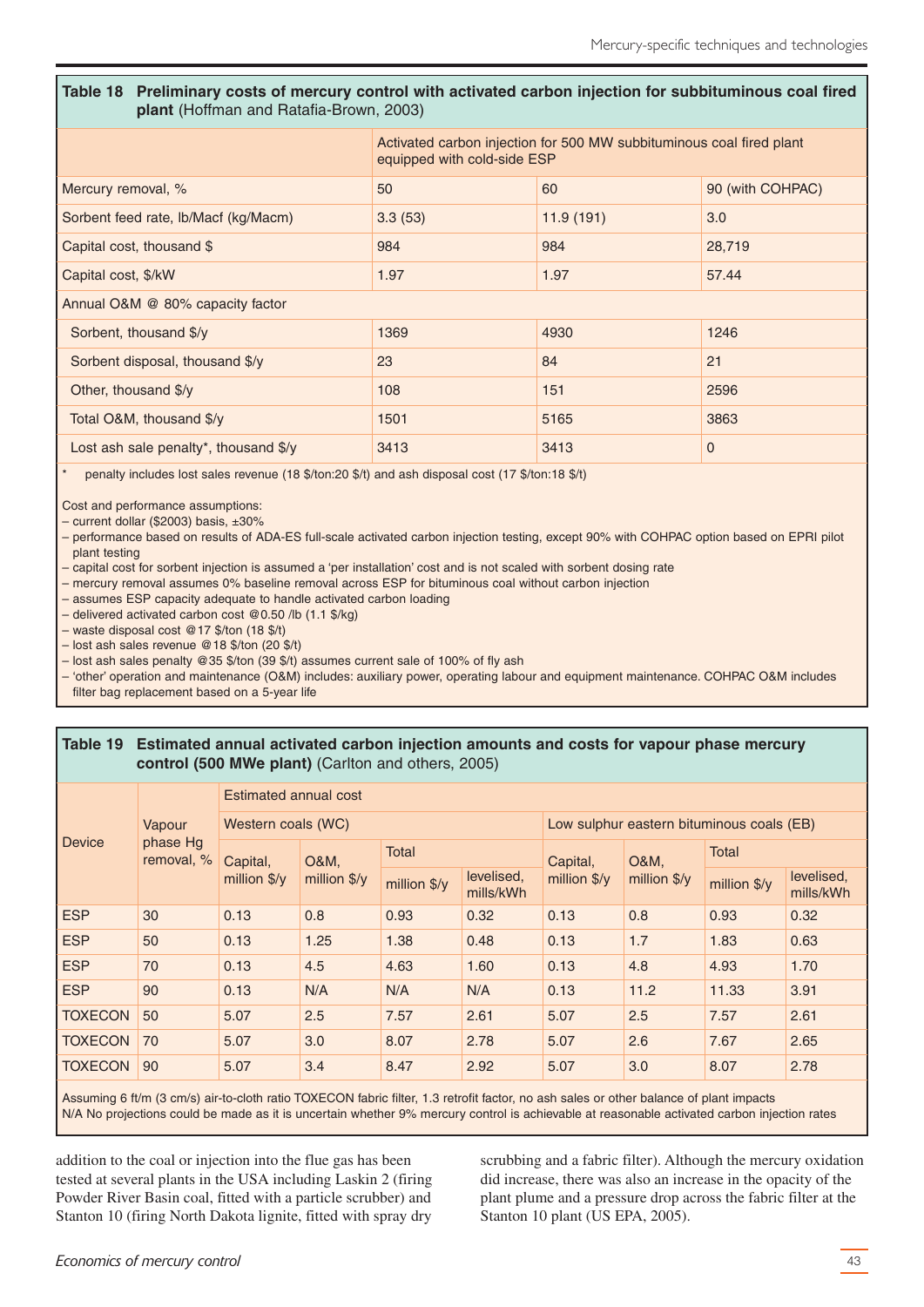**Table 18 Preliminary costs of mercury control with activated carbon injection for subbituminous coal fired plant** (Hoffman and Ratafia-Brown, 2003)

| | Activated carbon injection for 500 MW subbituminous coal fired plant equipped with cold-side ESP | | |
|---|---|---|---|
| Mercury removal, % | 50 | 60 | 90 (with COHPAC) |
| Sorbent feed rate, lb/Macf (kg/Macm) | 3.3 (53) | 11.9 (191) | 3.0 |
| Capital cost, thousand $ | 984 | 984 | 28,719 |
| Capital cost, $/kW | 1.97 | 1.97 | 57.44 |
| Annual O&M @ 80% capacity factor | | | |
| Sorbent, thousand $/y | 1369 | 4930 | 1246 |
| Sorbent disposal, thousand $/y | 23 | 84 | 21 |
| Other, thousand $/y | 108 | 151 | 2596 |
| Total O&M, thousand $/y | 1501 | 5165 | 3863 |
| Lost ash sale penalty*, thousand $/y | 3413 | 3413 | 0 |

\* penalty includes lost sales revenue (18 $/ton:20 $/t) and ash disposal cost (17 $/ton:18 $/t)

Cost and performance assumptions:
- current dollar ($2003) basis, ±30%
- performance based on results of ADA-ES full-scale activated carbon injection testing, except 90% with COHPAC option based on EPRI pilot plant testing
- capital cost for sorbent injection is assumed a 'per installation' cost and is not scaled with sorbent dosing rate
- mercury removal assumes 0% baseline removal across ESP for bituminous coal without carbon injection
- assumes ESP capacity adequate to handle activated carbon loading
- delivered activated carbon cost @0.50 /lb (1.1 $/kg)
- waste disposal cost @17 $/ton (18 $/t)
- lost ash sales revenue @18 $/ton (20 $/t)
- lost ash sales penalty @35 $/ton (39 $/t) assumes current sale of 100% of fly ash
- 'other' operation and maintenance (O&M) includes: auxiliary power, operating labour and equipment maintenance. COHPAC O&M includes filter bag replacement based on a 5-year life

**Table 19 Estimated annual activated carbon injection amounts and costs for vapour phase mercury control (500 MWe plant)** (Carlton and others, 2005)

| Device | Vapour phase Hg removal, % | Estimated annual cost | | | | | | | |
|---|---|---|---|---|---|---|---|---|---|
| | | Western coals (WC) | | | | Low sulphur eastern bituminous coals (EB) | | | |
| | | Capital, million $/y | O&M, million $/y | Total | | Capital, million $/y | O&M, million $/y | Total | |
| | | | | million $/y | levelised, mills/kWh | | | million $/y | levelised, mills/kWh |
| ESP | 30 | 0.13 | 0.8 | 0.93 | 0.32 | 0.13 | 0.8 | 0.93 | 0.32 |
| ESP | 50 | 0.13 | 1.25 | 1.38 | 0.48 | 0.13 | 1.7 | 1.83 | 0.63 |
| ESP | 70 | 0.13 | 4.5 | 4.63 | 1.60 | 0.13 | 4.8 | 4.93 | 1.70 |
| ESP | 90 | 0.13 | N/A | N/A | N/A | 0.13 | 11.2 | 11.33 | 3.91 |
| TOXECON | 50 | 5.07 | 2.5 | 7.57 | 2.61 | 5.07 | 2.5 | 7.57 | 2.61 |
| TOXECON | 70 | 5.07 | 3.0 | 8.07 | 2.78 | 5.07 | 2.6 | 7.67 | 2.65 |
| TOXECON | 90 | 5.07 | 3.4 | 8.47 | 2.92 | 5.07 | 3.0 | 8.07 | 2.78 |

Assuming 6 ft/m (3 cm/s) air-to-cloth ratio TOXECON fabric filter, 1.3 retrofit factor, no ash sales or other balance of plant impacts
N/A No projections could be made as it is uncertain whether 9% mercury control is achievable at reasonable activated carbon injection rates

addition to the coal or injection into the flue gas has been tested at several plants in the USA including Laskin 2 (firing Powder River Basin coal, fitted with a particle scrubber) and Stanton 10 (firing North Dakota lignite, fitted with spray dry scrubbing and a fabric filter). Although the mercury oxidation did increase, there was also an increase in the opacity of the plant plume and a pressure drop across the fabric filter at the Stanton 10 plant (US EPA, 2005).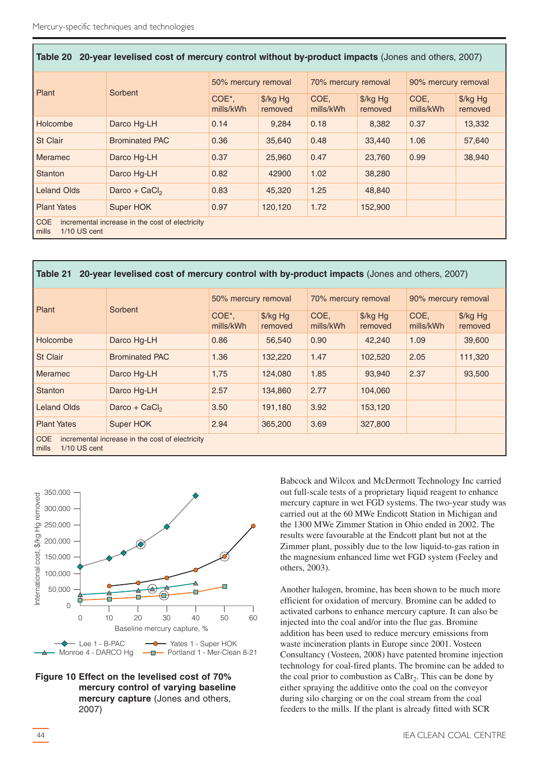**Table 20 20-year levelised cost of mercury control without by-product impacts** (Jones and others, 2007)

| Plant | Sorbent | 50% mercury removal | | 70% mercury removal | | 90% mercury removal | |
|---|---|---|---|---|---|---|---|
| | | COE*, mills/kWh | $/kg Hg removed | COE, mills/kWh | $/kg Hg removed | COE, mills/kWh | $/kg Hg removed |
| Holcombe | Darco Hg-LH | 0.14 | 9,284 | 0.18 | 8,382 | 0.37 | 13,332 |
| St Clair | Brominated PAC | 0.36 | 35,640 | 0.48 | 33,440 | 1.06 | 57,640 |
| Meramec | Darco Hg-LH | 0.37 | 25,960 | 0.47 | 23,760 | 0.99 | 38,940 |
| Stanton | Darco Hg-LH | 0.82 | 42900 | 1.02 | 38,280 | | |
| Leland Olds | Darco + $CaCl_2$ | 0.83 | 45,320 | 1.25 | 48,840 | | |
| Plant Yates | Super HOK | 0.97 | 120,120 | 1.72 | 152,900 | | |

COE incremental increase in the cost of electricity
mills 1/10 US cent

**Table 21 20-year levelised cost of mercury control with by-product impacts** (Jones and others, 2007)

| Plant | Sorbent | 50% mercury removal | | 70% mercury removal | | 90% mercury removal | |
|---|---|---|---|---|---|---|---|
| | | COE*, mills/kWh | $/kg Hg removed | COE, mills/kWh | $/kg Hg removed | COE, mills/kWh | $/kg Hg removed |
| Holcombe | Darco Hg-LH | 0.86 | 56,540 | 0.90 | 42,240 | 1.09 | 39,600 |
| St Clair | Brominated PAC | 1.36 | 132,220 | 1.47 | 102,520 | 2.05 | 111,320 |
| Meramec | Darco Hg-LH | 1,75 | 124,080 | 1.85 | 93,940 | 2.37 | 93,500 |
| Stanton | Darco Hg-LH | 2.57 | 134,860 | 2.77 | 104,060 | | |
| Leland Olds | Darco + $CaCl_2$ | 3.50 | 191,180 | 3.92 | 153,120 | | |
| Plant Yates | Super HOK | 2.94 | 365,200 | 3.69 | 327,800 | | |

COE incremental increase in the cost of electricity
mills 1/10 US cent

**Figure 10 Effect on the levelised cost of 70% mercury control of varying baseline mercury capture** (Jones and others, 2007)

Babcock and Wilcox and McDermott Technology Inc carried out full-scale tests of a proprietary liquid reagent to enhance mercury capture in wet FGD systems. The two-year study was carried out at the 60 MWe Endicott Station in Michigan and the 1300 MWe Zimmer Station in Ohio ended in 2002. The results were favourable at the Endcott plant but not at the Zimmer plant, possibly due to the low liquid-to-gas ration in the magnesium enhanced lime wet FGD system (Feeley and others, 2003).

Another halogen, bromine, has been shown to be much more efficient for oxidation of mercury. Bromine can be added to activated carbons to enhance mercury capture. It can also be injected into the coal and/or into the flue gas. Bromine addition has been used to reduce mercury emissions from waste incineration plants in Europe since 2001. Vosteen Consultancy (Vosteen, 2008) have patented bromine injection technology for coal-fired plants. The bromine can be added to the coal prior to combustion as $CaBr_2$. This can be done by either spraying the additive onto the coal on the conveyor during silo charging or on the coal stream from the coal feeders to the mills. If the plant is already fitted with SCR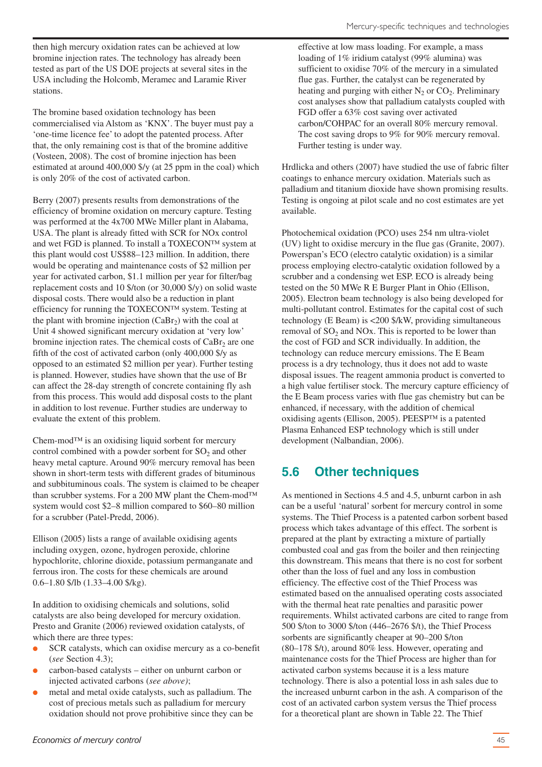then high mercury oxidation rates can be achieved at low bromine injection rates. The technology has already been tested as part of the US DOE projects at several sites in the USA including the Holcomb, Meramec and Laramie River stations.

The bromine based oxidation technology has been commercialised via Alstom as 'KNX'. The buyer must pay a 'one-time licence fee' to adopt the patented process. After that, the only remaining cost is that of the bromine additive (Vosteen, 2008). The cost of bromine injection has been estimated at around 400,000 $/y (at 25 ppm in the coal) which is only 20% of the cost of activated carbon.

Berry (2007) presents results from demonstrations of the efficiency of bromine oxidation on mercury capture. Testing was performed at the 4x700 MWe Miller plant in Alabama, USA. The plant is already fitted with SCR for NOx control and wet FGD is planned. To install a TOXECON™ system at this plant would cost US$88–123 million. In addition, there would be operating and maintenance costs of $2 million per year for activated carbon, $1.1 million per year for filter/bag replacement costs and 10 $/ton (or 30,000 $/y) on solid waste disposal costs. There would also be a reduction in plant efficiency for running the TOXECON™ system. Testing at the plant with bromine injection ($CaBr_2$) with the coal at Unit 4 showed significant mercury oxidation at 'very low' bromine injection rates. The chemical costs of $CaBr_2$ are one fifth of the cost of activated carbon (only 400,000 $/y as opposed to an estimated $2 million per year). Further testing is planned. However, studies have shown that the use of Br can affect the 28-day strength of concrete containing fly ash from this process. This would add disposal costs to the plant in addition to lost revenue. Further studies are underway to evaluate the extent of this problem.

Chem-mod™ is an oxidising liquid sorbent for mercury control combined with a powder sorbent for $SO_2$ and other heavy metal capture. Around 90% mercury removal has been shown in short-term tests with different grades of bituminous and subbituminous coals. The system is claimed to be cheaper than scrubber systems. For a 200 MW plant the Chem-mod™ system would cost $2–8 million compared to $60–80 million for a scrubber (Patel-Predd, 2006).

Ellison (2005) lists a range of available oxidising agents including oxygen, ozone, hydrogen peroxide, chlorine hypochlorite, chlorine dioxide, potassium permanganate and ferrous iron. The costs for these chemicals are around 0.6–1.80 $/lb (1.33–4.00 $/kg).

In addition to oxidising chemicals and solutions, solid catalysts are also being developed for mercury oxidation. Presto and Granite (2006) reviewed oxidation catalysts, of which there are three types:

- SCR catalysts, which can oxidise mercury as a co-benefit (*see* Section 4.3);
- carbon-based catalysts – either on unburnt carbon or injected activated carbons (*see above)*;
- metal and metal oxide catalysts, such as palladium. The cost of precious metals such as palladium for mercury oxidation should not prove prohibitive since they can be effective at low mass loading. For example, a mass loading of 1% iridium catalyst (99% alumina) was sufficient to oxidise 70% of the mercury in a simulated flue gas. Further, the catalyst can be regenerated by heating and purging with either $N_2$ or $CO_2$. Preliminary cost analyses show that palladium catalysts coupled with FGD offer a 63% cost saving over activated carbon/COHPAC for an overall 80% mercury removal. The cost saving drops to 9% for 90% mercury removal. Further testing is under way.

Hrdlicka and others (2007) have studied the use of fabric filter coatings to enhance mercury oxidation. Materials such as palladium and titanium dioxide have shown promising results. Testing is ongoing at pilot scale and no cost estimates are yet available.

Photochemical oxidation (PCO) uses 254 nm ultra-violet (UV) light to oxidise mercury in the flue gas (Granite, 2007). Powerspan's ECO (electro catalytic oxidation) is a similar process employing electro-catalytic oxidation followed by a scrubber and a condensing wet ESP. ECO is already being tested on the 50 MWe R E Burger Plant in Ohio (Ellison, 2005). Electron beam technology is also being developed for multi-pollutant control. Estimates for the capital cost of such technology (E Beam) is <200 $/kW, providing simultaneous removal of $SO_2$ and NOx. This is reported to be lower than the cost of FGD and SCR individually. In addition, the technology can reduce mercury emissions. The E Beam process is a dry technology, thus it does not add to waste disposal issues. The reagent ammonia product is converted to a high value fertiliser stock. The mercury capture efficiency of the E Beam process varies with flue gas chemistry but can be enhanced, if necessary, with the addition of chemical oxidising agents (Ellison, 2005). PEESP™ is a patented Plasma Enhanced ESP technology which is still under development (Nalbandian, 2006).

## 5.6 Other techniques

As mentioned in Sections 4.5 and 4.5, unburnt carbon in ash can be a useful 'natural' sorbent for mercury control in some systems. The Thief Process is a patented carbon sorbent based process which takes advantage of this effect. The sorbent is prepared at the plant by extracting a mixture of partially combusted coal and gas from the boiler and then reinjecting this downstream. This means that there is no cost for sorbent other than the loss of fuel and any loss in combustion efficiency. The effective cost of the Thief Process was estimated based on the annualised operating costs associated with the thermal heat rate penalties and parasitic power requirements. Whilst activated carbons are cited to range from 500 $/ton to 3000 $/ton (446–2676 $/t), the Thief Process sorbents are significantly cheaper at 90–200 $/ton (80–178 $/t), around 80% less. However, operating and maintenance costs for the Thief Process are higher than for activated carbon systems because it is a less mature technology. There is also a potential loss in ash sales due to the increased unburnt carbon in the ash. A comparison of the cost of an activated carbon system versus the Thief process for a theoretical plant are shown in Table 22. The Thief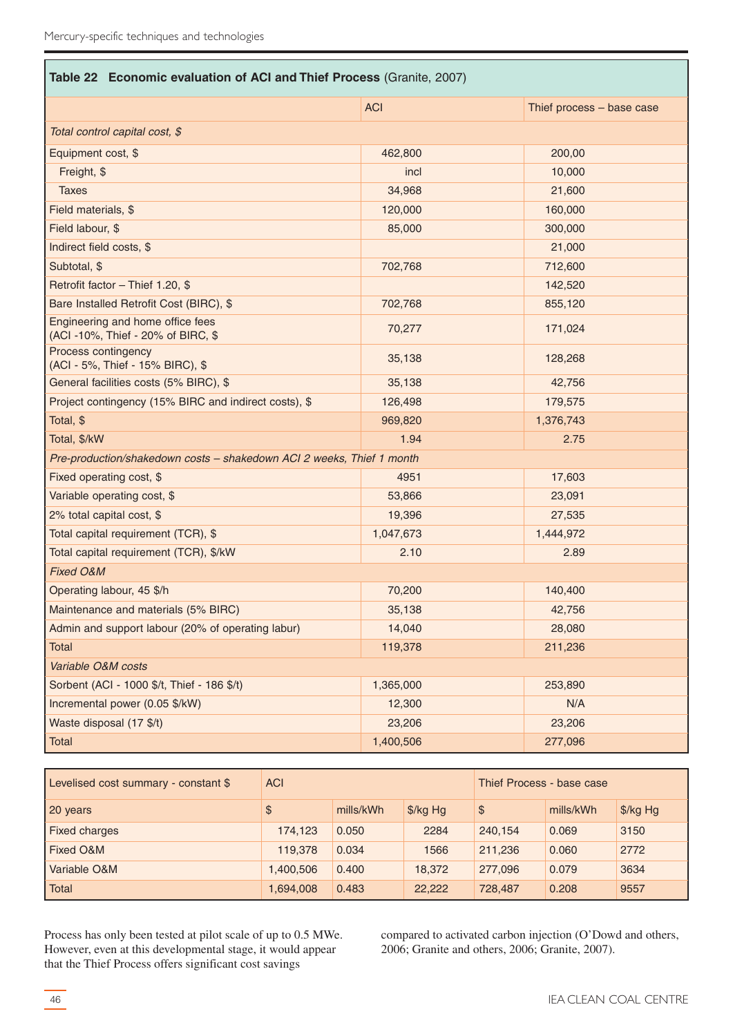**Table 22 Economic evaluation of ACI and Thief Process** (Granite, 2007)

| | ACI | Thief process – base case |
|---|---|---|
| *Total control capital cost, $* | | |
| Equipment cost, $ | 462,800 | 200,00 |
| Freight, $ | incl | 10,000 |
| Taxes | 34,968 | 21,600 |
| Field materials, $ | 120,000 | 160,000 |
| Field labour, $ | 85,000 | 300,000 |
| Indirect field costs, $ | | 21,000 |
| Subtotal, $ | 702,768 | 712,600 |
| Retrofit factor – Thief 1.20, $ | | 142,520 |
| Bare Installed Retrofit Cost (BIRC), $ | 702,768 | 855,120 |
| Engineering and home office fees (ACI -10%, Thief - 20% of BIRC, $ | 70,277 | 171,024 |
| Process contingency (ACI - 5%, Thief - 15% BIRC), $ | 35,138 | 128,268 |
| General facilities costs (5% BIRC), $ | 35,138 | 42,756 |
| Project contingency (15% BIRC and indirect costs), $ | 126,498 | 179,575 |
| Total, $ | 969,820 | 1,376,743 |
| Total, $/kW | 1.94 | 2.75 |
| *Pre-production/shakedown costs – shakedown ACI 2 weeks, Thief 1 month* | | |
| Fixed operating cost, $ | 4951 | 17,603 |
| Variable operating cost, $ | 53,866 | 23,091 |
| 2% total capital cost, $ | 19,396 | 27,535 |
| Total capital requirement (TCR), $ | 1,047,673 | 1,444,972 |
| Total capital requirement (TCR), $/kW | 2.10 | 2.89 |
| *Fixed O&M* | | |
| Operating labour, 45 $/h | 70,200 | 140,400 |
| Maintenance and materials (5% BIRC) | 35,138 | 42,756 |
| Admin and support labour (20% of operating labur) | 14,040 | 28,080 |
| Total | 119,378 | 211,236 |
| *Variable O&M costs* | | |
| Sorbent (ACI - 1000 $/t, Thief - 186 $/t) | 1,365,000 | 253,890 |
| Incremental power (0.05 $/kW) | 12,300 | N/A |
| Waste disposal (17 $/t) | 23,206 | 23,206 |
| Total | 1,400,506 | 277,096 |

| Levelised cost summary - constant $ | ACI | | | Thief Process - base case | | |
|---|---|---|---|---|---|---|
| 20 years | $ | mills/kWh | $/kg Hg | $ | mills/kWh | $/kg Hg |
| Fixed charges | 174,123 | 0.050 | 2284 | 240,154 | 0.069 | 3150 |
| Fixed O&M | 119,378 | 0.034 | 1566 | 211,236 | 0.060 | 2772 |
| Variable O&M | 1,400,506 | 0.400 | 18,372 | 277,096 | 0.079 | 3634 |
| Total | 1,694,008 | 0.483 | 22,222 | 728,487 | 0.208 | 9557 |

Process has only been tested at pilot scale of up to 0.5 MWe. However, even at this developmental stage, it would appear that the Thief Process offers significant cost savings compared to activated carbon injection (O'Dowd and others, 2006; Granite and others, 2006; Granite, 2007).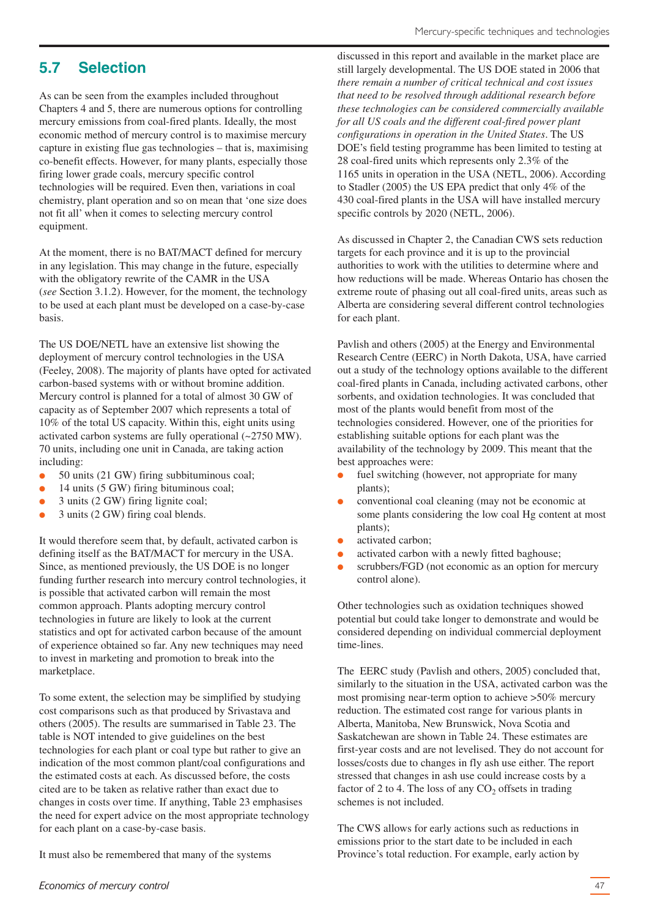## 5.7 Selection

As can be seen from the examples included throughout Chapters 4 and 5, there are numerous options for controlling mercury emissions from coal-fired plants. Ideally, the most economic method of mercury control is to maximise mercury capture in existing flue gas technologies – that is, maximising co-benefit effects. However, for many plants, especially those firing lower grade coals, mercury specific control technologies will be required. Even then, variations in coal chemistry, plant operation and so on mean that 'one size does not fit all' when it comes to selecting mercury control equipment.

At the moment, there is no BAT/MACT defined for mercury in any legislation. This may change in the future, especially with the obligatory rewrite of the CAMR in the USA (*see* Section 3.1.2). However, for the moment, the technology to be used at each plant must be developed on a case-by-case basis.

The US DOE/NETL have an extensive list showing the deployment of mercury control technologies in the USA (Feeley, 2008). The majority of plants have opted for activated carbon-based systems with or without bromine addition. Mercury control is planned for a total of almost 30 GW of capacity as of September 2007 which represents a total of 10% of the total US capacity. Within this, eight units using activated carbon systems are fully operational (~2750 MW). 70 units, including one unit in Canada, are taking action including:

- 50 units (21 GW) firing subbituminous coal;
- 14 units (5 GW) firing bituminous coal;
- 3 units (2 GW) firing lignite coal;
- 3 units (2 GW) firing coal blends.

It would therefore seem that, by default, activated carbon is defining itself as the BAT/MACT for mercury in the USA. Since, as mentioned previously, the US DOE is no longer funding further research into mercury control technologies, it is possible that activated carbon will remain the most common approach. Plants adopting mercury control technologies in future are likely to look at the current statistics and opt for activated carbon because of the amount of experience obtained so far. Any new techniques may need to invest in marketing and promotion to break into the marketplace.

To some extent, the selection may be simplified by studying cost comparisons such as that produced by Srivastava and others (2005). The results are summarised in Table 23. The table is NOT intended to give guidelines on the best technologies for each plant or coal type but rather to give an indication of the most common plant/coal configurations and the estimated costs at each. As discussed before, the costs cited are to be taken as relative rather than exact due to changes in costs over time. If anything, Table 23 emphasises the need for expert advice on the most appropriate technology for each plant on a case-by-case basis.

It must also be remembered that many of the systems discussed in this report and available in the market place are still largely developmental. The US DOE stated in 2006 that *there remain a number of critical technical and cost issues that need to be resolved through additional research before these technologies can be considered commercially available for all US coals and the different coal-fired power plant configurations in operation in the United States*. The US DOE's field testing programme has been limited to testing at 28 coal-fired units which represents only 2.3% of the 1165 units in operation in the USA (NETL, 2006). According to Stadler (2005) the US EPA predict that only 4% of the 430 coal-fired plants in the USA will have installed mercury specific controls by 2020 (NETL, 2006).

As discussed in Chapter 2, the Canadian CWS sets reduction targets for each province and it is up to the provincial authorities to work with the utilities to determine where and how reductions will be made. Whereas Ontario has chosen the extreme route of phasing out all coal-fired units, areas such as Alberta are considering several different control technologies for each plant.

Pavlish and others (2005) at the Energy and Environmental Research Centre (EERC) in North Dakota, USA, have carried out a study of the technology options available to the different coal-fired plants in Canada, including activated carbons, other sorbents, and oxidation technologies. It was concluded that most of the plants would benefit from most of the technologies considered. However, one of the priorities for establishing suitable options for each plant was the availability of the technology by 2009. This meant that the best approaches were:

- fuel switching (however, not appropriate for many plants);
- conventional coal cleaning (may not be economic at some plants considering the low coal Hg content at most plants);
- activated carbon;
- activated carbon with a newly fitted baghouse;
- scrubbers/FGD (not economic as an option for mercury control alone).

Other technologies such as oxidation techniques showed potential but could take longer to demonstrate and would be considered depending on individual commercial deployment time-lines.

The EERC study (Pavlish and others, 2005) concluded that, similarly to the situation in the USA, activated carbon was the most promising near-term option to achieve >50% mercury reduction. The estimated cost range for various plants in Alberta, Manitoba, New Brunswick, Nova Scotia and Saskatchewan are shown in Table 24. These estimates are first-year costs and are not levelised. They do not account for losses/costs due to changes in fly ash use either. The report stressed that changes in ash use could increase costs by a factor of 2 to 4. The loss of any $CO_2$ offsets in trading schemes is not included.

The CWS allows for early actions such as reductions in emissions prior to the start date to be included in each Province's total reduction. For example, early action by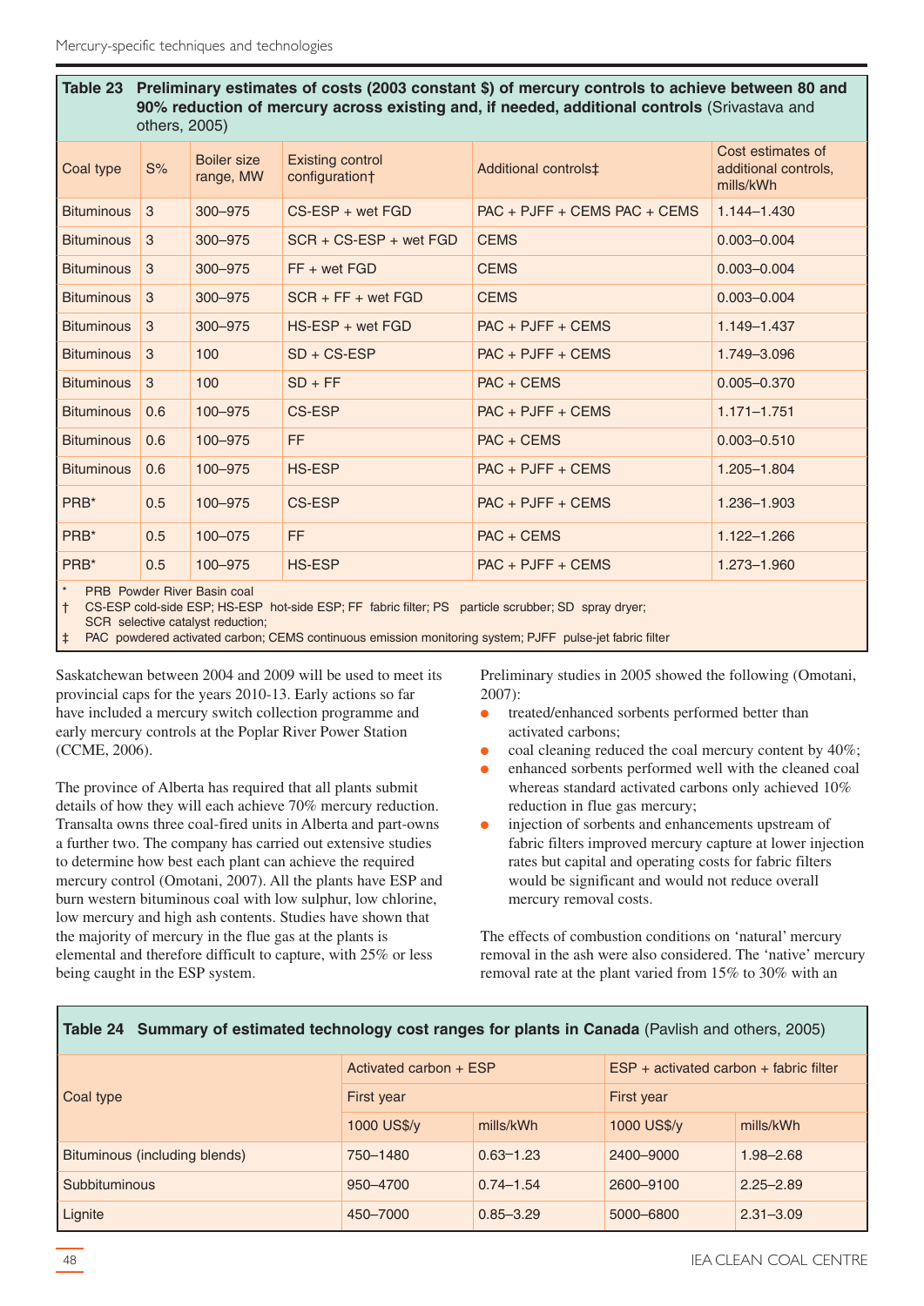**Table 23 Preliminary estimates of costs (2003 constant $) of mercury controls to achieve between 80 and 90% reduction of mercury across existing and, if needed, additional controls** (Srivastava and others, 2005)

| Coal type | S% | Boiler size range, MW | Existing control configuration† | Additional controls‡ | Cost estimates of additional controls, mills/kWh |
|---|---|---|---|---|---|
| Bituminous | 3 | 300–975 | CS-ESP + wet FGD | PAC + PJFF + CEMS PAC + CEMS | 1.144–1.430 |
| Bituminous | 3 | 300–975 | SCR + CS-ESP + wet FGD | CEMS | 0.003–0.004 |
| Bituminous | 3 | 300–975 | FF + wet FGD | CEMS | 0.003–0.004 |
| Bituminous | 3 | 300–975 | SCR + FF + wet FGD | CEMS | 0.003–0.004 |
| Bituminous | 3 | 300–975 | HS-ESP + wet FGD | PAC + PJFF + CEMS | 1.149–1.437 |
| Bituminous | 3 | 100 | SD + CS-ESP | PAC + PJFF + CEMS | 1.749–3.096 |
| Bituminous | 3 | 100 | SD + FF | PAC + CEMS | 0.005–0.370 |
| Bituminous | 0.6 | 100–975 | CS-ESP | PAC + PJFF + CEMS | 1.171–1.751 |
| Bituminous | 0.6 | 100–975 | FF | PAC + CEMS | 0.003–0.510 |
| Bituminous | 0.6 | 100–975 | HS-ESP | PAC + PJFF + CEMS | 1.205–1.804 |
| PRB* | 0.5 | 100–975 | CS-ESP | PAC + PJFF + CEMS | 1.236–1.903 |
| PRB* | 0.5 | 100–075 | FF | PAC + CEMS | 1.122–1.266 |
| PRB* | 0.5 | 100–975 | HS-ESP | PAC + PJFF + CEMS | 1.273–1.960 |

\* PRB Powder River Basin coal
† CS-ESP cold-side ESP; HS-ESP hot-side ESP; FF fabric filter; PS particle scrubber; SD spray dryer; SCR selective catalyst reduction;
‡ PAC powdered activated carbon; CEMS continuous emission monitoring system; PJFF pulse-jet fabric filter

Saskatchewan between 2004 and 2009 will be used to meet its provincial caps for the years 2010-13. Early actions so far have included a mercury switch collection programme and early mercury controls at the Poplar River Power Station (CCME, 2006).

The province of Alberta has required that all plants submit details of how they will each achieve 70% mercury reduction. Transalta owns three coal-fired units in Alberta and part-owns a further two. The company has carried out extensive studies to determine how best each plant can achieve the required mercury control (Omotani, 2007). All the plants have ESP and burn western bituminous coal with low sulphur, low chlorine, low mercury and high ash contents. Studies have shown that the majority of mercury in the flue gas at the plants is elemental and therefore difficult to capture, with 25% or less being caught in the ESP system.

Preliminary studies in 2005 showed the following (Omotani, 2007):

- treated/enhanced sorbents performed better than activated carbons;
- coal cleaning reduced the coal mercury content by 40%;
- enhanced sorbents performed well with the cleaned coal whereas standard activated carbons only achieved 10% reduction in flue gas mercury;
- injection of sorbents and enhancements upstream of fabric filters improved mercury capture at lower injection rates but capital and operating costs for fabric filters would be significant and would not reduce overall mercury removal costs.

The effects of combustion conditions on 'natural' mercury removal in the ash were also considered. The 'native' mercury removal rate at the plant varied from 15% to 30% with an

**Table 24 Summary of estimated technology cost ranges for plants in Canada** (Pavlish and others, 2005)

| Coal type | Activated carbon + ESP | | ESP + activated carbon + fabric filter | |
|---|---|---|---|---|
| | First year | | First year | |
| | 1000 US$/y | mills/kWh | 1000 US$/y | mills/kWh |
| Bituminous (including blends) | 750–1480 | 0.63–1.23 | 2400–9000 | 1.98–2.68 |
| Subbituminous | 950–4700 | 0.74–1.54 | 2600–9100 | 2.25–2.89 |
| Lignite | 450–7000 | 0.85–3.29 | 5000–6800 | 2.31–3.09 |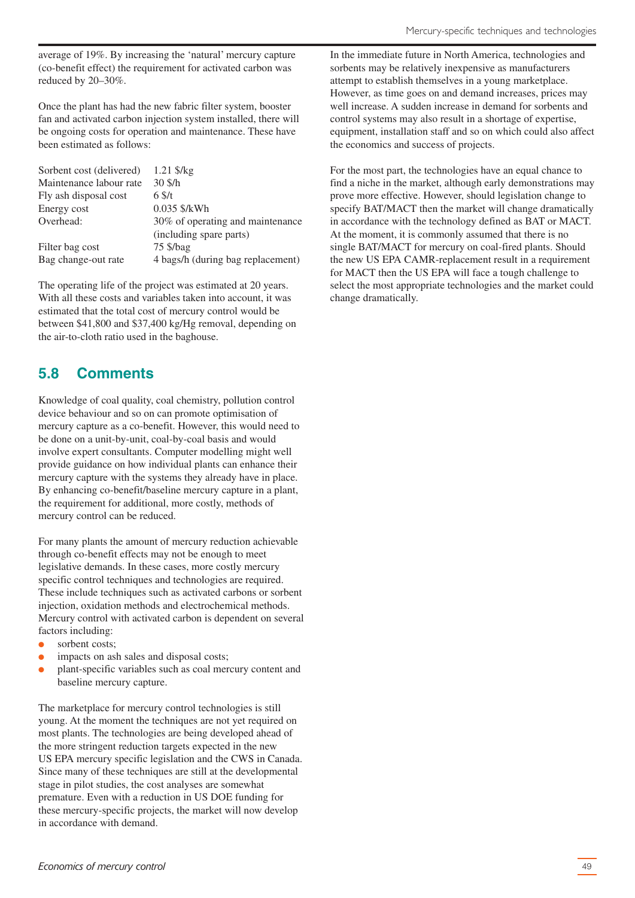average of 19%. By increasing the 'natural' mercury capture (co-benefit effect) the requirement for activated carbon was reduced by 20–30%.

Once the plant has had the new fabric filter system, booster fan and activated carbon injection system installed, there will be ongoing costs for operation and maintenance. These have been estimated as follows:

| | |
|---|---|
| Sorbent cost (delivered) | 1.21 $/kg |
| Maintenance labour rate | 30 $/h |
| Fly ash disposal cost | 6 $/t |
| Energy cost | 0.035 $/kWh |
| Overhead: | 30% of operating and maintenance (including spare parts) |
| Filter bag cost | 75 $/bag |
| Bag change-out rate | 4 bags/h (during bag replacement) |

The operating life of the project was estimated at 20 years. With all these costs and variables taken into account, it was estimated that the total cost of mercury control would be between $41,800 and $37,400 kg/Hg removal, depending on the air-to-cloth ratio used in the baghouse.

## 5.8 Comments

Knowledge of coal quality, coal chemistry, pollution control device behaviour and so on can promote optimisation of mercury capture as a co-benefit. However, this would need to be done on a unit-by-unit, coal-by-coal basis and would involve expert consultants. Computer modelling might well provide guidance on how individual plants can enhance their mercury capture with the systems they already have in place. By enhancing co-benefit/baseline mercury capture in a plant, the requirement for additional, more costly, methods of mercury control can be reduced.

For many plants the amount of mercury reduction achievable through co-benefit effects may not be enough to meet legislative demands. In these cases, more costly mercury specific control techniques and technologies are required. These include techniques such as activated carbons or sorbent injection, oxidation methods and electrochemical methods. Mercury control with activated carbon is dependent on several factors including:

- sorbent costs;
- impacts on ash sales and disposal costs;
- plant-specific variables such as coal mercury content and baseline mercury capture.

The marketplace for mercury control technologies is still young. At the moment the techniques are not yet required on most plants. The technologies are being developed ahead of the more stringent reduction targets expected in the new US EPA mercury specific legislation and the CWS in Canada. Since many of these techniques are still at the developmental stage in pilot studies, the cost analyses are somewhat premature. Even with a reduction in US DOE funding for these mercury-specific projects, the market will now develop in accordance with demand.

In the immediate future in North America, technologies and sorbents may be relatively inexpensive as manufacturers attempt to establish themselves in a young marketplace. However, as time goes on and demand increases, prices may well increase. A sudden increase in demand for sorbents and control systems may also result in a shortage of expertise, equipment, installation staff and so on which could also affect the economics and success of projects.

For the most part, the technologies have an equal chance to find a niche in the market, although early demonstrations may prove more effective. However, should legislation change to specify BAT/MACT then the market will change dramatically in accordance with the technology defined as BAT or MACT. At the moment, it is commonly assumed that there is no single BAT/MACT for mercury on coal-fired plants. Should the new US EPA CAMR-replacement result in a requirement for MACT then the US EPA will face a tough challenge to select the most appropriate technologies and the market could change dramatically.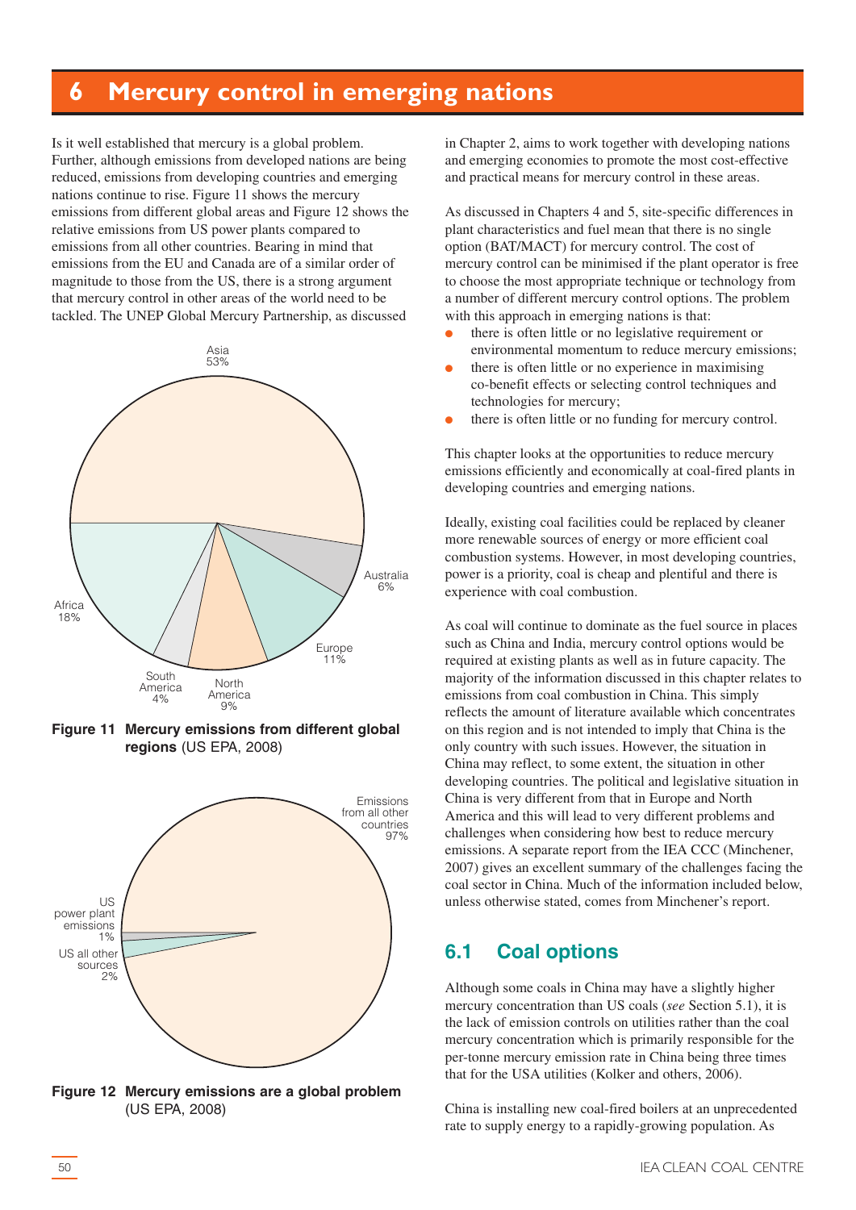# 6 Mercury control in emerging nations

Is it well established that mercury is a global problem. Further, although emissions from developed nations are being reduced, emissions from developing countries and emerging nations continue to rise. Figure 11 shows the mercury emissions from different global areas and Figure 12 shows the relative emissions from US power plants compared to emissions from all other countries. Bearing in mind that emissions from the EU and Canada are of a similar order of magnitude to those from the US, there is a strong argument that mercury control in other areas of the world need to be tackled. The UNEP Global Mercury Partnership, as discussed in Chapter 2, aims to work together with developing nations and emerging economies to promote the most cost-effective and practical means for mercury control in these areas.

**Figure 11 Mercury emissions from different global regions** (US EPA, 2008)

**Figure 12 Mercury emissions are a global problem** (US EPA, 2008)

As discussed in Chapters 4 and 5, site-specific differences in plant characteristics and fuel mean that there is no single option (BAT/MACT) for mercury control. The cost of mercury control can be minimised if the plant operator is free to choose the most appropriate technique or technology from a number of different mercury control options. The problem with this approach in emerging nations is that:

- there is often little or no legislative requirement or environmental momentum to reduce mercury emissions;
- there is often little or no experience in maximising co-benefit effects or selecting control techniques and technologies for mercury;
- there is often little or no funding for mercury control.

This chapter looks at the opportunities to reduce mercury emissions efficiently and economically at coal-fired plants in developing countries and emerging nations.

Ideally, existing coal facilities could be replaced by cleaner more renewable sources of energy or more efficient coal combustion systems. However, in most developing countries, power is a priority, coal is cheap and plentiful and there is experience with coal combustion.

As coal will continue to dominate as the fuel source in places such as China and India, mercury control options would be required at existing plants as well as in future capacity. The majority of the information discussed in this chapter relates to emissions from coal combustion in China. This simply reflects the amount of literature available which concentrates on this region and is not intended to imply that China is the only country with such issues. However, the situation in China may reflect, to some extent, the situation in other developing countries. The political and legislative situation in China is very different from that in Europe and North America and this will lead to very different problems and challenges when considering how best to reduce mercury emissions. A separate report from the IEA CCC (Minchener, 2007) gives an excellent summary of the challenges facing the coal sector in China. Much of the information included below, unless otherwise stated, comes from Minchener's report.

## 6.1 Coal options

Although some coals in China may have a slightly higher mercury concentration than US coals (*see* Section 5.1), it is the lack of emission controls on utilities rather than the coal mercury concentration which is primarily responsible for the per-tonne mercury emission rate in China being three times that for the USA utilities (Kolker and others, 2006).

China is installing new coal-fired boilers at an unprecedented rate to supply energy to a rapidly-growing population. As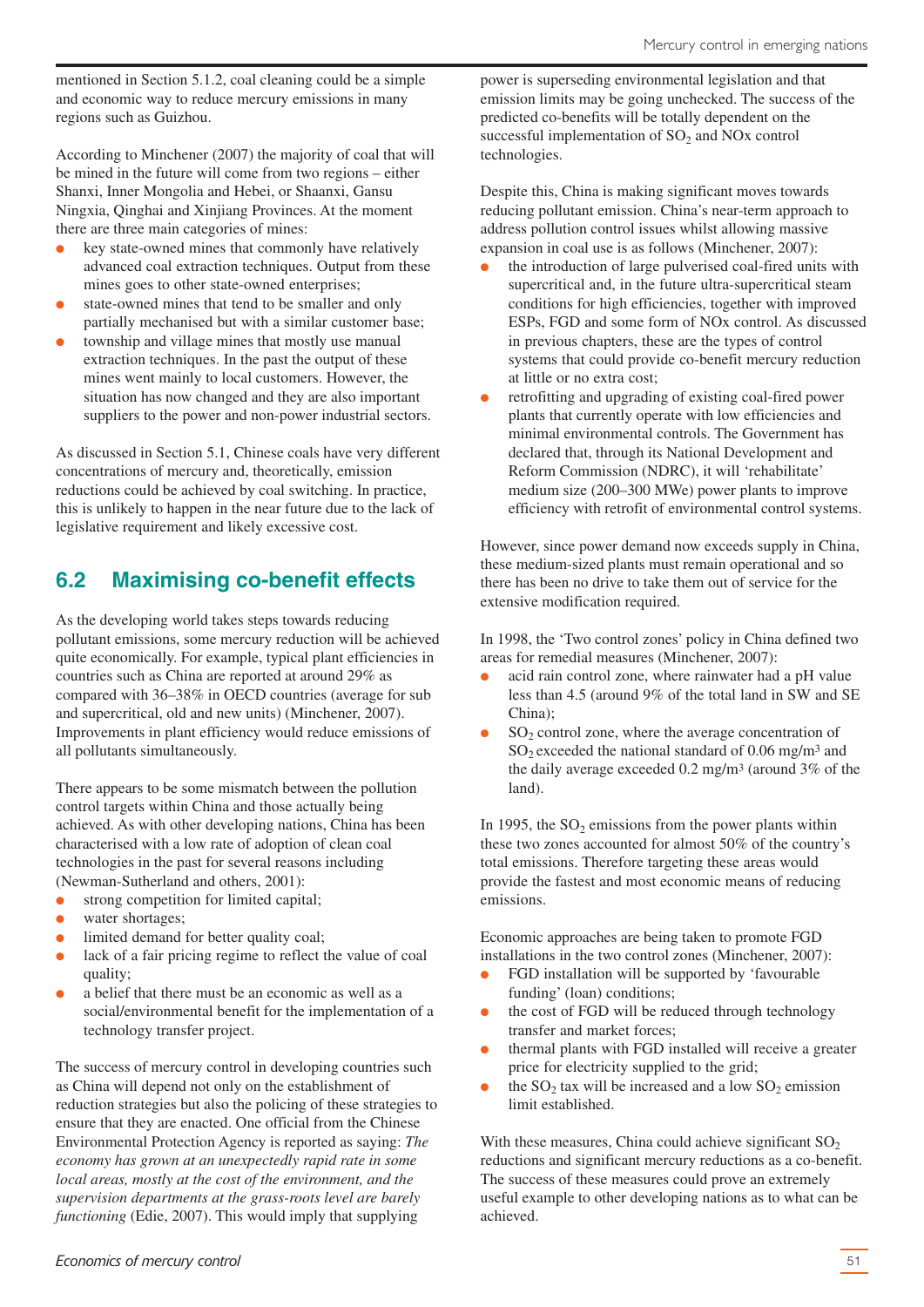mentioned in Section 5.1.2, coal cleaning could be a simple and economic way to reduce mercury emissions in many regions such as Guizhou.

According to Minchener (2007) the majority of coal that will be mined in the future will come from two regions – either Shanxi, Inner Mongolia and Hebei, or Shaanxi, Gansu Ningxia, Qinghai and Xinjiang Provinces. At the moment there are three main categories of mines:

- key state-owned mines that commonly have relatively advanced coal extraction techniques. Output from these mines goes to other state-owned enterprises;
- state-owned mines that tend to be smaller and only partially mechanised but with a similar customer base;
- township and village mines that mostly use manual extraction techniques. In the past the output of these mines went mainly to local customers. However, the situation has now changed and they are also important suppliers to the power and non-power industrial sectors.

As discussed in Section 5.1, Chinese coals have very different concentrations of mercury and, theoretically, emission reductions could be achieved by coal switching. In practice, this is unlikely to happen in the near future due to the lack of legislative requirement and likely excessive cost.

## 6.2 Maximising co-benefit effects

As the developing world takes steps towards reducing pollutant emissions, some mercury reduction will be achieved quite economically. For example, typical plant efficiencies in countries such as China are reported at around 29% as compared with 36–38% in OECD countries (average for sub and supercritical, old and new units) (Minchener, 2007). Improvements in plant efficiency would reduce emissions of all pollutants simultaneously.

There appears to be some mismatch between the pollution control targets within China and those actually being achieved. As with other developing nations, China has been characterised with a low rate of adoption of clean coal technologies in the past for several reasons including (Newman-Sutherland and others, 2001):

- strong competition for limited capital;
- water shortages;
- limited demand for better quality coal;
- lack of a fair pricing regime to reflect the value of coal quality;
- a belief that there must be an economic as well as a social/environmental benefit for the implementation of a technology transfer project.

The success of mercury control in developing countries such as China will depend not only on the establishment of reduction strategies but also the policing of these strategies to ensure that they are enacted. One official from the Chinese Environmental Protection Agency is reported as saying: *The economy has grown at an unexpectedly rapid rate in some local areas, mostly at the cost of the environment, and the supervision departments at the grass-roots level are barely functioning* (Edie, 2007). This would imply that supplying power is superseding environmental legislation and that emission limits may be going unchecked. The success of the predicted co-benefits will be totally dependent on the successful implementation of $SO_2$ and NOx control technologies.

Despite this, China is making significant moves towards reducing pollutant emission. China's near-term approach to address pollution control issues whilst allowing massive expansion in coal use is as follows (Minchener, 2007):

- the introduction of large pulverised coal-fired units with supercritical and, in the future ultra-supercritical steam conditions for high efficiencies, together with improved ESPs, FGD and some form of NOx control. As discussed in previous chapters, these are the types of control systems that could provide co-benefit mercury reduction at little or no extra cost;
- retrofitting and upgrading of existing coal-fired power plants that currently operate with low efficiencies and minimal environmental controls. The Government has declared that, through its National Development and Reform Commission (NDRC), it will 'rehabilitate' medium size (200–300 MWe) power plants to improve efficiency with retrofit of environmental control systems.

However, since power demand now exceeds supply in China, these medium-sized plants must remain operational and so there has been no drive to take them out of service for the extensive modification required.

In 1998, the 'Two control zones' policy in China defined two areas for remedial measures (Minchener, 2007):

- acid rain control zone, where rainwater had a pH value less than 4.5 (around 9% of the total land in SW and SE China);
- $SO_2$ control zone, where the average concentration of $SO_2$ exceeded the national standard of 0.06 mg/m$^3$ and the daily average exceeded 0.2 mg/m$^3$ (around 3% of the land).

In 1995, the $SO_2$ emissions from the power plants within these two zones accounted for almost 50% of the country's total emissions. Therefore targeting these areas would provide the fastest and most economic means of reducing emissions.

Economic approaches are being taken to promote FGD installations in the two control zones (Minchener, 2007):

- FGD installation will be supported by 'favourable funding' (loan) conditions;
- the cost of FGD will be reduced through technology transfer and market forces;
- thermal plants with FGD installed will receive a greater price for electricity supplied to the grid;
- the $SO_2$ tax will be increased and a low $SO_2$ emission limit established.

With these measures, China could achieve significant $SO_2$ reductions and significant mercury reductions as a co-benefit. The success of these measures could prove an extremely useful example to other developing nations as to what can be achieved.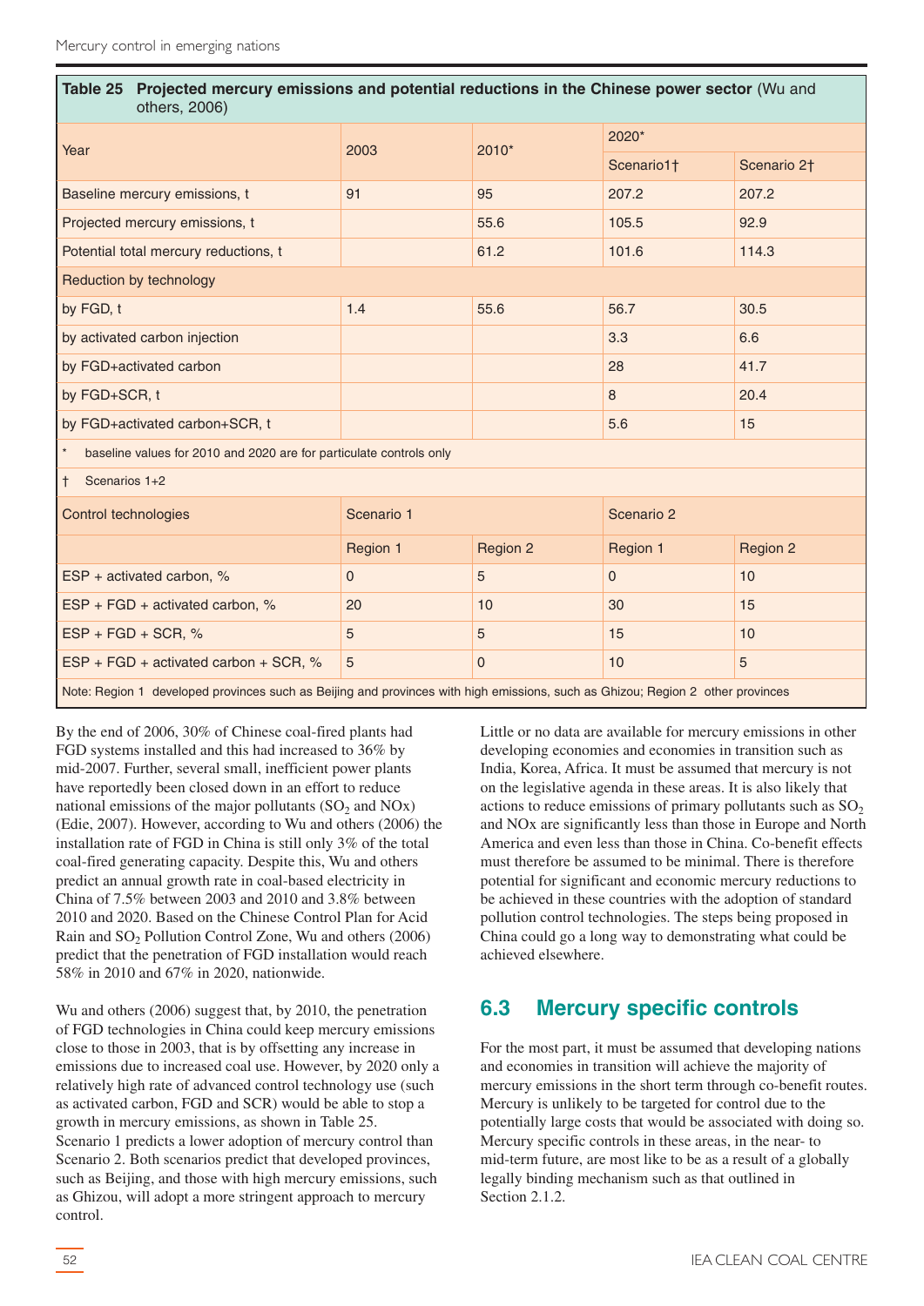**Table 25 Projected mercury emissions and potential reductions in the Chinese power sector** (Wu and others, 2006)

| Year | 2003 | 2010* | 2020* | |
|---|---|---|---|---|
| | | | Scenario1† | Scenario 2† |
| Baseline mercury emissions, t | 91 | 95 | 207.2 | 207.2 |
| Projected mercury emissions, t | | 55.6 | 105.5 | 92.9 |
| Potential total mercury reductions, t | | 61.2 | 101.6 | 114.3 |
| Reduction by technology | | | | |
| by FGD, t | 1.4 | 55.6 | 56.7 | 30.5 |
| by activated carbon injection | | | 3.3 | 6.6 |
| by FGD+activated carbon | | | 28 | 41.7 |
| by FGD+SCR, t | | | 8 | 20.4 |
| by FGD+activated carbon+SCR, t | | | 5.6 | 15 |
| * baseline values for 2010 and 2020 are for particulate controls only | | | | |
| † Scenarios 1+2 | | | | |
| Control technologies | Scenario 1 | | Scenario 2 | |
| | Region 1 | Region 2 | Region 1 | Region 2 |
| ESP + activated carbon, % | 0 | 5 | 0 | 10 |
| ESP + FGD + activated carbon, % | 20 | 10 | 30 | 15 |
| ESP + FGD + SCR, % | 5 | 5 | 15 | 10 |
| ESP + FGD + activated carbon + SCR, % | 5 | 0 | 10 | 5 |

Note: Region 1 developed provinces such as Beijing and provinces with high emissions, such as Ghizou; Region 2 other provinces

By the end of 2006, 30% of Chinese coal-fired plants had FGD systems installed and this had increased to 36% by mid-2007. Further, several small, inefficient power plants have reportedly been closed down in an effort to reduce national emissions of the major pollutants ($SO_2$ and NOx) (Edie, 2007). However, according to Wu and others (2006) the installation rate of FGD in China is still only 3% of the total coal-fired generating capacity. Despite this, Wu and others predict an annual growth rate in coal-based electricity in China of 7.5% between 2003 and 2010 and 3.8% between 2010 and 2020. Based on the Chinese Control Plan for Acid Rain and $SO_2$ Pollution Control Zone, Wu and others (2006) predict that the penetration of FGD installation would reach 58% in 2010 and 67% in 2020, nationwide.

Wu and others (2006) suggest that, by 2010, the penetration of FGD technologies in China could keep mercury emissions close to those in 2003, that is by offsetting any increase in emissions due to increased coal use. However, by 2020 only a relatively high rate of advanced control technology use (such as activated carbon, FGD and SCR) would be able to stop a growth in mercury emissions, as shown in Table 25. Scenario 1 predicts a lower adoption of mercury control than Scenario 2. Both scenarios predict that developed provinces, such as Beijing, and those with high mercury emissions, such as Ghizou, will adopt a more stringent approach to mercury control.

Little or no data are available for mercury emissions in other developing economies and economies in transition such as India, Korea, Africa. It must be assumed that mercury is not on the legislative agenda in these areas. It is also likely that actions to reduce emissions of primary pollutants such as $SO_2$ and NOx are significantly less than those in Europe and North America and even less than those in China. Co-benefit effects must therefore be assumed to be minimal. There is therefore potential for significant and economic mercury reductions to be achieved in these countries with the adoption of standard pollution control technologies. The steps being proposed in China could go a long way to demonstrating what could be achieved elsewhere.

## 6.3 Mercury specific controls

For the most part, it must be assumed that developing nations and economies in transition will achieve the majority of mercury emissions in the short term through co-benefit routes. Mercury is unlikely to be targeted for control due to the potentially large costs that would be associated with doing so. Mercury specific controls in these areas, in the near- to mid-term future, are most like to be as a result of a globally legally binding mechanism such as that outlined in Section 2.1.2.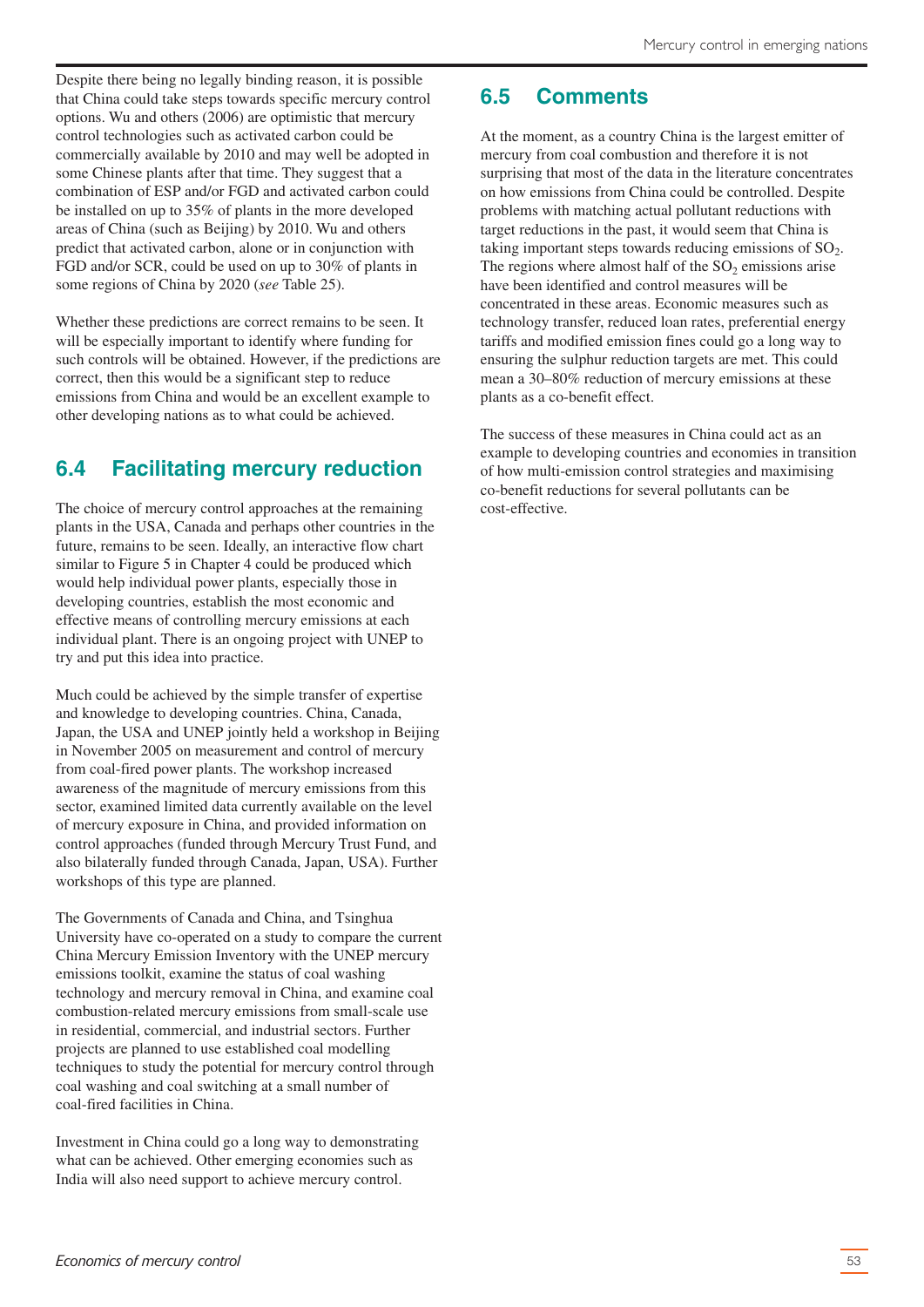Despite there being no legally binding reason, it is possible that China could take steps towards specific mercury control options. Wu and others (2006) are optimistic that mercury control technologies such as activated carbon could be commercially available by 2010 and may well be adopted in some Chinese plants after that time. They suggest that a combination of ESP and/or FGD and activated carbon could be installed on up to 35% of plants in the more developed areas of China (such as Beijing) by 2010. Wu and others predict that activated carbon, alone or in conjunction with FGD and/or SCR, could be used on up to 30% of plants in some regions of China by 2020 (*see* Table 25).

Whether these predictions are correct remains to be seen. It will be especially important to identify where funding for such controls will be obtained. However, if the predictions are correct, then this would be a significant step to reduce emissions from China and would be an excellent example to other developing nations as to what could be achieved.

## 6.4 Facilitating mercury reduction

The choice of mercury control approaches at the remaining plants in the USA, Canada and perhaps other countries in the future, remains to be seen. Ideally, an interactive flow chart similar to Figure 5 in Chapter 4 could be produced which would help individual power plants, especially those in developing countries, establish the most economic and effective means of controlling mercury emissions at each individual plant. There is an ongoing project with UNEP to try and put this idea into practice.

Much could be achieved by the simple transfer of expertise and knowledge to developing countries. China, Canada, Japan, the USA and UNEP jointly held a workshop in Beijing in November 2005 on measurement and control of mercury from coal-fired power plants. The workshop increased awareness of the magnitude of mercury emissions from this sector, examined limited data currently available on the level of mercury exposure in China, and provided information on control approaches (funded through Mercury Trust Fund, and also bilaterally funded through Canada, Japan, USA). Further workshops of this type are planned.

The Governments of Canada and China, and Tsinghua University have co-operated on a study to compare the current China Mercury Emission Inventory with the UNEP mercury emissions toolkit, examine the status of coal washing technology and mercury removal in China, and examine coal combustion-related mercury emissions from small-scale use in residential, commercial, and industrial sectors. Further projects are planned to use established coal modelling techniques to study the potential for mercury control through coal washing and coal switching at a small number of coal-fired facilities in China.

Investment in China could go a long way to demonstrating what can be achieved. Other emerging economies such as India will also need support to achieve mercury control.

## 6.5 Comments

At the moment, as a country China is the largest emitter of mercury from coal combustion and therefore it is not surprising that most of the data in the literature concentrates on how emissions from China could be controlled. Despite problems with matching actual pollutant reductions with target reductions in the past, it would seem that China is taking important steps towards reducing emissions of $SO_2$. The regions where almost half of the $SO_2$ emissions arise have been identified and control measures will be concentrated in these areas. Economic measures such as technology transfer, reduced loan rates, preferential energy tariffs and modified emission fines could go a long way to ensuring the sulphur reduction targets are met. This could mean a 30–80% reduction of mercury emissions at these plants as a co-benefit effect.

The success of these measures in China could act as an example to developing countries and economies in transition of how multi-emission control strategies and maximising co-benefit reductions for several pollutants can be cost-effective.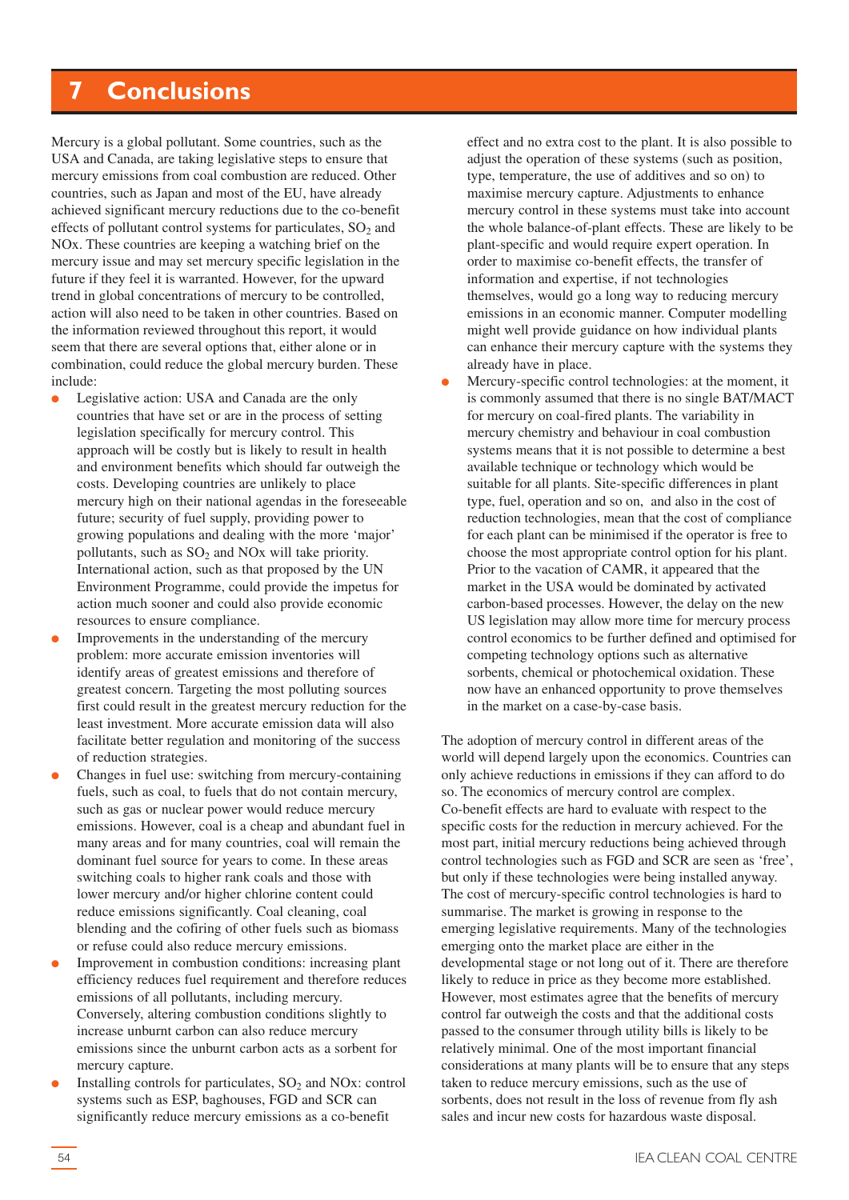# 7 Conclusions

Mercury is a global pollutant. Some countries, such as the USA and Canada, are taking legislative steps to ensure that mercury emissions from coal combustion are reduced. Other countries, such as Japan and most of the EU, have already achieved significant mercury reductions due to the co-benefit effects of pollutant control systems for particulates, $SO_2$ and NOx. These countries are keeping a watching brief on the mercury issue and may set mercury specific legislation in the future if they feel it is warranted. However, for the upward trend in global concentrations of mercury to be controlled, action will also need to be taken in other countries. Based on the information reviewed throughout this report, it would seem that there are several options that, either alone or in combination, could reduce the global mercury burden. These include:

- Legislative action: USA and Canada are the only countries that have set or are in the process of setting legislation specifically for mercury control. This approach will be costly but is likely to result in health and environment benefits which should far outweigh the costs. Developing countries are unlikely to place mercury high on their national agendas in the foreseeable future; security of fuel supply, providing power to growing populations and dealing with the more 'major' pollutants, such as $SO_2$ and NOx will take priority. International action, such as that proposed by the UN Environment Programme, could provide the impetus for action much sooner and could also provide economic resources to ensure compliance.
- Improvements in the understanding of the mercury problem: more accurate emission inventories will identify areas of greatest emissions and therefore of greatest concern. Targeting the most polluting sources first could result in the greatest mercury reduction for the least investment. More accurate emission data will also facilitate better regulation and monitoring of the success of reduction strategies.
- Changes in fuel use: switching from mercury-containing fuels, such as coal, to fuels that do not contain mercury, such as gas or nuclear power would reduce mercury emissions. However, coal is a cheap and abundant fuel in many areas and for many countries, coal will remain the dominant fuel source for years to come. In these areas switching coals to higher rank coals and those with lower mercury and/or higher chlorine content could reduce emissions significantly. Coal cleaning, coal blending and the cofiring of other fuels such as biomass or refuse could also reduce mercury emissions.
- Improvement in combustion conditions: increasing plant efficiency reduces fuel requirement and therefore reduces emissions of all pollutants, including mercury. Conversely, altering combustion conditions slightly to increase unburnt carbon can also reduce mercury emissions since the unburnt carbon acts as a sorbent for mercury capture.
- Installing controls for particulates, $SO_2$ and NOx: control systems such as ESP, baghouses, FGD and SCR can significantly reduce mercury emissions as a co-benefit effect and no extra cost to the plant. It is also possible to adjust the operation of these systems (such as position, type, temperature, the use of additives and so on) to maximise mercury capture. Adjustments to enhance mercury control in these systems must take into account the whole balance-of-plant effects. These are likely to be plant-specific and would require expert operation. In order to maximise co-benefit effects, the transfer of information and expertise, if not technologies themselves, would go a long way to reducing mercury emissions in an economic manner. Computer modelling might well provide guidance on how individual plants can enhance their mercury capture with the systems they already have in place.
- Mercury-specific control technologies: at the moment, it is commonly assumed that there is no single BAT/MACT for mercury on coal-fired plants. The variability in mercury chemistry and behaviour in coal combustion systems means that it is not possible to determine a best available technique or technology which would be suitable for all plants. Site-specific differences in plant type, fuel, operation and so on, and also in the cost of reduction technologies, mean that the cost of compliance for each plant can be minimised if the operator is free to choose the most appropriate control option for his plant. Prior to the vacation of CAMR, it appeared that the market in the USA would be dominated by activated carbon-based processes. However, the delay on the new US legislation may allow more time for mercury process control economics to be further defined and optimised for competing technology options such as alternative sorbents, chemical or photochemical oxidation. These now have an enhanced opportunity to prove themselves in the market on a case-by-case basis.

The adoption of mercury control in different areas of the world will depend largely upon the economics. Countries can only achieve reductions in emissions if they can afford to do so. The economics of mercury control are complex. Co-benefit effects are hard to evaluate with respect to the specific costs for the reduction in mercury achieved. For the most part, initial mercury reductions being achieved through control technologies such as FGD and SCR are seen as 'free', but only if these technologies were being installed anyway. The cost of mercury-specific control technologies is hard to summarise. The market is growing in response to the emerging legislative requirements. Many of the technologies emerging onto the market place are either in the developmental stage or not long out of it. There are therefore likely to reduce in price as they become more established. However, most estimates agree that the benefits of mercury control far outweigh the costs and that the additional costs passed to the consumer through utility bills is likely to be relatively minimal. One of the most important financial considerations at many plants will be to ensure that any steps taken to reduce mercury emissions, such as the use of sorbents, does not result in the loss of revenue from fly ash sales and incur new costs for hazardous waste disposal.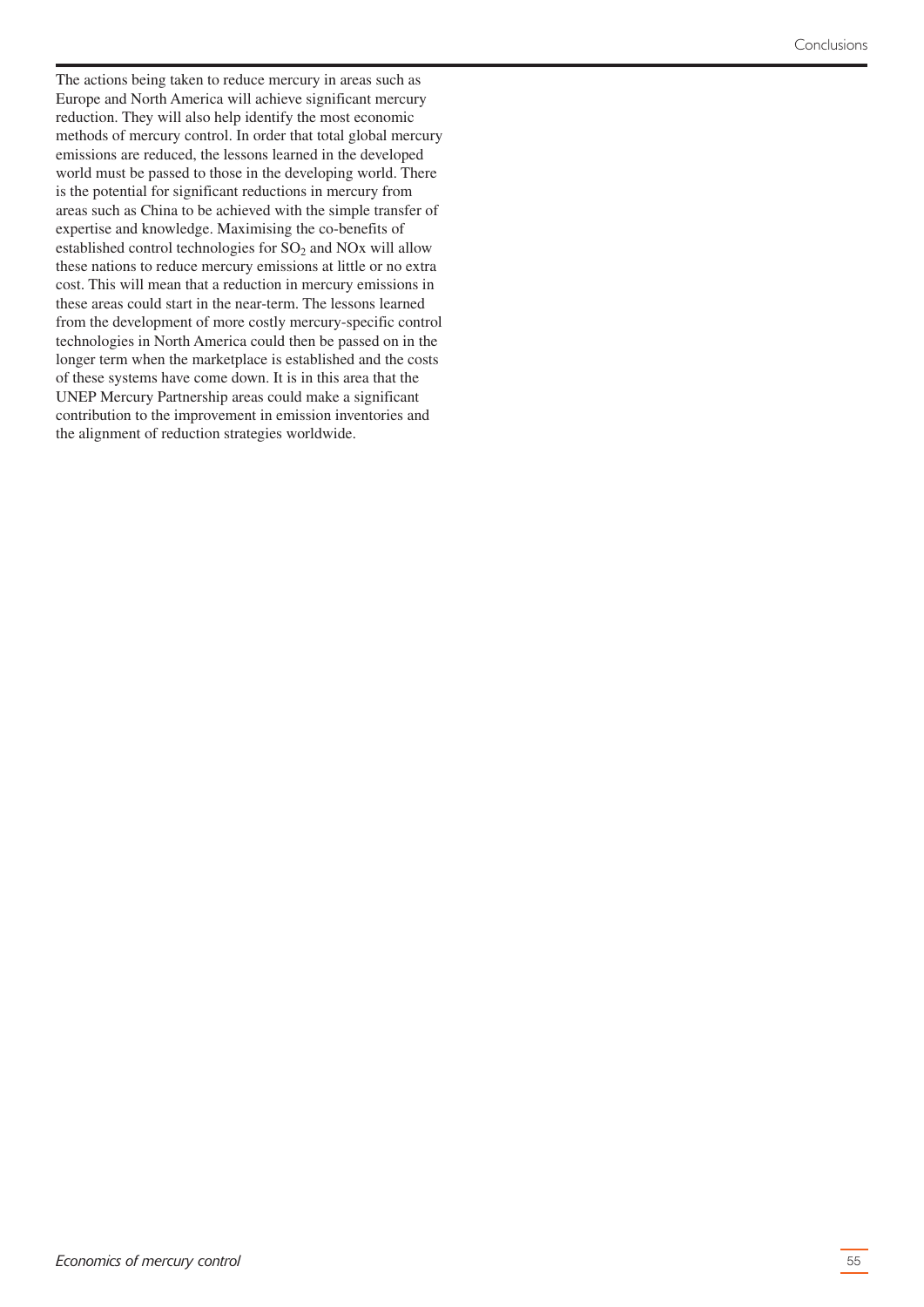The actions being taken to reduce mercury in areas such as Europe and North America will achieve significant mercury reduction. They will also help identify the most economic methods of mercury control. In order that total global mercury emissions are reduced, the lessons learned in the developed world must be passed to those in the developing world. There is the potential for significant reductions in mercury from areas such as China to be achieved with the simple transfer of expertise and knowledge. Maximising the co-benefits of established control technologies for $SO_2$ and NOx will allow these nations to reduce mercury emissions at little or no extra cost. This will mean that a reduction in mercury emissions in these areas could start in the near-term. The lessons learned from the development of more costly mercury-specific control technologies in North America could then be passed on in the longer term when the marketplace is established and the costs of these systems have come down. It is in this area that the UNEP Mercury Partnership areas could make a significant contribution to the improvement in emission inventories and the alignment of reduction strategies worldwide.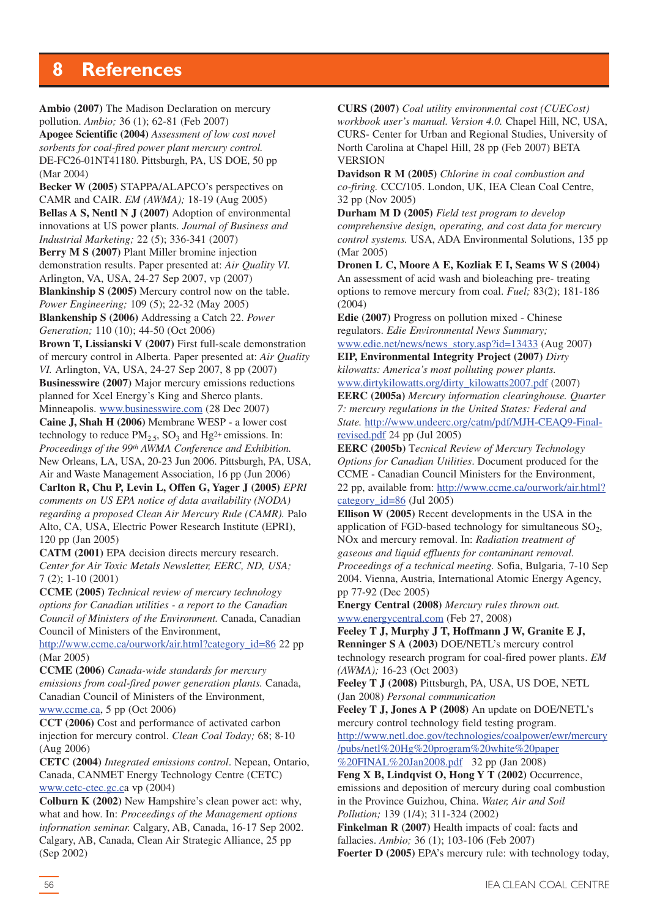# 8 References

**Ambio (2007)** The Madison Declaration on mercury pollution. *Ambio;* 36 (1); 62-81 (Feb 2007)

**Apogee Scientific (2004)** *Assessment of low cost novel sorbents for coal-fired power plant mercury control.* DE-FC26-01NT41180. Pittsburgh, PA, US DOE, 50 pp (Mar 2004)

**Becker W (2005)** STAPPA/ALAPCO's perspectives on CAMR and CAIR. *EM (AWMA);* 18-19 (Aug 2005)

**Bellas A S, Nentl N J (2007)** Adoption of environmental innovations at US power plants. *Journal of Business and Industrial Marketing;* 22 (5); 336-341 (2007)

**Berry M S (2007)** Plant Miller bromine injection demonstration results. Paper presented at: *Air Quality VI.* Arlington, VA, USA, 24-27 Sep 2007, vp (2007)

**Blankinship S (2005)** Mercury control now on the table. *Power Engineering;* 109 (5); 22-32 (May 2005)

**Blankenship S (2006)** Addressing a Catch 22. *Power Generation;* 110 (10); 44-50 (Oct 2006)

**Brown T, Lissianski V (2007)** First full-scale demonstration of mercury control in Alberta. Paper presented at: *Air Quality VI.* Arlington, VA, USA, 24-27 Sep 2007, 8 pp (2007)

**Businesswire (2007)** Major mercury emissions reductions planned for Xcel Energy's King and Sherco plants. Minneapolis. www.businesswire.com (28 Dec 2007)

**Caine J, Shah H (2006)** Membrane WESP - a lower cost technology to reduce $PM_{2.5}$, $SO_3$ and $Hg^{2+}$ emissions. In: *Proceedings of the 99th AWMA Conference and Exhibition.* New Orleans, LA, USA, 20-23 Jun 2006. Pittsburgh, PA, USA, Air and Waste Management Association, 16 pp (Jun 2006)

**Carlton R, Chu P, Levin L, Offen G, Yager J (2005)** *EPRI comments on US EPA notice of data availability (NODA) regarding a proposed Clean Air Mercury Rule (CAMR).* Palo Alto, CA, USA, Electric Power Research Institute (EPRI), 120 pp (Jan 2005)

**CATM (2001)** EPA decision directs mercury research. *Center for Air Toxic Metals Newsletter, EERC, ND, USA;* 7 (2); 1-10 (2001)

**CCME (2005)** *Technical review of mercury technology options for Canadian utilities - a report to the Canadian Council of Ministers of the Environment.* Canada, Canadian Council of Ministers of the Environment, http://www.ccme.ca/ourwork/air.html?category_id=86 22 pp (Mar 2005)

**CCME (2006)** *Canada-wide standards for mercury emissions from coal-fired power generation plants.* Canada, Canadian Council of Ministers of the Environment, www.ccme.ca, 5 pp (Oct 2006)

**CCT (2006)** Cost and performance of activated carbon injection for mercury control. *Clean Coal Today;* 68; 8-10 (Aug 2006)

**CETC (2004)** *Integrated emissions control*. Nepean, Ontario, Canada, CANMET Energy Technology Centre (CETC) www.cetc-ctec.gc.ca vp (2004)

**Colburn K (2002)** New Hampshire's clean power act: why, what and how. In: *Proceedings of the Management options information seminar.* Calgary, AB, Canada, 16-17 Sep 2002. Calgary, AB, Canada, Clean Air Strategic Alliance, 25 pp (Sep 2002)

**CURS (2007)** *Coal utility environmental cost (CUECost) workbook user's manual. Version 4.0.* Chapel Hill, NC, USA, CURS- Center for Urban and Regional Studies, University of North Carolina at Chapel Hill, 28 pp (Feb 2007) BETA VERSION

**Davidson R M (2005)** *Chlorine in coal combustion and co-firing.* CCC/105. London, UK, IEA Clean Coal Centre, 32 pp (Nov 2005)

**Durham M D (2005)** *Field test program to develop comprehensive design, operating, and cost data for mercury control systems.* USA, ADA Environmental Solutions, 135 pp (Mar 2005)

**Dronen L C, Moore A E, Kozliak E I, Seams W S (2004)** An assessment of acid wash and bioleaching pre- treating options to remove mercury from coal. *Fuel;* 83(2); 181-186 (2004)

**Edie (2007)** Progress on pollution mixed - Chinese regulators. *Edie Environmental News Summary;* www.edie.net/news/news_story.asp?id=13433 (Aug 2007)

**EIP, Environmental Integrity Project (2007)** *Dirty kilowatts: America's most polluting power plants.* www.dirtykilowatts.org/dirty_kilowatts2007.pdf (2007)

**EERC (2005a)** *Mercury information clearinghouse. Quarter 7: mercury regulations in the United States: Federal and State.* http://www.undeerc.org/catm/pdf/MJH-CEAQ9-Final-revised.pdf 24 pp (Jul 2005)

**EERC (2005b)** T*ecnical Review of Mercury Technology Options for Canadian Utilities*. Document produced for the CCME - Canadian Council Ministers for the Environment, 22 pp, available from: http://www.ccme.ca/ourwork/air.html?category_id=86 (Jul 2005)

**Ellison W (2005)** Recent developments in the USA in the application of FGD-based technology for simultaneous $SO_2$, NOx and mercury removal. In: *Radiation treatment of gaseous and liquid effluents for contaminant removal. Proceedings of a technical meeting.* Sofia, Bulgaria, 7-10 Sep 2004. Vienna, Austria, International Atomic Energy Agency, pp 77-92 (Dec 2005)

**Energy Central (2008)** *Mercury rules thrown out.* www.energycentral.com (Feb 27, 2008)

**Feeley T J, Murphy J T, Hoffmann J W, Granite E J, Renninger S A (2003)** DOE/NETL's mercury control technology research program for coal-fired power plants. *EM (AWMA);* 16-23 (Oct 2003)

**Feeley T J (2008)** Pittsburgh, PA, USA, US DOE, NETL (Jan 2008) *Personal communication*

**Feeley T J, Jones A P (2008)** An update on DOE/NETL's mercury control technology field testing program. http://www.netl.doe.gov/technologies/coalpower/ewr/mercury/pubs/netl%20Hg%20program%20white%20paper%20FINAL%20Jan2008.pdf 32 pp (Jan 2008)

**Feng X B, Lindqvist O, Hong Y T (2002)** Occurrence, emissions and deposition of mercury during coal combustion in the Province Guizhou, China. *Water, Air and Soil Pollution;* 139 (1/4); 311-324 (2002)

**Finkelman R (2007)** Health impacts of coal: facts and fallacies. *Ambio;* 36 (1); 103-106 (Feb 2007)

**Foerter D (2005)** EPA's mercury rule: with technology today,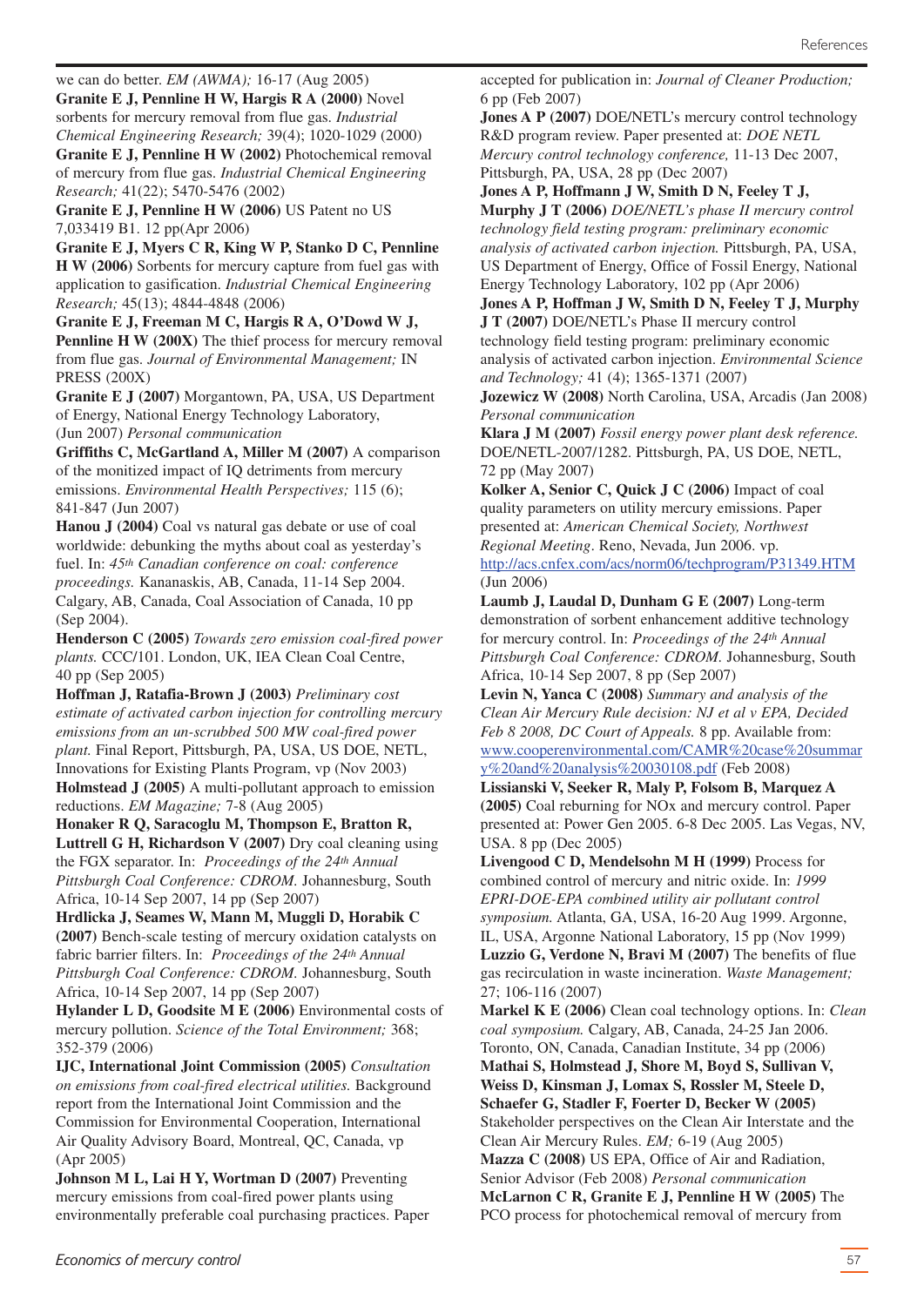we can do better. *EM (AWMA)*; 16-17 (Aug 2005)

**Granite E J, Pennline H W, Hargis R A (2000)** Novel sorbents for mercury removal from flue gas. *Industrial Chemical Engineering Research;* 39(4); 1020-1029 (2000)

**Granite E J, Pennline H W (2002)** Photochemical removal of mercury from flue gas. *Industrial Chemical Engineering Research;* 41(22); 5470-5476 (2002)

**Granite E J, Pennline H W (2006)** US Patent no US 7,033419 B1. 12 pp(Apr 2006)

**Granite E J, Myers C R, King W P, Stanko D C, Pennline H W (2006)** Sorbents for mercury capture from fuel gas with application to gasification. *Industrial Chemical Engineering Research;* 45(13); 4844-4848 (2006)

**Granite E J, Freeman M C, Hargis R A, O'Dowd W J, Pennline H W (200X)** The thief process for mercury removal from flue gas. *Journal of Environmental Management;* IN PRESS (200X)

**Granite E J (2007)** Morgantown, PA, USA, US Department of Energy, National Energy Technology Laboratory, (Jun 2007) *Personal communication*

**Griffiths C, McGartland A, Miller M (2007)** A comparison of the monitized impact of IQ detriments from mercury emissions. *Environmental Health Perspectives;* 115 (6); 841-847 (Jun 2007)

**Hanou J (2004)** Coal vs natural gas debate or use of coal worldwide: debunking the myths about coal as yesterday's fuel. In: *45th Canadian conference on coal: conference proceedings.* Kananaskis, AB, Canada, 11-14 Sep 2004. Calgary, AB, Canada, Coal Association of Canada, 10 pp (Sep 2004).

**Henderson C (2005)** *Towards zero emission coal-fired power plants.* CCC/101. London, UK, IEA Clean Coal Centre, 40 pp (Sep 2005)

**Hoffman J, Ratafia-Brown J (2003)** *Preliminary cost estimate of activated carbon injection for controlling mercury emissions from an un-scrubbed 500 MW coal-fired power plant.* Final Report, Pittsburgh, PA, USA, US DOE, NETL, Innovations for Existing Plants Program, vp (Nov 2003)

**Holmstead J (2005)** A multi-pollutant approach to emission reductions. *EM Magazine;* 7-8 (Aug 2005)

**Honaker R Q, Saracoglu M, Thompson E, Bratton R, Luttrell G H, Richardson V (2007)** Dry coal cleaning using the FGX separator. In: *Proceedings of the 24th Annual Pittsburgh Coal Conference: CDROM.* Johannesburg, South Africa, 10-14 Sep 2007, 14 pp (Sep 2007)

**Hrdlicka J, Seames W, Mann M, Muggli D, Horabik C (2007)** Bench-scale testing of mercury oxidation catalysts on fabric barrier filters. In: *Proceedings of the 24th Annual Pittsburgh Coal Conference: CDROM.* Johannesburg, South Africa, 10-14 Sep 2007, 14 pp (Sep 2007)

**Hylander L D, Goodsite M E (2006)** Environmental costs of mercury pollution. *Science of the Total Environment;* 368; 352-379 (2006)

**IJC, International Joint Commission (2005)** *Consultation on emissions from coal-fired electrical utilities.* Background report from the International Joint Commission and the Commission for Environmental Cooperation, International Air Quality Advisory Board, Montreal, QC, Canada, vp (Apr 2005)

**Johnson M L, Lai H Y, Wortman D (2007)** Preventing mercury emissions from coal-fired power plants using environmentally preferable coal purchasing practices. Paper accepted for publication in: *Journal of Cleaner Production;* 6 pp (Feb 2007)

**Jones A P (2007)** DOE/NETL's mercury control technology R&D program review. Paper presented at: *DOE NETL Mercury control technology conference,* 11-13 Dec 2007, Pittsburgh, PA, USA, 28 pp (Dec 2007)

**Jones A P, Hoffmann J W, Smith D N, Feeley T J, Murphy J T (2006)** *DOE/NETL's phase II mercury control technology field testing program: preliminary economic analysis of activated carbon injection.* Pittsburgh, PA, USA, US Department of Energy, Office of Fossil Energy, National Energy Technology Laboratory, 102 pp (Apr 2006)

**Jones A P, Hoffman J W, Smith D N, Feeley T J, Murphy J T (2007)** DOE/NETL's Phase II mercury control technology field testing program: preliminary economic analysis of activated carbon injection. *Environmental Science and Technology;* 41 (4); 1365-1371 (2007)

**Jozewicz W (2008)** North Carolina, USA, Arcadis (Jan 2008) *Personal communication*

**Klara J M (2007)** *Fossil energy power plant desk reference.* DOE/NETL-2007/1282. Pittsburgh, PA, US DOE, NETL, 72 pp (May 2007)

**Kolker A, Senior C, Quick J C (2006)** Impact of coal quality parameters on utility mercury emissions. Paper presented at: *American Chemical Society, Northwest Regional Meeting*. Reno, Nevada, Jun 2006. vp. http://acs.cnfex.com/acs/norm06/techprogram/P31349.HTM (Jun 2006)

**Laumb J, Laudal D, Dunham G E (2007)** Long-term demonstration of sorbent enhancement additive technology for mercury control. In: *Proceedings of the 24th Annual Pittsburgh Coal Conference: CDROM.* Johannesburg, South Africa, 10-14 Sep 2007, 8 pp (Sep 2007)

**Levin N, Yanca C (2008)** *Summary and analysis of the Clean Air Mercury Rule decision: NJ et al v EPA, Decided Feb 8 2008, DC Court of Appeals.* 8 pp. Available from: www.cooperenvironmental.com/CAMR%20case%20summary%20and%20analysis%20030108.pdf (Feb 2008)

**Lissianski V, Seeker R, Maly P, Folsom B, Marquez A (2005)** Coal reburning for NOx and mercury control. Paper presented at: Power Gen 2005. 6-8 Dec 2005. Las Vegas, NV, USA. 8 pp (Dec 2005)

**Livengood C D, Mendelsohn M H (1999)** Process for combined control of mercury and nitric oxide. In: *1999 EPRI-DOE-EPA combined utility air pollutant control symposium.* Atlanta, GA, USA, 16-20 Aug 1999. Argonne, IL, USA, Argonne National Laboratory, 15 pp (Nov 1999)

**Luzzio G, Verdone N, Bravi M (2007)** The benefits of flue gas recirculation in waste incineration. *Waste Management;* 27; 106-116 (2007)

**Markel K E (2006)** Clean coal technology options. In: *Clean coal symposium.* Calgary, AB, Canada, 24-25 Jan 2006. Toronto, ON, Canada, Canadian Institute, 34 pp (2006)

**Mathai S, Holmstead J, Shore M, Boyd S, Sullivan V, Weiss D, Kinsman J, Lomax S, Rossler M, Steele D, Schaefer G, Stadler F, Foerter D, Becker W (2005)** Stakeholder perspectives on the Clean Air Interstate and the Clean Air Mercury Rules. *EM;* 6-19 (Aug 2005)

**Mazza C (2008)** US EPA, Office of Air and Radiation, Senior Advisor (Feb 2008) *Personal communication*

**McLarnon C R, Granite E J, Pennline H W (2005)** The PCO process for photochemical removal of mercury from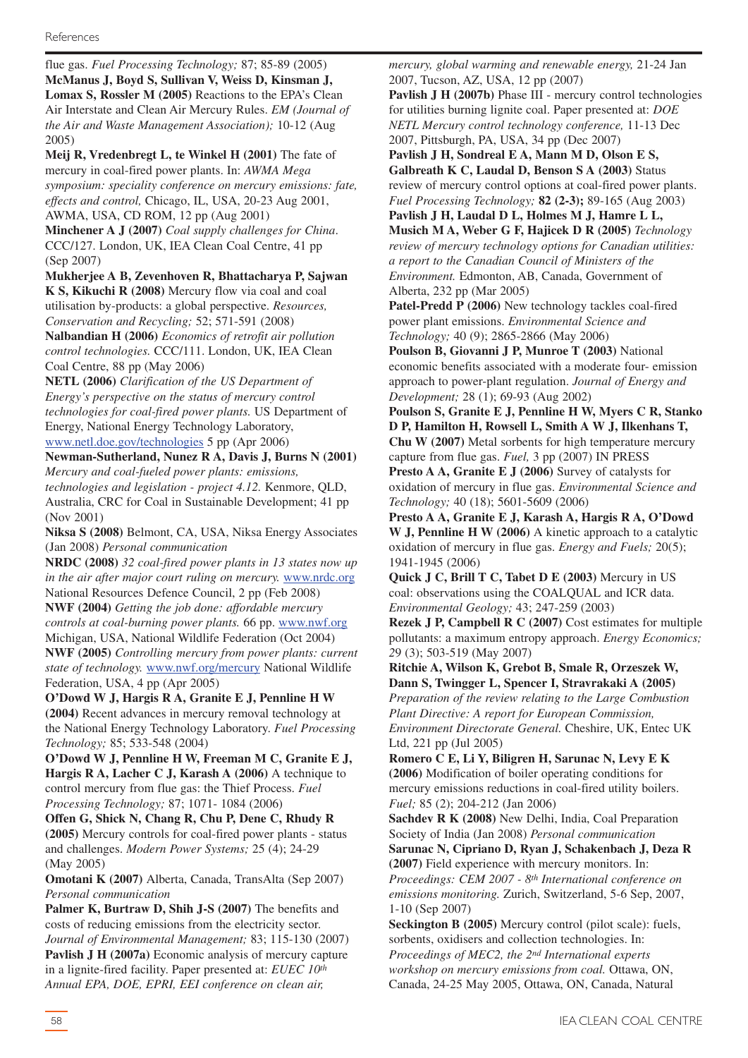flue gas. *Fuel Processing Technology;* 87; 85-89 (2005)

**McManus J, Boyd S, Sullivan V, Weiss D, Kinsman J, Lomax S, Rossler M (2005)** Reactions to the EPA's Clean Air Interstate and Clean Air Mercury Rules. *EM (Journal of the Air and Waste Management Association);* 10-12 (Aug 2005)

**Meij R, Vredenbregt L, te Winkel H (2001)** The fate of mercury in coal-fired power plants. In: *AWMA Mega symposium: speciality conference on mercury emissions: fate, effects and control,* Chicago, IL, USA, 20-23 Aug 2001, AWMA, USA, CD ROM, 12 pp (Aug 2001)

**Minchener A J (2007)** *Coal supply challenges for China*. CCC/127. London, UK, IEA Clean Coal Centre, 41 pp (Sep 2007)

**Mukherjee A B, Zevenhoven R, Bhattacharya P, Sajwan K S, Kikuchi R (2008)** Mercury flow via coal and coal utilisation by-products: a global perspective. *Resources, Conservation and Recycling;* 52; 571-591 (2008)

**Nalbandian H (2006)** *Economics of retrofit air pollution control technologies.* CCC/111. London, UK, IEA Clean Coal Centre, 88 pp (May 2006)

**NETL (2006)** *Clarification of the US Department of Energy's perspective on the status of mercury control technologies for coal-fired power plants.* US Department of Energy, National Energy Technology Laboratory, www.netl.doe.gov/technologies 5 pp (Apr 2006)

**Newman-Sutherland, Nunez R A, Davis J, Burns N (2001)** *Mercury and coal-fueled power plants: emissions, technologies and legislation - project 4.12.* Kenmore, QLD, Australia, CRC for Coal in Sustainable Development; 41 pp (Nov 2001)

**Niksa S (2008)** Belmont, CA, USA, Niksa Energy Associates (Jan 2008) *Personal communication*

**NRDC (2008)** *32 coal-fired power plants in 13 states now up in the air after major court ruling on mercury.* www.nrdc.org National Resources Defence Council, 2 pp (Feb 2008)

**NWF (2004)** *Getting the job done: affordable mercury controls at coal-burning power plants.* 66 pp. www.nwf.org Michigan, USA, National Wildlife Federation (Oct 2004)

**NWF (2005)** *Controlling mercury from power plants: current state of technology.* www.nwf.org/mercury National Wildlife Federation, USA, 4 pp (Apr 2005)

**O'Dowd W J, Hargis R A, Granite E J, Pennline H W (2004)** Recent advances in mercury removal technology at the National Energy Technology Laboratory. *Fuel Processing Technology;* 85; 533-548 (2004)

**O'Dowd W J, Pennline H W, Freeman M C, Granite E J, Hargis R A, Lacher C J, Karash A (2006)** A technique to control mercury from flue gas: the Thief Process. *Fuel Processing Technology;* 87; 1071- 1084 (2006)

**Offen G, Shick N, Chang R, Chu P, Dene C, Rhudy R (2005)** Mercury controls for coal-fired power plants - status and challenges. *Modern Power Systems;* 25 (4); 24-29 (May 2005)

**Omotani K (2007)** Alberta, Canada, TransAlta (Sep 2007) *Personal communication*

**Palmer K, Burtraw D, Shih J-S (2007)** The benefits and costs of reducing emissions from the electricity sector. *Journal of Environmental Management;* 83; 115-130 (2007)

**Pavlish J H (2007a)** Economic analysis of mercury capture in a lignite-fired facility. Paper presented at: *EUEC 10th Annual EPA, DOE, EPRI, EEI conference on clean air, mercury, global warming and renewable energy,* 21-24 Jan 2007, Tucson, AZ, USA, 12 pp (2007)

**Pavlish J H (2007b)** Phase III - mercury control technologies for utilities burning lignite coal. Paper presented at: *DOE NETL Mercury control technology conference,* 11-13 Dec 2007, Pittsburgh, PA, USA, 34 pp (Dec 2007)

**Pavlish J H, Sondreal E A, Mann M D, Olson E S, Galbreath K C, Laudal D, Benson S A (2003)** Status review of mercury control options at coal-fired power plants. *Fuel Processing Technology;* **82 (2-3);** 89-165 (Aug 2003)

**Pavlish J H, Laudal D L, Holmes M J, Hamre L L, Musich M A, Weber G F, Hajicek D R (2005)** *Technology review of mercury technology options for Canadian utilities: a report to the Canadian Council of Ministers of the Environment.* Edmonton, AB, Canada, Government of Alberta, 232 pp (Mar 2005)

**Patel-Predd P (2006)** New technology tackles coal-fired power plant emissions. *Environmental Science and Technology;* 40 (9); 2865-2866 (May 2006)

**Poulson B, Giovanni J P, Munroe T (2003)** National economic benefits associated with a moderate four- emission approach to power-plant regulation. *Journal of Energy and Development;* 28 (1); 69-93 (Aug 2002)

**Poulson S, Granite E J, Pennline H W, Myers C R, Stanko D P, Hamilton H, Rowsell L, Smith A W J, Ilkenhans T, Chu W (2007)** Metal sorbents for high temperature mercury capture from flue gas. *Fuel,* 3 pp (2007) IN PRESS

**Presto A A, Granite E J (2006)** Survey of catalysts for oxidation of mercury in flue gas. *Environmental Science and Technology;* 40 (18); 5601-5609 (2006)

**Presto A A, Granite E J, Karash A, Hargis R A, O'Dowd W J, Pennline H W (2006)** A kinetic approach to a catalytic oxidation of mercury in flue gas. *Energy and Fuels;* 20(5); 1941-1945 (2006)

**Quick J C, Brill T C, Tabet D E (2003)** Mercury in US coal: observations using the COALQUAL and ICR data. *Environmental Geology;* 43; 247-259 (2003)

**Rezek J P, Campbell R C (2007)** Cost estimates for multiple pollutants: a maximum entropy approach. *Energy Economics;* 29 (3); 503-519 (May 2007)

**Ritchie A, Wilson K, Grebot B, Smale R, Orzeszek W, Dann S, Twingger L, Spencer I, Stravrakaki A (2005)** *Preparation of the review relating to the Large Combustion Plant Directive: A report for European Commission, Environment Directorate General.* Cheshire, UK, Entec UK Ltd, 221 pp (Jul 2005)

**Romero C E, Li Y, Biligren H, Sarunac N, Levy E K (2006)** Modification of boiler operating conditions for mercury emissions reductions in coal-fired utility boilers. *Fuel;* 85 (2); 204-212 (Jan 2006)

**Sachdev R K (2008)** New Delhi, India, Coal Preparation Society of India (Jan 2008) *Personal communication*

**Sarunac N, Cipriano D, Ryan J, Schakenbach J, Deza R (2007)** Field experience with mercury monitors. In: *Proceedings: CEM 2007 - 8th International conference on emissions monitoring.* Zurich, Switzerland, 5-6 Sep, 2007, 1-10 (Sep 2007)

**Seckington B (2005)** Mercury control (pilot scale): fuels, sorbents, oxidisers and collection technologies. In: *Proceedings of MEC2, the 2nd International experts workshop on mercury emissions from coal.* Ottawa, ON, Canada, 24-25 May 2005, Ottawa, ON, Canada, Natural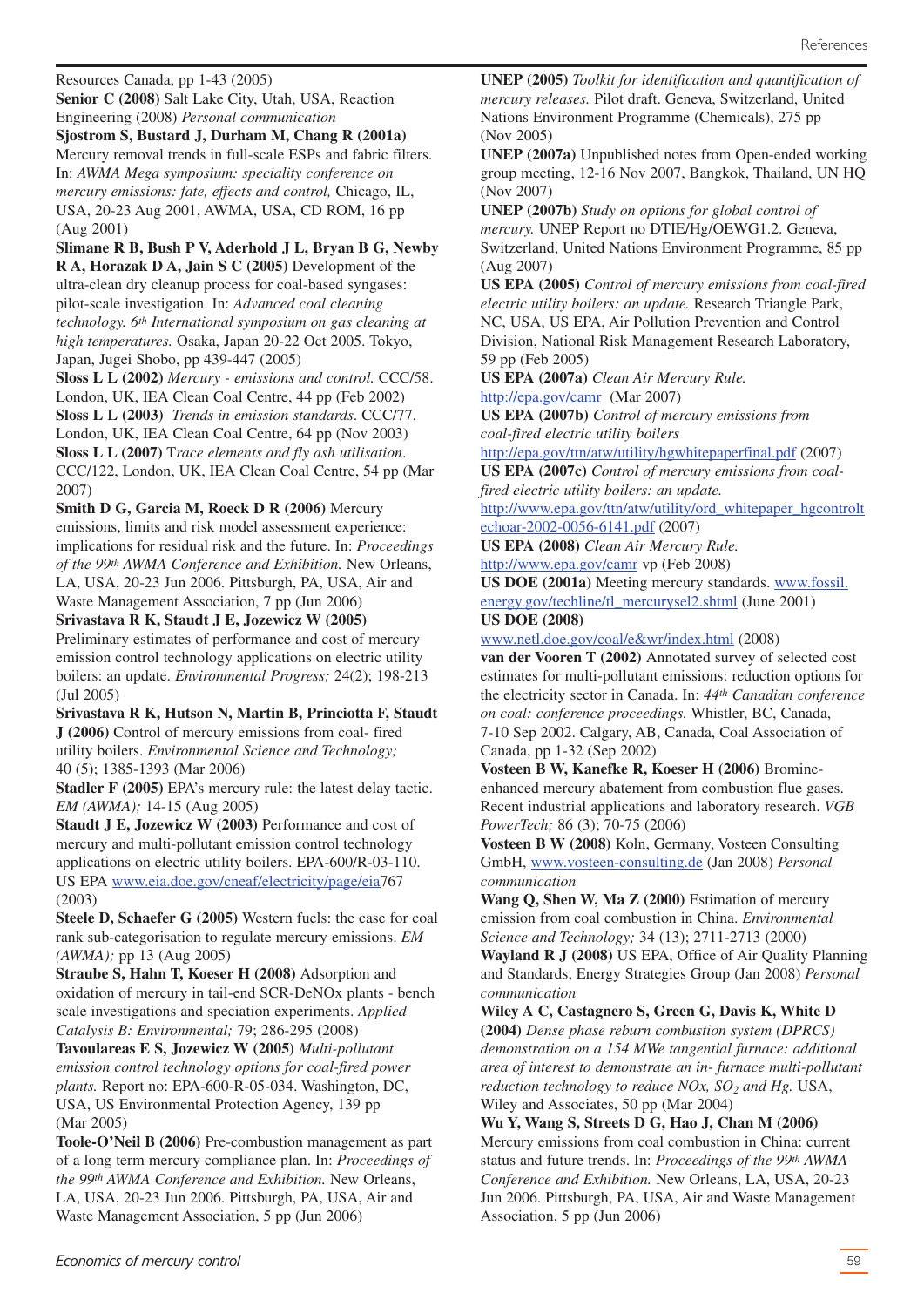Resources Canada, pp 1-43 (2005)

**Senior C (2008)** Salt Lake City, Utah, USA, Reaction Engineering (2008) *Personal communication*

**Sjostrom S, Bustard J, Durham M, Chang R (2001a)** Mercury removal trends in full-scale ESPs and fabric filters. In: *AWMA Mega symposium: speciality conference on mercury emissions: fate, effects and control,* Chicago, IL, USA, 20-23 Aug 2001, AWMA, USA, CD ROM, 16 pp (Aug 2001)

**Slimane R B, Bush P V, Aderhold J L, Bryan B G, Newby R A, Horazak D A, Jain S C (2005)** Development of the ultra-clean dry cleanup process for coal-based syngases: pilot-scale investigation. In: *Advanced coal cleaning technology. 6th International symposium on gas cleaning at high temperatures.* Osaka, Japan 20-22 Oct 2005. Tokyo, Japan, Jugei Shobo, pp 439-447 (2005)

**Sloss L L (2002)** *Mercury - emissions and control.* CCC/58. London, UK, IEA Clean Coal Centre, 44 pp (Feb 2002)

**Sloss L L (2003)** *Trends in emission standards*. CCC/77. London, UK, IEA Clean Coal Centre, 64 pp (Nov 2003)

**Sloss L L (2007)** T*race elements and fly ash utilisation*. CCC/122, London, UK, IEA Clean Coal Centre, 54 pp (Mar 2007)

**Smith D G, Garcia M, Roeck D R (2006)** Mercury emissions, limits and risk model assessment experience: implications for residual risk and the future. In: *Proceedings of the 99th AWMA Conference and Exhibition.* New Orleans, LA, USA, 20-23 Jun 2006. Pittsburgh, PA, USA, Air and Waste Management Association, 7 pp (Jun 2006)

**Srivastava R K, Staudt J E, Jozewicz W (2005)** Preliminary estimates of performance and cost of mercury emission control technology applications on electric utility boilers: an update. *Environmental Progress;* 24(2); 198-213 (Jul 2005)

**Srivastava R K, Hutson N, Martin B, Princiotta F, Staudt J (2006)** Control of mercury emissions from coal- fired utility boilers. *Environmental Science and Technology;* 40 (5); 1385-1393 (Mar 2006)

**Stadler F (2005)** EPA's mercury rule: the latest delay tactic. *EM (AWMA);* 14-15 (Aug 2005)

**Staudt J E, Jozewicz W (2003)** Performance and cost of mercury and multi-pollutant emission control technology applications on electric utility boilers. EPA-600/R-03-110. US EPA www.eia.doe.gov/cneaf/electricity/page/eia767 (2003)

**Steele D, Schaefer G (2005)** Western fuels: the case for coal rank sub-categorisation to regulate mercury emissions. *EM (AWMA);* pp 13 (Aug 2005)

**Straube S, Hahn T, Koeser H (2008)** Adsorption and oxidation of mercury in tail-end SCR-DeNOx plants - bench scale investigations and speciation experiments. *Applied Catalysis B: Environmental;* 79; 286-295 (2008)

**Tavoulareas E S, Jozewicz W (2005)** *Multi-pollutant emission control technology options for coal-fired power plants.* Report no: EPA-600-R-05-034. Washington, DC, USA, US Environmental Protection Agency, 139 pp (Mar 2005)

**Toole-O'Neil B (2006)** Pre-combustion management as part of a long term mercury compliance plan. In: *Proceedings of the 99th AWMA Conference and Exhibition.* New Orleans, LA, USA, 20-23 Jun 2006. Pittsburgh, PA, USA, Air and Waste Management Association, 5 pp (Jun 2006)

**UNEP (2005)** *Toolkit for identification and quantification of mercury releases.* Pilot draft. Geneva, Switzerland, United Nations Environment Programme (Chemicals), 275 pp (Nov 2005)

**UNEP (2007a)** Unpublished notes from Open-ended working group meeting, 12-16 Nov 2007, Bangkok, Thailand, UN HQ (Nov 2007)

**UNEP (2007b)** *Study on options for global control of mercury.* UNEP Report no DTIE/Hg/OEWG1.2. Geneva, Switzerland, United Nations Environment Programme, 85 pp (Aug 2007)

**US EPA (2005)** *Control of mercury emissions from coal-fired electric utility boilers: an update.* Research Triangle Park, NC, USA, US EPA, Air Pollution Prevention and Control Division, National Risk Management Research Laboratory, 59 pp (Feb 2005)

**US EPA (2007a)** *Clean Air Mercury Rule.* http://epa.gov/camr (Mar 2007)

**US EPA (2007b)** *Control of mercury emissions from coal-fired electric utility boilers* http://epa.gov/ttn/atw/utility/hgwhitepaperfinal.pdf (2007)

**US EPA (2007c)** *Control of mercury emissions from coal-fired electric utility boilers: an update.* http://www.epa.gov/ttn/atw/utility/ord_whitepaper_hgcontroltechoar-2002-0056-6141.pdf (2007)

**US EPA (2008)** *Clean Air Mercury Rule.* http://www.epa.gov/camr vp (Feb 2008)

**US DOE (2001a)** Meeting mercury standards. www.fossil.energy.gov/techline/tl_mercurysel2.shtml (June 2001)

**US DOE (2008)** www.netl.doe.gov/coal/e&wr/index.html (2008)

**van der Vooren T (2002)** Annotated survey of selected cost estimates for multi-pollutant emissions: reduction options for the electricity sector in Canada. In: *44th Canadian conference on coal: conference proceedings.* Whistler, BC, Canada, 7-10 Sep 2002. Calgary, AB, Canada, Coal Association of Canada, pp 1-32 (Sep 2002)

**Vosteen B W, Kanefke R, Koeser H (2006)** Bromine-enhanced mercury abatement from combustion flue gases. Recent industrial applications and laboratory research. *VGB PowerTech;* 86 (3); 70-75 (2006)

**Vosteen B W (2008)** Koln, Germany, Vosteen Consulting GmbH, www.vosteen-consulting.de (Jan 2008) *Personal communication*

**Wang Q, Shen W, Ma Z (2000)** Estimation of mercury emission from coal combustion in China. *Environmental Science and Technology;* 34 (13); 2711-2713 (2000)

**Wayland R J (2008)** US EPA, Office of Air Quality Planning and Standards, Energy Strategies Group (Jan 2008) *Personal communication*

**Wiley A C, Castagnero S, Green G, Davis K, White D (2004)** *Dense phase reburn combustion system (DPRCS) demonstration on a 154 MWe tangential furnace: additional area of interest to demonstrate an in- furnace multi-pollutant reduction technology to reduce NOx, $SO_2$ and Hg.* USA, Wiley and Associates, 50 pp (Mar 2004)

**Wu Y, Wang S, Streets D G, Hao J, Chan M (2006)** Mercury emissions from coal combustion in China: current status and future trends. In: *Proceedings of the 99th AWMA Conference and Exhibition.* New Orleans, LA, USA, 20-23 Jun 2006. Pittsburgh, PA, USA, Air and Waste Management Association, 5 pp (Jun 2006)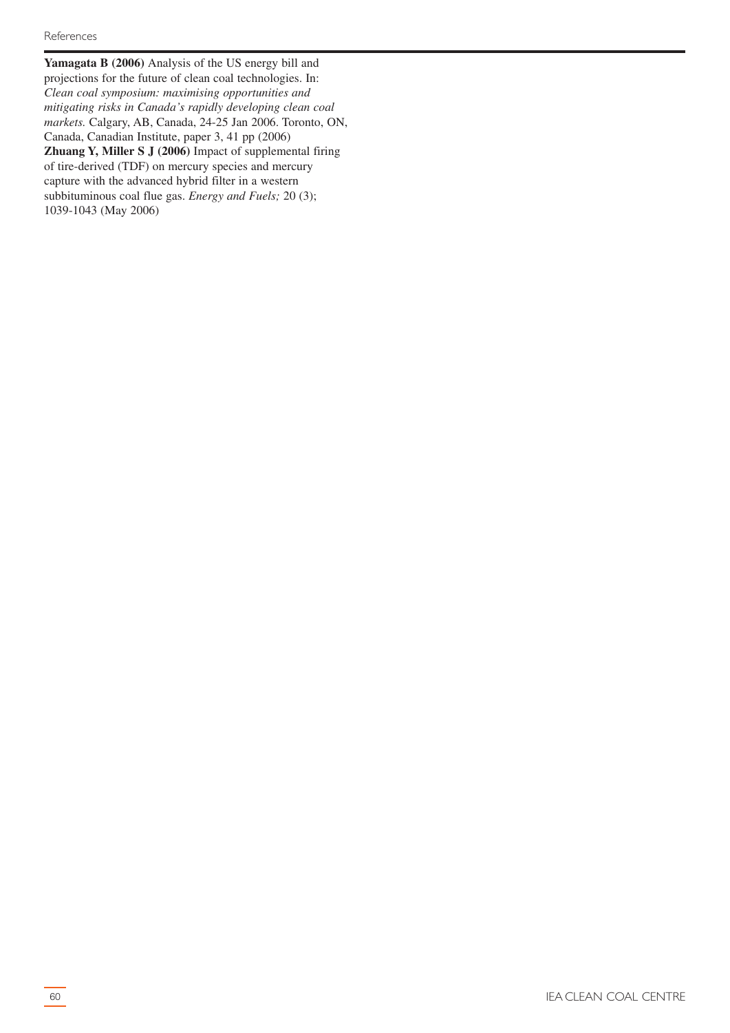**Yamagata B (2006)** Analysis of the US energy bill and projections for the future of clean coal technologies. In: *Clean coal symposium: maximising opportunities and mitigating risks in Canada's rapidly developing clean coal markets.* Calgary, AB, Canada, 24-25 Jan 2006. Toronto, ON, Canada, Canadian Institute, paper 3, 41 pp (2006)

**Zhuang Y, Miller S J (2006)** Impact of supplemental firing of tire-derived (TDF) on mercury species and mercury capture with the advanced hybrid filter in a western subbituminous coal flue gas. *Energy and Fuels;* 20 (3); 1039-1043 (May 2006)